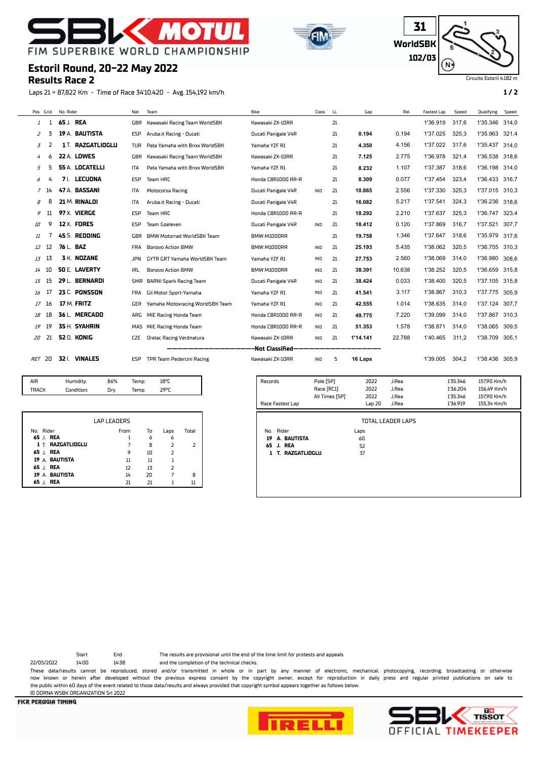# SBK MOTUL FIM SUPERBIKE WORLD CHAMPIONSHIP

31
WorldSBK
102/03

Circuito Estoril 4.182 m

## Estoril Round, 20-22 May 2022
## Results Race 2

Laps 21 = 87,822 Km - Time of Race 34'10.420 - Avg. 154,192 km/h

| Pos | Grid | No. Rider | Nat | Team | Bike | Class | LL | Gap | Rel. | Fastest Lap | Speed | Qualifying | Speed |
|---|---|---|---|---|---|---|---|---|---|---|---|---|---|
| 1 | 1 | **65** J. **REA** | GBR | Kawasaki Racing Team WorldSBK | Kawasaki ZX-10RR | | 21 | | | 1'36.919 | 317,6 | 1'35.346 | 314,0 |
| 2 | 3 | **19** A. **BAUTISTA** | ESP | Aruba.it Racing - Ducati | Ducati Panigale V4R | | 21 | **0.194** | 0.194 | 1'37.025 | 325,3 | 1'35.963 | 321,4 |
| 3 | 2 | **1** T. **RAZGATLIOGLU** | TUR | Pata Yamaha with Brixx WorldSBK | Yamaha YZF R1 | | 21 | **4.350** | 4.156 | 1'37.022 | 317,6 | 1'35.437 | 314,0 |
| 4 | 6 | **22** A. **LOWES** | GBR | Kawasaki Racing Team WorldSBK | Kawasaki ZX-10RR | | 21 | **7.125** | 2.775 | 1'36.978 | 321,4 | 1'36.538 | 318,6 |
| 5 | 5 | **55** A. **LOCATELLI** | ITA | Pata Yamaha with Brixx WorldSBK | Yamaha YZF R1 | | 21 | **8.232** | 1.107 | 1'37.387 | 318,6 | 1'36.198 | 314,0 |
| 6 | 4 | **7** I. **LECUONA** | ESP | Team HRC | Honda CBR1000 RR-R | | 21 | **8.309** | 0.077 | 1'37.454 | 323,4 | 1'36.433 | 316,7 |
| 7 | 14 | **47** A. **BASSANI** | ITA | Motocorsa Racing | Ducati Panigale V4R | IND | 21 | **10.865** | 2.556 | 1'37.330 | 325,3 | 1'37.015 | 310,3 |
| 8 | 8 | **21** M. **RINALDI** | ITA | Aruba.it Racing - Ducati | Ducati Panigale V4R | | 21 | **16.082** | 5.217 | 1'37.541 | 324,3 | 1'36.236 | 318,6 |
| 9 | 11 | **97** X. **VIERGE** | ESP | Team HRC | Honda CBR1000 RR-R | | 21 | **18.292** | 2.210 | 1'37.637 | 325,3 | 1'36.747 | 323,4 |
| 10 | 9 | **12** X. **FORES** | ESP | Team Goeleven | Ducati Panigale V4R | IND | 21 | **18.412** | 0.120 | 1'37.869 | 316,7 | 1'37.521 | 307,7 |
| 11 | 7 | **45** S. **REDDING** | GBR | BMW Motorrad WorldSBK Team | BMW M1000RR | | 21 | **19.758** | 1.346 | 1'37.647 | 318,6 | 1'35.979 | 317,6 |
| 12 | 12 | **76** L. **BAZ** | FRA | Bonovo Action BMW | BMW M1000RR | IND | 21 | **25.193** | 5.435 | 1'38.062 | 320,5 | 1'36.755 | 310,3 |
| 13 | 13 | **3** K. **NOZANE** | JPN | GYTR GRT Yamaha WorldSBK Team | Yamaha YZF R1 | IND | 21 | **27.753** | 2.560 | 1'38.069 | 314,0 | 1'36.980 | 308,6 |
| 14 | 10 | **50** E. **LAVERTY** | IRL | Bonovo Action BMW | BMW M1000RR | IND | 21 | **38.391** | 10.638 | 1'38.252 | 320,5 | 1'36.659 | 315,8 |
| 15 | 15 | **29** L. **BERNARDI** | SMR | BARNI Spark Racing Team | Ducati Panigale V4R | IND | 21 | **38.424** | 0.033 | 1'38.400 | 320,5 | 1'37.105 | 315,8 |
| 16 | 17 | **23** C. **PONSSON** | FRA | Gil Motor Sport-Yamaha | Yamaha YZF R1 | IND | 21 | **41.541** | 3.117 | 1'38.867 | 310,3 | 1'37.775 | 305,9 |
| 17 | 16 | **17** M. **FRITZ** | GER | Yamaha Motoxracing WorldSBK Team | Yamaha YZF R1 | IND | 21 | **42.555** | 1.014 | 1'38.635 | 314,0 | 1'37.124 | 307,7 |
| 18 | 18 | **36** L. **MERCADO** | ARG | MIE Racing Honda Team | Honda CBR1000 RR-R | IND | 21 | **49.775** | 7.220 | 1'39.099 | 314,0 | 1'37.867 | 310,3 |
| 19 | 19 | **35** H. **SYAHRIN** | MAS | MIE Racing Honda Team | Honda CBR1000 RR-R | IND | 21 | **51.353** | 1.578 | 1'38.871 | 314,0 | 1'38.065 | 309,5 |
| 20 | 21 | **52** O. **KONIG** | CZE | Orelac Racing Verdnatura | Kawasaki ZX-10RR | IND | 21 | **1'14.141** | 22.788 | 1'40.465 | 311,2 | 1'38.709 | 305,1 |
| | | | | **Not Classified** | | | | | | | | | |
| RET | 20 | **32** I. **VINALES** | ESP | TPR Team Pedercini Racing | Kawasaki ZX-10RR | IND | 5 | **16 Laps** | | 1'39.005 | 304,2 | 1'38.436 | 305,9 |

| | | | | | |
|---|---|---|---|---|---|
| AIR | Humidity: | 86% | Temp: | 18°C |
| TRACK | Condition: | Dry | Temp: | 29°C |

| Records | | | | | |
|---|---|---|---|---|---|
| | Pole [SP] | 2022 | J.Rea | 1'35.346 | 157,90 Km/h |
| | Race [RC1] | 2022 | J.Rea | 1'36.204 | 156,49 Km/h |
| | All Times [SP] | 2022 | J.Rea | 1'35.346 | 157,90 Km/h |
| Race Fastest Lap | | Lap 20 | J.Rea | 1'36.919 | 155,34 Km/h |

### LAP LEADERS

| No. | Rider | From | To | Laps | Total |
|---|---|---|---|---|---|
| **65** | J. **REA** | 1 | 6 | 6 | |
| **1** | T. **RAZGATLIOGLU** | 7 | 8 | 2 | 2 |
| **65** | J. **REA** | 9 | 10 | 2 | |
| **19** | A. **BAUTISTA** | 11 | 11 | 1 | |
| **65** | J. **REA** | 12 | 13 | 2 | |
| **19** | A. **BAUTISTA** | 14 | 20 | 7 | 8 |
| **65** | J. **REA** | 21 | 21 | 1 | 11 |

### TOTAL LEADER LAPS

| No. | Rider | Laps |
|---|---|---|
| **19** | A. **BAUTISTA** | 60 |
| **65** | J. **REA** | 52 |
| **1** | T. **RAZGATLIOGLU** | 37 |

| | Start | End |
|---|---|---|
| 22/05/2022 | 14:00 | 14:38 |

The results are provisional until the end of the time limit for protests and appeals and the completion of the technical checks.

These data/results cannot be reproduced, stored and/or transmitted in whole or in part by any manner of electronic, mechanical, photocopying, recording, broadcasting or otherwise now known or herein after developed without the previous express consent by the copyright owner, except for reproduction in daily press and regular printed publications on sale to the public within 60 days of the event related to those data/results and always provided that copyright symbol appears together as follows below.

© DORNA WSBK ORGANIZATION Srl 2022

FICR PERUGIA TIMING

PIRELLI

SBK TISSOT OFFICIAL TIMEKEEPER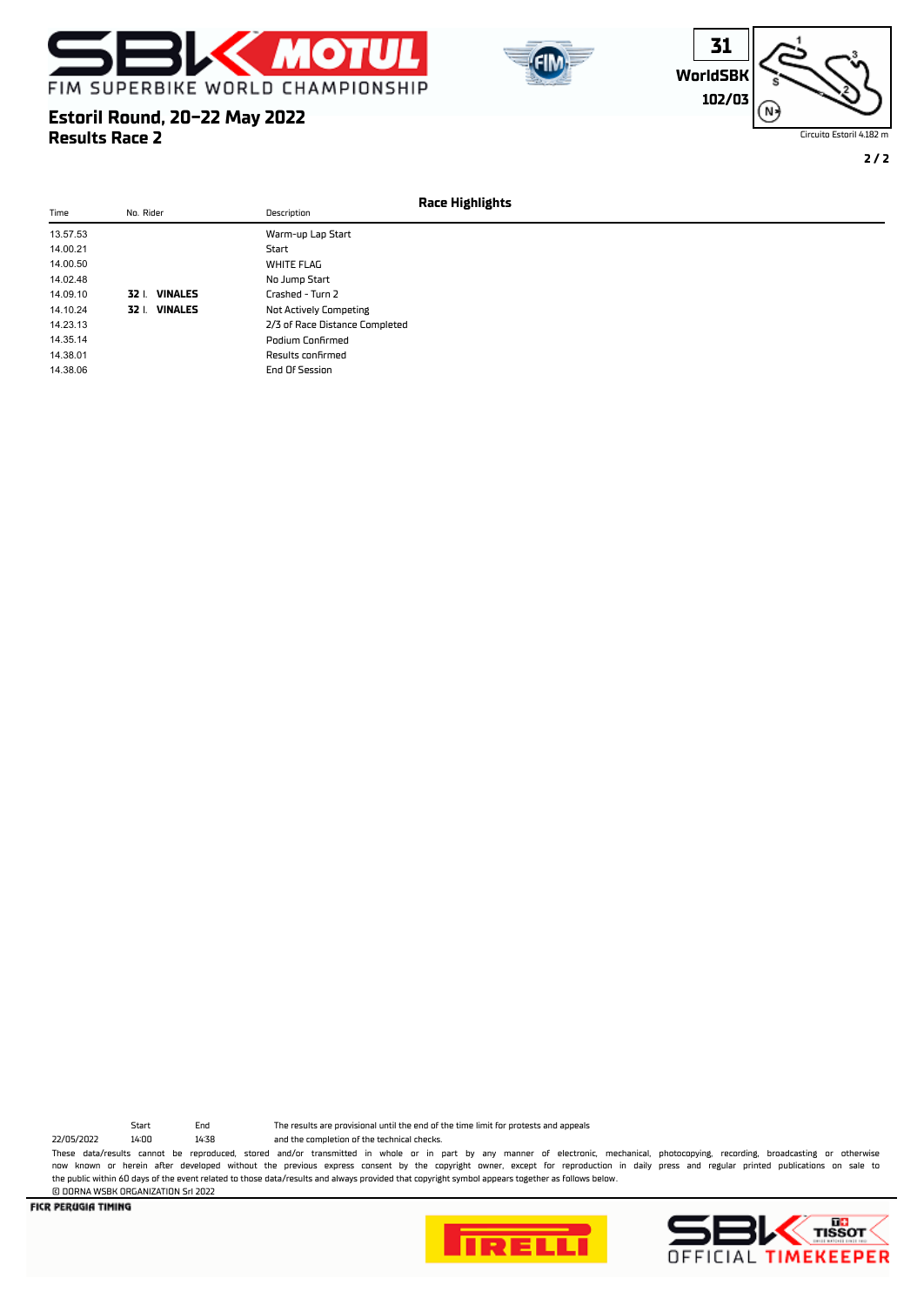# Estoril Round, 20-22 May 2022

## Results Race 2

### Race Highlights

| Time | No. Rider | Description |
|---|---|---|
| 13.57.53 | | Warm-up Lap Start |
| 14.00.21 | | Start |
| 14.00.50 | | WHITE FLAG |
| 14.02.48 | | No Jump Start |
| 14.09.10 | **32** I. **VINALES** | Crashed - Turn 2 |
| 14.10.24 | **32** I. **VINALES** | Not Actively Competing |
| 14.23.13 | | 2/3 of Race Distance Completed |
| 14.35.14 | | Podium Confirmed |
| 14.38.01 | | Results confirmed |
| 14.38.06 | | End Of Session |

| | Start | End |
|---|---|---|
| 22/05/2022 | 14:00 | 14:38 |

The results are provisional until the end of the time limit for protests and appeals and the completion of the technical checks.

These data/results cannot be reproduced, stored and/or transmitted in whole or in part by any manner of electronic, mechanical, photocopying, recording, broadcasting or otherwise now known or herein after developed without the previous express consent by the copyright owner, except for reproduction in daily press and regular printed publications on sale to the public within 60 days of the event related to those data/results and always provided that copyright symbol appears together as follows below.

© DORNA WSBK ORGANIZATION Srl 2022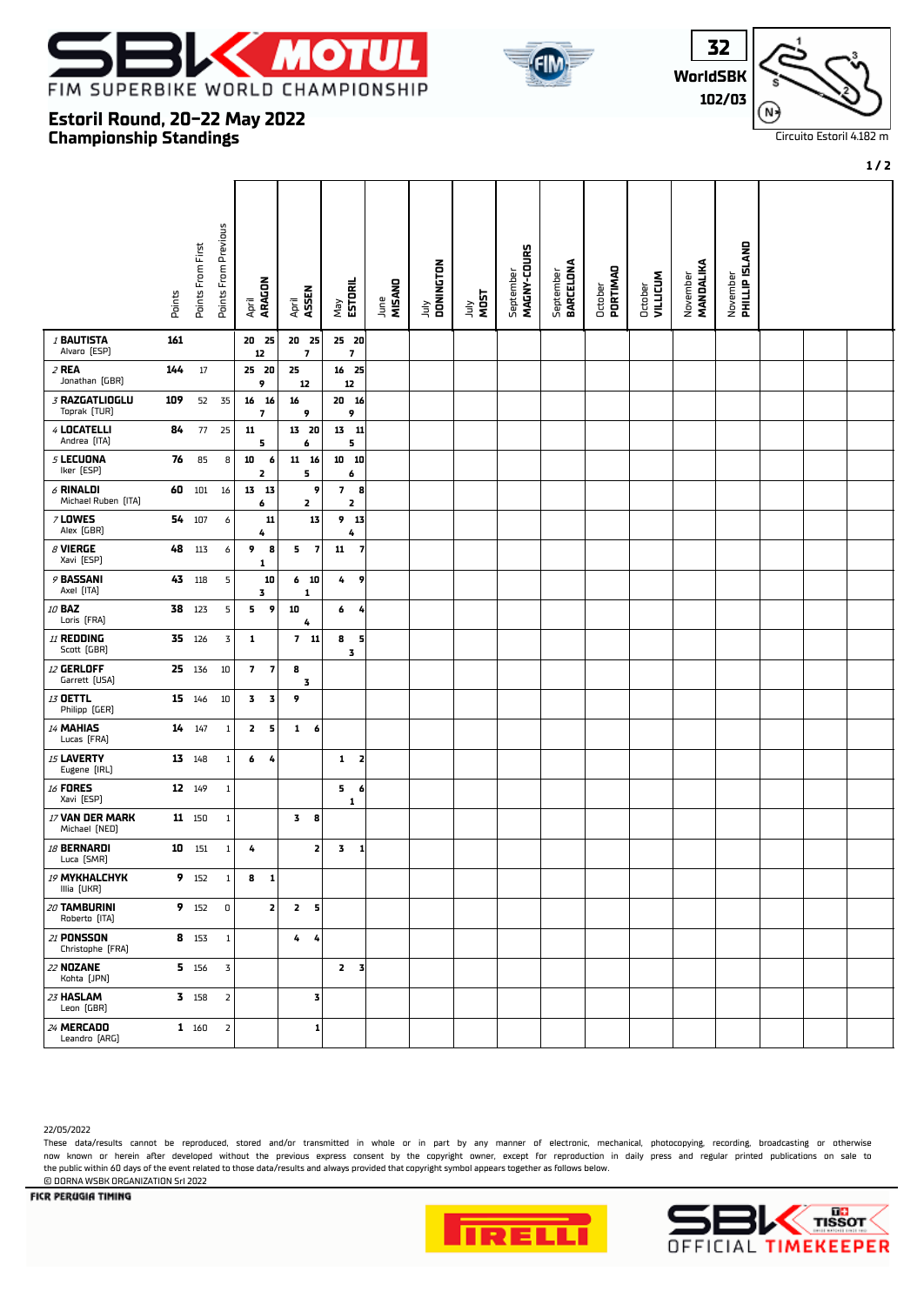# FIM SUPERBIKE WORLD CHAMPIONSHIP

## Estoril Round, 20-22 May 2022
## Championship Standings

32 WorldSBK 102/03

Circuito Estoril 4.182 m

| Rider | Points | Points From First | Points From Previous | April ARAGON | April ASSEN | May ESTORIL | June MISANO | July DONINGTON | July MOST | September MAGNY-COURS | September BARCELONA | October PORTIMAO | October VILLICUM | November MANDALIKA | November PHILLIP ISLAND |
|---|---|---|---|---|---|---|---|---|---|---|---|---|---|---|---|
| 1 BAUTISTA Alvaro [ESP] | 161 | | | 20 12 25 | 20 7 25 | 25 7 20 | | | | | | | | | |
| 2 REA Jonathan [GBR] | 144 | 17 | | 25 9 20 | 25 12 | 16 12 25 | | | | | | | | | |
| 3 RAZGATLIOGLU Toprak [TUR] | 109 | 52 | 35 | 16 7 16 | 16 9 | 20 9 16 | | | | | | | | | |
| 4 LOCATELLI Andrea [ITA] | 84 | 77 | 25 | 11 5 | 13 6 20 | 13 5 11 | | | | | | | | | |
| 5 LECUONA Iker [ESP] | 76 | 85 | 8 | 10 2 6 | 11 5 16 | 10 6 10 | | | | | | | | | |
| 6 RINALDI Michael Ruben [ITA] | 60 | 101 | 16 | 13 6 13 | 2 9 | 7 2 8 | | | | | | | | | |
| 7 LOWES Alex [GBR] | 54 | 107 | 6 | 4 11 | 13 | 9 4 13 | | | | | | | | | |
| 8 VIERGE Xavi [ESP] | 48 | 113 | 6 | 9 1 8 | 5 7 | 11 7 | | | | | | | | | |
| 9 BASSANI Axel [ITA] | 43 | 118 | 5 | 3 10 | 6 1 10 | 4 9 | | | | | | | | | |
| 10 BAZ Loris [FRA] | 38 | 123 | 5 | 5 9 | 10 4 | 6 4 | | | | | | | | | |
| 11 REDDING Scott [GBR] | 35 | 126 | 3 | 1 | 7 11 | 8 3 5 | | | | | | | | | |
| 12 GERLOFF Garrett [USA] | 25 | 136 | 10 | 7 7 | 8 3 | | | | | | | | | | |
| 13 OETTL Philipp [GER] | 15 | 146 | 10 | 3 3 | 9 | | | | | | | | | | |
| 14 MAHIAS Lucas [FRA] | 14 | 147 | 1 | 2 5 | 1 6 | | | | | | | | | | |
| 15 LAVERTY Eugene [IRL] | 13 | 148 | 1 | 6 4 | | 1 2 | | | | | | | | | |
| 16 FORES Xavi [ESP] | 12 | 149 | 1 | | | 5 1 6 | | | | | | | | | |
| 17 VAN DER MARK Michael [NED] | 11 | 150 | 1 | | 3 8 | | | | | | | | | | |
| 18 BERNARDI Luca [SMR] | 10 | 151 | 1 | 4 | 2 | 3 1 | | | | | | | | | |
| 19 MYKHALCHYK Illia [UKR] | 9 | 152 | 1 | 8 1 | | | | | | | | | | | |
| 20 TAMBURINI Roberto [ITA] | 9 | 152 | 0 | 2 | 2 5 | | | | | | | | | | |
| 21 PONSSON Christophe [FRA] | 8 | 153 | 1 | | 4 4 | | | | | | | | | | |
| 22 NOZANE Kohta [JPN] | 5 | 156 | 3 | | | 2 3 | | | | | | | | | |
| 23 HASLAM Leon [GBR] | 3 | 158 | 2 | | 3 | | | | | | | | | | |
| 24 MERCADO Leandro [ARG] | 1 | 160 | 2 | | 1 | | | | | | | | | | |

22/05/2022

These data/results cannot be reproduced, stored and/or transmitted in whole or in part by any manner of electronic, mechanical, photocopying, recording, broadcasting or otherwise now known or herein after developed without the previous express consent by the copyright owner, except for reproduction in daily press and regular printed publications on sale to the public within 60 days of the event related to those data/results and always provided that copyright symbol appears together as follows below.

© DORNA WSBK ORGANIZATION Srl 2022

FICR PERUGIA TIMING

SBK OFFICIAL TIMEKEEPER TISSOT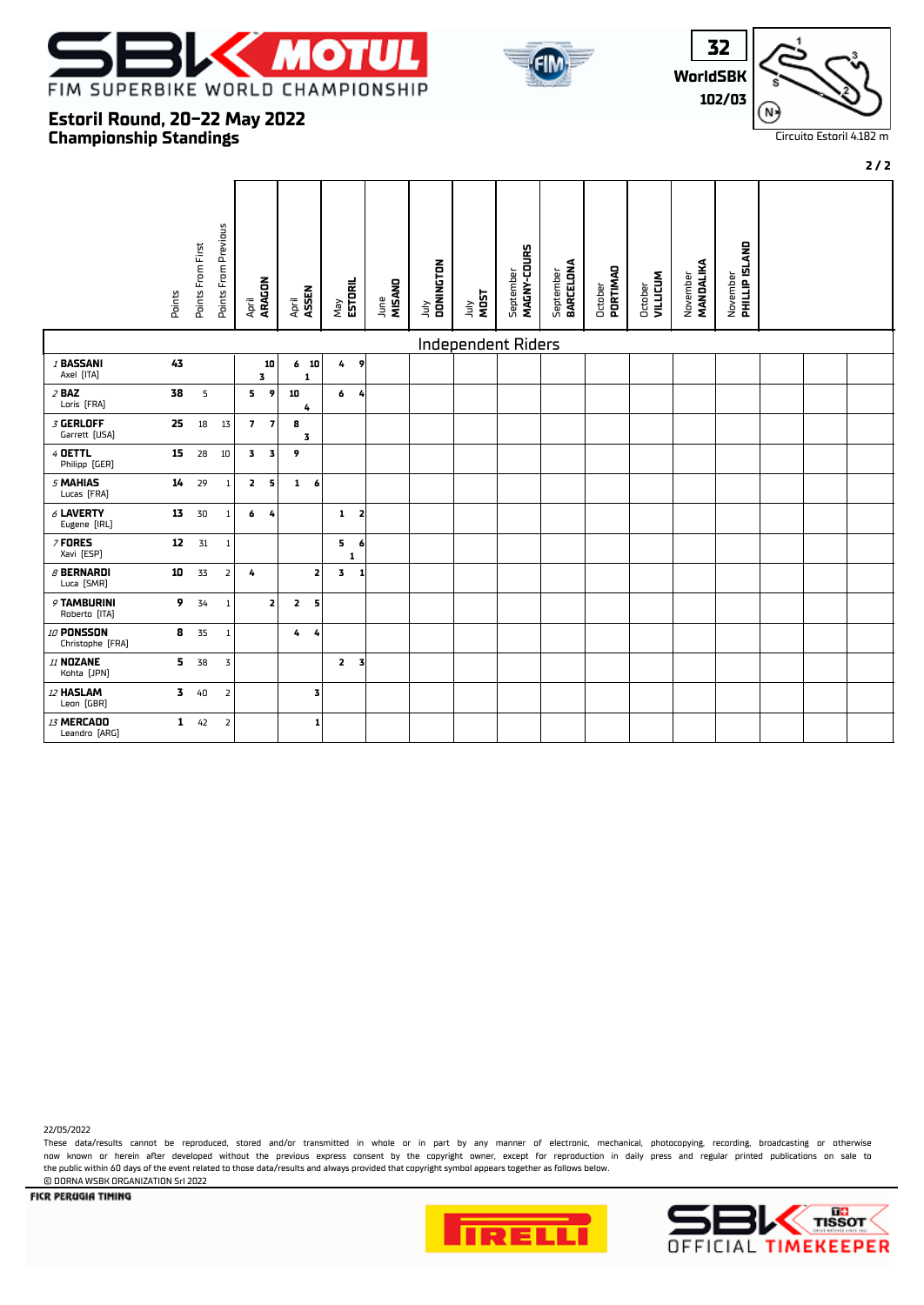# FIM SUPERBIKE WORLD CHAMPIONSHIP

## Estoril Round, 20-22 May 2022
## Championship Standings

32
WorldSBK
102/03

Circuito Estoril 4.182 m

| | Points | Points From First | Points From Previous | April ARAGON | | April ASSEN | | May ESTORIL | | June MISANO | July DONINGTON | July MOST | September MAGNY-COURS | September BARCELONA | October PORTIMAO | October VILLICUM | November MANDALIKA | November PHILLIP ISLAND |
|---|---|---|---|---|---|---|---|---|---|---|---|---|---|---|---|---|---|---|
| **Independent Riders** | | | | | | | | | | | | | | | | | | |
| 1 **BASSANI** Axel [ITA] | 43 | | | 3 | 10 | 6 1 | 10 | 4 | 9 | | | | | | | | | |
| 2 **BAZ** Loris [FRA] | 38 | 5 | | 5 | 9 | 10 4 | | 6 | 4 | | | | | | | | | |
| 3 **GERLOFF** Garrett [USA] | 25 | 18 | 13 | 7 | 7 | 8 3 | | | | | | | | | | | | |
| 4 **OETTL** Philipp [GER] | 15 | 28 | 10 | 3 | 3 | 9 | | | | | | | | | | | | |
| 5 **MAHIAS** Lucas [FRA] | 14 | 29 | 1 | 2 | 5 | 1 | 6 | | | | | | | | | | | |
| 6 **LAVERTY** Eugene [IRL] | 13 | 30 | 1 | 6 | 4 | | | 1 | 2 | | | | | | | | | |
| 7 **FORES** Xavi [ESP] | 12 | 31 | 1 | | | | | 5 1 | 6 | | | | | | | | | |
| 8 **BERNARDI** Luca [SMR] | 10 | 33 | 2 | 4 | | | 2 | 3 | 1 | | | | | | | | | |
| 9 **TAMBURINI** Roberto [ITA] | 9 | 34 | 1 | | 2 | 2 | 5 | | | | | | | | | | | |
| 10 **PONSSON** Christophe [FRA] | 8 | 35 | 1 | | | 4 | 4 | | | | | | | | | | | |
| 11 **NOZANE** Kohta [JPN] | 5 | 38 | 3 | | | | | 2 | 3 | | | | | | | | | |
| 12 **HASLAM** Leon [GBR] | 3 | 40 | 2 | | | | 3 | | | | | | | | | | | |
| 13 **MERCADO** Leandro [ARG] | 1 | 42 | 2 | | | | 1 | | | | | | | | | | | |

22/05/2022

These data/results cannot be reproduced, stored and/or transmitted in whole or in part by any manner of electronic, mechanical, photocopying, recording, broadcasting or otherwise now known or herein after developed without the previous express consent by the copyright owner, except for reproduction in daily press and regular printed publications on sale to the public within 60 days of the event related to those data/results and always provided that copyright symbol appears together as follows below.
© DORNA WSBK ORGANIZATION Srl 2022

FICR PERUGIA TIMING

SBK OFFICIAL TIMEKEEPER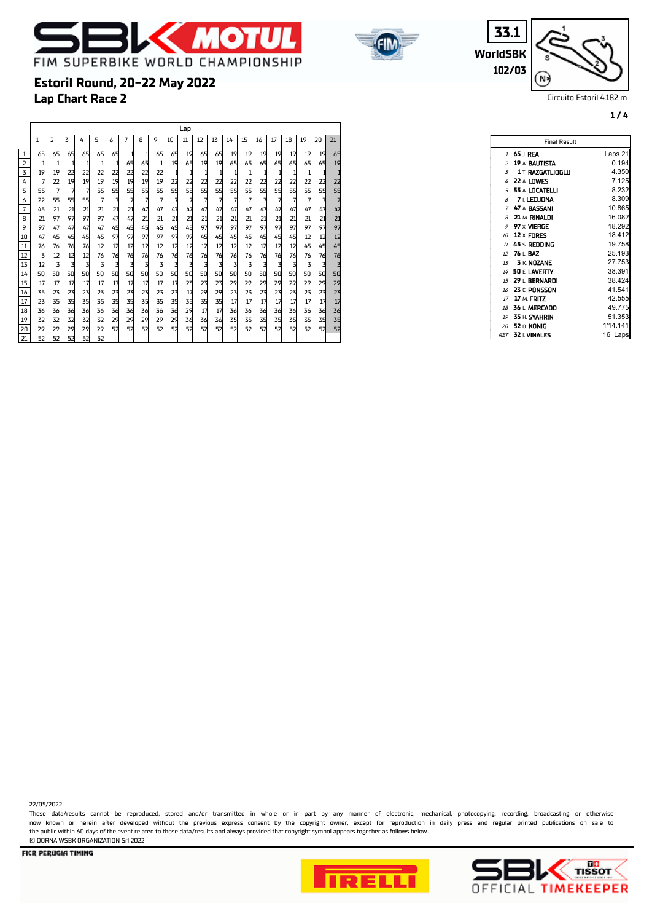# Estoril Round, 20-22 May 2022

## Lap Chart Race 2

WorldSBK 33.1 102/03

Circuito Estoril 4.182 m

| Pos | 1 | 2 | 3 | 4 | 5 | 6 | 7 | 8 | 9 | 10 | 11 | 12 | 13 | 14 | 15 | 16 | 17 | 18 | 19 | 20 | 21 |
|---|---|---|---|---|---|---|---|---|---|---|---|---|---|---|---|---|---|---|---|---|---|
| 1 | 65 | 65 | 65 | 65 | 65 | 65 | 1 | 1 | 65 | 65 | 19 | 65 | 65 | 19 | 19 | 19 | 19 | 19 | 19 | 19 | 65 |
| 2 | 1 | 1 | 1 | 1 | 1 | 1 | 65 | 65 | 1 | 19 | 65 | 19 | 19 | 65 | 65 | 65 | 65 | 65 | 65 | 65 | 19 |
| 3 | 19 | 19 | 22 | 22 | 22 | 22 | 22 | 22 | 22 | 1 | 1 | 1 | 1 | 1 | 1 | 1 | 1 | 1 | 1 | 1 | 1 |
| 4 | 7 | 22 | 19 | 19 | 19 | 19 | 19 | 19 | 19 | 22 | 22 | 22 | 22 | 22 | 22 | 22 | 22 | 22 | 22 | 22 | 22 |
| 5 | 55 | 7 | 7 | 7 | 55 | 55 | 55 | 55 | 55 | 55 | 55 | 55 | 55 | 55 | 55 | 55 | 55 | 55 | 55 | 55 | 55 |
| 6 | 22 | 55 | 55 | 55 | 7 | 7 | 7 | 7 | 7 | 7 | 7 | 7 | 7 | 7 | 7 | 7 | 7 | 7 | 7 | 7 | 7 |
| 7 | 45 | 21 | 21 | 21 | 21 | 21 | 21 | 47 | 47 | 47 | 47 | 47 | 47 | 47 | 47 | 47 | 47 | 47 | 47 | 47 | 47 |
| 8 | 21 | 97 | 97 | 97 | 97 | 47 | 47 | 21 | 21 | 21 | 21 | 21 | 21 | 21 | 21 | 21 | 21 | 21 | 21 | 21 | 21 |
| 9 | 97 | 47 | 47 | 47 | 47 | 45 | 45 | 45 | 45 | 45 | 45 | 97 | 97 | 97 | 97 | 97 | 97 | 97 | 97 | 97 | 97 |
| 10 | 47 | 45 | 45 | 45 | 45 | 97 | 97 | 97 | 97 | 97 | 97 | 45 | 45 | 45 | 45 | 45 | 45 | 45 | 12 | 12 | 12 |
| 11 | 76 | 76 | 76 | 76 | 12 | 12 | 12 | 12 | 12 | 12 | 12 | 12 | 12 | 12 | 12 | 12 | 12 | 12 | 45 | 45 | 45 |
| 12 | 3 | 12 | 12 | 12 | 76 | 76 | 76 | 76 | 76 | 76 | 76 | 76 | 76 | 76 | 76 | 76 | 76 | 76 | 76 | 76 | 76 |
| 13 | 12 | 3 | 3 | 3 | 3 | 3 | 3 | 3 | 3 | 3 | 3 | 3 | 3 | 3 | 3 | 3 | 3 | 3 | 3 | 3 | 3 |
| 14 | 50 | 50 | 50 | 50 | 50 | 50 | 50 | 50 | 50 | 50 | 50 | 50 | 50 | 50 | 50 | 50 | 50 | 50 | 50 | 50 | 50 |
| 15 | 17 | 17 | 17 | 17 | 17 | 17 | 17 | 17 | 17 | 17 | 23 | 23 | 23 | 29 | 29 | 29 | 29 | 29 | 29 | 29 | 29 |
| 16 | 35 | 23 | 23 | 23 | 23 | 23 | 23 | 23 | 23 | 23 | 17 | 29 | 29 | 23 | 23 | 23 | 23 | 23 | 23 | 23 | 23 |
| 17 | 23 | 35 | 35 | 35 | 35 | 35 | 35 | 35 | 35 | 35 | 35 | 35 | 35 | 17 | 17 | 17 | 17 | 17 | 17 | 17 | 17 |
| 18 | 36 | 36 | 36 | 36 | 36 | 36 | 36 | 36 | 36 | 36 | 29 | 17 | 17 | 36 | 36 | 36 | 36 | 36 | 36 | 36 | 36 |
| 19 | 32 | 32 | 32 | 32 | 32 | 29 | 29 | 29 | 29 | 29 | 36 | 36 | 36 | 35 | 35 | 35 | 35 | 35 | 35 | 35 | 35 |
| 20 | 29 | 29 | 29 | 29 | 29 | 52 | 52 | 52 | 52 | 52 | 52 | 52 | 52 | 52 | 52 | 52 | 52 | 52 | 52 | 52 | 52 |
| 21 | 52 | 52 | 52 | 52 | 52 | | | | | | | | | | | | | | | | |

### Final Result

| Pos | No. | Rider | Laps 21 |
|---|---|---|---|
| 1 | 65 | J. REA | Laps 21 |
| 2 | 19 | A. BAUTISTA | 0.194 |
| 3 | 1 | T. RAZGATLIOGLU | 4.350 |
| 4 | 22 | A. LOWES | 7.125 |
| 5 | 55 | A. LOCATELLI | 8.232 |
| 6 | 7 | I. LECUONA | 8.309 |
| 7 | 47 | A. BASSANI | 10.865 |
| 8 | 21 | M. RINALDI | 16.082 |
| 9 | 97 | X. VIERGE | 18.292 |
| 10 | 12 | X. FORES | 18.412 |
| 11 | 45 | S. REDDING | 19.758 |
| 12 | 76 | L. BAZ | 25.193 |
| 13 | 3 | K. NOZANE | 27.753 |
| 14 | 50 | E. LAVERTY | 38.391 |
| 15 | 29 | L. BERNARDI | 38.424 |
| 16 | 23 | C. PONSSON | 41.541 |
| 17 | 17 | M. FRITZ | 42.555 |
| 18 | 36 | L. MERCADO | 49.775 |
| 19 | 35 | H. SYAHRIN | 51.353 |
| 20 | 52 | O. KONIG | 1'14.141 |
| RET | 32 | I. VINALES | 16 Laps |

22/05/2022

These data/results cannot be reproduced, stored and/or transmitted in whole or in part by any manner of electronic, mechanical, photocopying, recording, broadcasting or otherwise now known or herein after developed without the previous express consent by the copyright owner, except for reproduction in daily press and regular printed publications on sale to the public within 60 days of the event related to those data/results and always provided that copyright symbol appears together as follows below.

© DORNA WSBK ORGANIZATION Srl 2022

FICR PERUGIA TIMING

SBK OFFICIAL TIMEKEEPER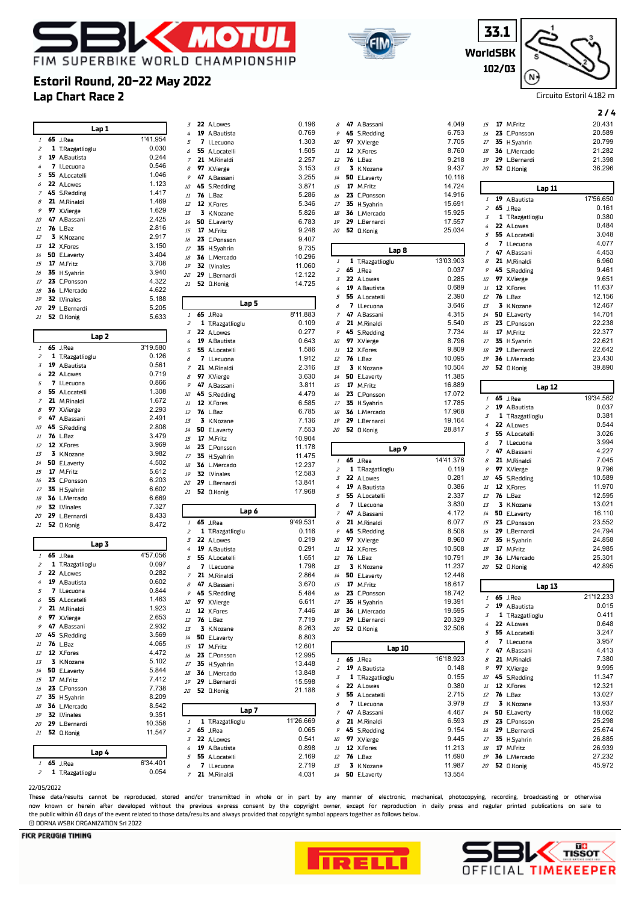# Estoril Round, 20-22 May 2022

## Lap Chart Race 2

FIM SUPERBIKE WORLD CHAMPIONSHIP

33.1 WorldSBK 102/03

Circuito Estoril 4.182 m

### Lap 1

| Pos | No | Rider | Time/Gap |
|---|---|---|---|
| 1 | 65 | J.Rea | 1'41.954 |
| 2 | 1 | T.Razgatlioglu | 0.030 |
| 3 | 19 | A.Bautista | 0.244 |
| 4 | 7 | I.Lecuona | 0.546 |
| 5 | 55 | A.Locatelli | 1.046 |
| 6 | 22 | A.Lowes | 1.123 |
| 7 | 45 | S.Redding | 1.417 |
| 8 | 21 | M.Rinaldi | 1.469 |
| 9 | 97 | X.Vierge | 1.629 |
| 10 | 47 | A.Bassani | 2.425 |
| 11 | 76 | L.Baz | 2.816 |
| 12 | 3 | K.Nozane | 2.917 |
| 13 | 12 | X.Fores | 3.150 |
| 14 | 50 | E.Laverty | 3.404 |
| 15 | 17 | M.Fritz | 3.708 |
| 16 | 35 | H.Syahrin | 3.940 |
| 17 | 23 | C.Ponsson | 4.322 |
| 18 | 36 | L.Mercado | 4.622 |
| 19 | 32 | I.Vinales | 5.188 |
| 20 | 29 | L.Bernardi | 5.205 |
| 21 | 52 | O.Konig | 5.633 |

### Lap 2

| Pos | No | Rider | Time/Gap |
|---|---|---|---|
| 1 | 65 | J.Rea | 3'19.580 |
| 2 | 1 | T.Razgatlioglu | 0.126 |
| 3 | 19 | A.Bautista | 0.561 |
| 4 | 22 | A.Lowes | 0.719 |
| 5 | 7 | I.Lecuona | 0.866 |
| 6 | 55 | A.Locatelli | 1.308 |
| 7 | 21 | M.Rinaldi | 1.672 |
| 8 | 97 | X.Vierge | 2.293 |
| 9 | 47 | A.Bassani | 2.491 |
| 10 | 45 | S.Redding | 2.808 |
| 11 | 76 | L.Baz | 3.479 |
| 12 | 12 | X.Fores | 3.969 |
| 13 | 3 | K.Nozane | 3.982 |
| 14 | 50 | E.Laverty | 4.502 |
| 15 | 17 | M.Fritz | 5.612 |
| 16 | 23 | C.Ponsson | 6.203 |
| 17 | 35 | H.Syahrin | 6.602 |
| 18 | 36 | L.Mercado | 6.669 |
| 19 | 32 | I.Vinales | 7.327 |
| 20 | 29 | L.Bernardi | 8.433 |
| 21 | 52 | O.Konig | 8.472 |

### Lap 3

| Pos | No | Rider | Time/Gap |
|---|---|---|---|
| 1 | 65 | J.Rea | 4'57.056 |
| 2 | 1 | T.Razgatlioglu | 0.097 |
| 3 | 22 | A.Lowes | 0.282 |
| 4 | 19 | A.Bautista | 0.602 |
| 5 | 7 | I.Lecuona | 0.844 |
| 6 | 55 | A.Locatelli | 1.463 |
| 7 | 21 | M.Rinaldi | 1.923 |
| 8 | 97 | X.Vierge | 2.653 |
| 9 | 47 | A.Bassani | 2.932 |
| 10 | 45 | S.Redding | 3.569 |
| 11 | 76 | L.Baz | 4.065 |
| 12 | 12 | X.Fores | 4.472 |
| 13 | 3 | K.Nozane | 5.102 |
| 14 | 50 | E.Laverty | 5.844 |
| 15 | 17 | M.Fritz | 7.412 |
| 16 | 23 | C.Ponsson | 7.738 |
| 17 | 35 | H.Syahrin | 8.209 |
| 18 | 36 | L.Mercado | 8.542 |
| 19 | 32 | I.Vinales | 9.351 |
| 20 | 29 | L.Bernardi | 10.358 |
| 21 | 52 | O.Konig | 11.547 |

### Lap 4

| Pos | No | Rider | Time/Gap |
|---|---|---|---|
| 1 | 65 | J.Rea | 6'34.401 |
| 2 | 1 | T.Razgatlioglu | 0.054 |
| 3 | 22 | A.Lowes | 0.196 |
| 4 | 19 | A.Bautista | 0.769 |
| 5 | 7 | I.Lecuona | 1.303 |
| 6 | 55 | A.Locatelli | 1.505 |
| 7 | 21 | M.Rinaldi | 2.257 |
| 8 | 97 | X.Vierge | 3.153 |
| 9 | 47 | A.Bassani | 3.255 |
| 10 | 45 | S.Redding | 3.871 |
| 11 | 76 | L.Baz | 5.286 |
| 12 | 12 | X.Fores | 5.346 |
| 13 | 3 | K.Nozane | 5.826 |
| 14 | 50 | E.Laverty | 6.783 |
| 15 | 17 | M.Fritz | 9.248 |
| 16 | 23 | C.Ponsson | 9.407 |
| 17 | 35 | H.Syahrin | 9.735 |
| 18 | 36 | L.Mercado | 10.296 |
| 19 | 32 | I.Vinales | 11.060 |
| 20 | 29 | L.Bernardi | 12.122 |
| 21 | 52 | O.Konig | 14.725 |

### Lap 5

| Pos | No | Rider | Time/Gap |
|---|---|---|---|
| 1 | 65 | J.Rea | 8'11.883 |
| 2 | 1 | T.Razgatlioglu | 0.109 |
| 3 | 22 | A.Lowes | 0.277 |
| 4 | 19 | A.Bautista | 0.643 |
| 5 | 55 | A.Locatelli | 1.586 |
| 6 | 7 | I.Lecuona | 1.912 |
| 7 | 21 | M.Rinaldi | 2.316 |
| 8 | 97 | X.Vierge | 3.630 |
| 9 | 47 | A.Bassani | 3.811 |
| 10 | 45 | S.Redding | 4.479 |
| 11 | 12 | X.Fores | 6.585 |
| 12 | 76 | L.Baz | 6.785 |
| 13 | 3 | K.Nozane | 7.136 |
| 14 | 50 | E.Laverty | 7.553 |
| 15 | 17 | M.Fritz | 10.904 |
| 16 | 23 | C.Ponsson | 11.178 |
| 17 | 35 | H.Syahrin | 11.475 |
| 18 | 36 | L.Mercado | 12.237 |
| 19 | 32 | I.Vinales | 12.583 |
| 20 | 29 | L.Bernardi | 13.841 |
| 21 | 52 | O.Konig | 17.968 |

### Lap 6

| Pos | No | Rider | Time/Gap |
|---|---|---|---|
| 1 | 65 | J.Rea | 9'49.531 |
| 2 | 1 | T.Razgatlioglu | 0.116 |
| 3 | 22 | A.Lowes | 0.219 |
| 4 | 19 | A.Bautista | 0.291 |
| 5 | 55 | A.Locatelli | 1.651 |
| 6 | 7 | I.Lecuona | 1.798 |
| 7 | 21 | M.Rinaldi | 2.864 |
| 8 | 47 | A.Bassani | 3.670 |
| 9 | 45 | S.Redding | 5.484 |
| 10 | 97 | X.Vierge | 6.611 |
| 11 | 12 | X.Fores | 7.446 |
| 12 | 76 | L.Baz | 7.719 |
| 13 | 3 | K.Nozane | 8.263 |
| 14 | 50 | E.Laverty | 8.803 |
| 15 | 17 | M.Fritz | 12.601 |
| 16 | 23 | C.Ponsson | 12.995 |
| 17 | 35 | H.Syahrin | 13.448 |
| 18 | 36 | L.Mercado | 13.848 |
| 19 | 29 | L.Bernardi | 15.598 |
| 20 | 52 | O.Konig | 21.188 |

### Lap 7

| Pos | No | Rider | Time/Gap |
|---|---|---|---|
| 1 | 1 | T.Razgatlioglu | 11'26.669 |
| 2 | 65 | J.Rea | 0.065 |
| 3 | 22 | A.Lowes | 0.541 |
| 4 | 19 | A.Bautista | 0.898 |
| 5 | 55 | A.Locatelli | 2.169 |
| 6 | 7 | I.Lecuona | 2.719 |
| 7 | 21 | M.Rinaldi | 4.031 |
| 8 | 47 | A.Bassani | 4.049 |
| 9 | 45 | S.Redding | 6.753 |
| 10 | 97 | X.Vierge | 7.705 |
| 11 | 12 | X.Fores | 8.760 |
| 12 | 76 | L.Baz | 9.218 |
| 13 | 3 | K.Nozane | 9.437 |
| 14 | 50 | E.Laverty | 10.118 |
| 15 | 17 | M.Fritz | 14.724 |
| 16 | 23 | C.Ponsson | 14.916 |
| 17 | 35 | H.Syahrin | 15.691 |
| 18 | 36 | L.Mercado | 15.925 |
| 19 | 29 | L.Bernardi | 17.557 |
| 20 | 52 | O.Konig | 25.034 |

### Lap 8

| Pos | No | Rider | Time/Gap |
|---|---|---|---|
| 1 | 1 | T.Razgatlioglu | 13'03.903 |
| 2 | 65 | J.Rea | 0.037 |
| 3 | 22 | A.Lowes | 0.285 |
| 4 | 19 | A.Bautista | 0.689 |
| 5 | 55 | A.Locatelli | 2.390 |
| 6 | 7 | I.Lecuona | 3.646 |
| 7 | 47 | A.Bassani | 4.315 |
| 8 | 21 | M.Rinaldi | 5.540 |
| 9 | 45 | S.Redding | 7.734 |
| 10 | 97 | X.Vierge | 8.796 |
| 11 | 12 | X.Fores | 9.809 |
| 12 | 76 | L.Baz | 10.095 |
| 13 | 3 | K.Nozane | 10.504 |
| 14 | 50 | E.Laverty | 11.385 |
| 15 | 17 | M.Fritz | 16.889 |
| 16 | 23 | C.Ponsson | 17.072 |
| 17 | 35 | H.Syahrin | 17.785 |
| 18 | 36 | L.Mercado | 17.968 |
| 19 | 29 | L.Bernardi | 19.164 |
| 20 | 52 | O.Konig | 28.817 |

### Lap 9

| Pos | No | Rider | Time/Gap |
|---|---|---|---|
| 1 | 65 | J.Rea | 14'41.376 |
| 2 | 1 | T.Razgatlioglu | 0.119 |
| 3 | 22 | A.Lowes | 0.281 |
| 4 | 19 | A.Bautista | 0.386 |
| 5 | 55 | A.Locatelli | 2.337 |
| 6 | 7 | I.Lecuona | 3.830 |
| 7 | 47 | A.Bassani | 4.172 |
| 8 | 21 | M.Rinaldi | 6.077 |
| 9 | 45 | S.Redding | 8.508 |
| 10 | 97 | X.Vierge | 8.960 |
| 11 | 12 | X.Fores | 10.508 |
| 12 | 76 | L.Baz | 10.791 |
| 13 | 3 | K.Nozane | 11.237 |
| 14 | 50 | E.Laverty | 12.448 |
| 15 | 17 | M.Fritz | 18.617 |
| 16 | 23 | C.Ponsson | 18.742 |
| 17 | 35 | H.Syahrin | 19.391 |
| 18 | 36 | L.Mercado | 19.595 |
| 19 | 29 | L.Bernardi | 20.329 |
| 20 | 52 | O.Konig | 32.506 |

### Lap 10

| Pos | No | Rider | Time/Gap |
|---|---|---|---|
| 1 | 65 | J.Rea | 16'18.923 |
| 2 | 19 | A.Bautista | 0.148 |
| 3 | 1 | T.Razgatlioglu | 0.155 |
| 4 | 22 | A.Lowes | 0.380 |
| 5 | 55 | A.Locatelli | 2.715 |
| 6 | 7 | I.Lecuona | 3.979 |
| 7 | 47 | A.Bassani | 4.467 |
| 8 | 21 | M.Rinaldi | 6.593 |
| 9 | 45 | S.Redding | 9.154 |
| 10 | 97 | X.Vierge | 9.445 |
| 11 | 12 | X.Fores | 11.213 |
| 12 | 76 | L.Baz | 11.690 |
| 13 | 3 | K.Nozane | 11.987 |
| 14 | 50 | E.Laverty | 13.554 |
| 15 | 17 | M.Fritz | 20.431 |
| 16 | 23 | C.Ponsson | 20.589 |
| 17 | 35 | H.Syahrin | 20.799 |
| 18 | 36 | L.Mercado | 21.282 |
| 19 | 29 | L.Bernardi | 21.398 |
| 20 | 52 | O.Konig | 36.296 |

### Lap 11

| Pos | No | Rider | Time/Gap |
|---|---|---|---|
| 1 | 19 | A.Bautista | 17'56.650 |
| 2 | 65 | J.Rea | 0.161 |
| 3 | 1 | T.Razgatlioglu | 0.380 |
| 4 | 22 | A.Lowes | 0.484 |
| 5 | 55 | A.Locatelli | 3.048 |
| 6 | 7 | I.Lecuona | 4.077 |
| 7 | 47 | A.Bassani | 4.453 |
| 8 | 21 | M.Rinaldi | 6.960 |
| 9 | 45 | S.Redding | 9.461 |
| 10 | 97 | X.Vierge | 9.651 |
| 11 | 12 | X.Fores | 11.637 |
| 12 | 76 | L.Baz | 12.156 |
| 13 | 3 | K.Nozane | 12.467 |
| 14 | 50 | E.Laverty | 14.701 |
| 15 | 23 | C.Ponsson | 22.238 |
| 16 | 17 | M.Fritz | 22.377 |
| 17 | 35 | H.Syahrin | 22.621 |
| 18 | 29 | L.Bernardi | 22.642 |
| 19 | 36 | L.Mercado | 23.430 |
| 20 | 52 | O.Konig | 39.890 |

### Lap 12

| Pos | No | Rider | Time/Gap |
|---|---|---|---|
| 1 | 65 | J.Rea | 19'34.562 |
| 2 | 19 | A.Bautista | 0.037 |
| 3 | 1 | T.Razgatlioglu | 0.381 |
| 4 | 22 | A.Lowes | 0.544 |
| 5 | 55 | A.Locatelli | 3.026 |
| 6 | 7 | I.Lecuona | 3.994 |
| 7 | 47 | A.Bassani | 4.227 |
| 8 | 21 | M.Rinaldi | 7.045 |
| 9 | 97 | X.Vierge | 9.796 |
| 10 | 45 | S.Redding | 10.589 |
| 11 | 12 | X.Fores | 11.970 |
| 12 | 76 | L.Baz | 12.595 |
| 13 | 3 | K.Nozane | 13.021 |
| 14 | 50 | E.Laverty | 16.110 |
| 15 | 23 | C.Ponsson | 23.552 |
| 16 | 29 | L.Bernardi | 24.794 |
| 17 | 35 | H.Syahrin | 24.858 |
| 18 | 17 | M.Fritz | 24.985 |
| 19 | 36 | L.Mercado | 25.301 |
| 20 | 52 | O.Konig | 42.895 |

### Lap 13

| Pos | No | Rider | Time/Gap |
|---|---|---|---|
| 1 | 65 | J.Rea | 21'12.233 |
| 2 | 19 | A.Bautista | 0.015 |
| 3 | 1 | T.Razgatlioglu | 0.411 |
| 4 | 22 | A.Lowes | 0.648 |
| 5 | 55 | A.Locatelli | 3.247 |
| 6 | 7 | I.Lecuona | 3.957 |
| 7 | 47 | A.Bassani | 4.413 |
| 8 | 21 | M.Rinaldi | 7.380 |
| 9 | 97 | X.Vierge | 9.995 |
| 10 | 45 | S.Redding | 11.347 |
| 11 | 12 | X.Fores | 12.321 |
| 12 | 76 | L.Baz | 13.027 |
| 13 | 3 | K.Nozane | 13.937 |
| 14 | 50 | E.Laverty | 18.062 |
| 15 | 23 | C.Ponsson | 25.298 |
| 16 | 29 | L.Bernardi | 25.674 |
| 17 | 35 | H.Syahrin | 26.885 |
| 18 | 17 | M.Fritz | 26.939 |
| 19 | 36 | L.Mercado | 27.232 |
| 20 | 52 | O.Konig | 45.972 |

22/05/2022

These data/results cannot be reproduced, stored and/or transmitted in whole or in part by any manner of electronic, mechanical, photocopying, recording, broadcasting or otherwise now known or herein after developed without the previous express consent by the copyright owner, except for reproduction in daily press and regular printed publications on sale to the public within 60 days of the event related to those data/results and always provided that copyright symbol appears together as follows below.
© DORNA WSBK ORGANIZATION Srl 2022

FICR PERUGIA TIMING

OFFICIAL TIMEKEEPER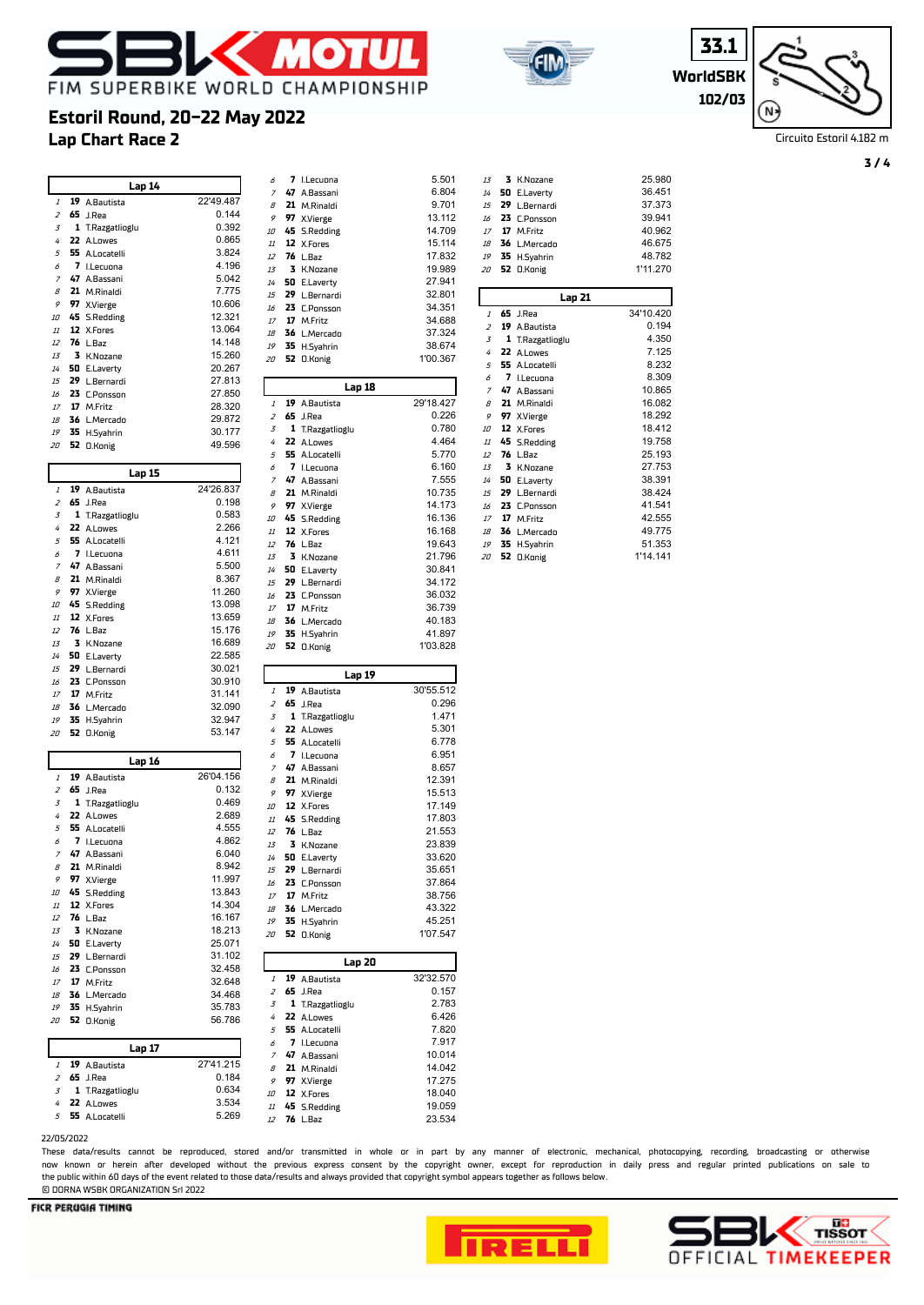# FIM SUPERBIKE WORLD CHAMPIONSHIP

**33.1**
**WorldSBK**
**102/03**

## Estoril Round, 20-22 May 2022
## Lap Chart Race 2

Circuito Estoril 4.182 m

### Lap 14

| Pos | No. | Rider | Time/Gap |
|---|---|---|---|
| 1 | 19 | A.Bautista | 22'49.487 |
| 2 | 65 | J.Rea | 0.144 |
| 3 | 1 | T.Razgatlioglu | 0.392 |
| 4 | 22 | A.Lowes | 0.865 |
| 5 | 55 | A.Locatelli | 3.824 |
| 6 | 7 | I.Lecuona | 4.196 |
| 7 | 47 | A.Bassani | 5.042 |
| 8 | 21 | M.Rinaldi | 7.775 |
| 9 | 97 | X.Vierge | 10.606 |
| 10 | 45 | S.Redding | 12.321 |
| 11 | 12 | X.Fores | 13.064 |
| 12 | 76 | L.Baz | 14.148 |
| 13 | 3 | K.Nozane | 15.260 |
| 14 | 50 | E.Laverty | 20.267 |
| 15 | 29 | L.Bernardi | 27.813 |
| 16 | 23 | C.Ponsson | 27.850 |
| 17 | 17 | M.Fritz | 28.320 |
| 18 | 36 | L.Mercado | 29.872 |
| 19 | 35 | H.Syahrin | 30.177 |
| 20 | 52 | O.Konig | 49.596 |

### Lap 15

| Pos | No. | Rider | Time/Gap |
|---|---|---|---|
| 1 | 19 | A.Bautista | 24'26.837 |
| 2 | 65 | J.Rea | 0.198 |
| 3 | 1 | T.Razgatlioglu | 0.583 |
| 4 | 22 | A.Lowes | 2.266 |
| 5 | 55 | A.Locatelli | 4.121 |
| 6 | 7 | I.Lecuona | 4.611 |
| 7 | 47 | A.Bassani | 5.500 |
| 8 | 21 | M.Rinaldi | 8.367 |
| 9 | 97 | X.Vierge | 11.260 |
| 10 | 45 | S.Redding | 13.098 |
| 11 | 12 | X.Fores | 13.659 |
| 12 | 76 | L.Baz | 15.176 |
| 13 | 3 | K.Nozane | 16.689 |
| 14 | 50 | E.Laverty | 22.585 |
| 15 | 29 | L.Bernardi | 30.021 |
| 16 | 23 | C.Ponsson | 30.910 |
| 17 | 17 | M.Fritz | 31.141 |
| 18 | 36 | L.Mercado | 32.090 |
| 19 | 35 | H.Syahrin | 32.947 |
| 20 | 52 | O.Konig | 53.147 |

### Lap 16

| Pos | No. | Rider | Time/Gap |
|---|---|---|---|
| 1 | 19 | A.Bautista | 26'04.156 |
| 2 | 65 | J.Rea | 0.132 |
| 3 | 1 | T.Razgatlioglu | 0.469 |
| 4 | 22 | A.Lowes | 2.689 |
| 5 | 55 | A.Locatelli | 4.555 |
| 6 | 7 | I.Lecuona | 4.862 |
| 7 | 47 | A.Bassani | 6.040 |
| 8 | 21 | M.Rinaldi | 8.942 |
| 9 | 97 | X.Vierge | 11.997 |
| 10 | 45 | S.Redding | 13.843 |
| 11 | 12 | X.Fores | 14.304 |
| 12 | 76 | L.Baz | 16.167 |
| 13 | 3 | K.Nozane | 18.213 |
| 14 | 50 | E.Laverty | 25.071 |
| 15 | 29 | L.Bernardi | 31.102 |
| 16 | 23 | C.Ponsson | 32.458 |
| 17 | 17 | M.Fritz | 32.648 |
| 18 | 36 | L.Mercado | 34.468 |
| 19 | 35 | H.Syahrin | 35.783 |
| 20 | 52 | O.Konig | 56.786 |

### Lap 17

| Pos | No. | Rider | Time/Gap |
|---|---|---|---|
| 1 | 19 | A.Bautista | 27'41.215 |
| 2 | 65 | J.Rea | 0.184 |
| 3 | 1 | T.Razgatlioglu | 0.634 |
| 4 | 22 | A.Lowes | 3.534 |
| 5 | 55 | A.Locatelli | 5.269 |
| 6 | 7 | I.Lecuona | 5.501 |
| 7 | 47 | A.Bassani | 6.804 |
| 8 | 21 | M.Rinaldi | 9.701 |
| 9 | 97 | X.Vierge | 13.112 |
| 10 | 45 | S.Redding | 14.709 |
| 11 | 12 | X.Fores | 15.114 |
| 12 | 76 | L.Baz | 17.832 |
| 13 | 3 | K.Nozane | 19.989 |
| 14 | 50 | E.Laverty | 27.941 |
| 15 | 29 | L.Bernardi | 32.801 |
| 16 | 23 | C.Ponsson | 34.351 |
| 17 | 17 | M.Fritz | 34.688 |
| 18 | 36 | L.Mercado | 37.324 |
| 19 | 35 | H.Syahrin | 38.674 |
| 20 | 52 | O.Konig | 1'00.367 |

### Lap 18

| Pos | No. | Rider | Time/Gap |
|---|---|---|---|
| 1 | 19 | A.Bautista | 29'18.427 |
| 2 | 65 | J.Rea | 0.226 |
| 3 | 1 | T.Razgatlioglu | 0.780 |
| 4 | 22 | A.Lowes | 4.464 |
| 5 | 55 | A.Locatelli | 5.770 |
| 6 | 7 | I.Lecuona | 6.160 |
| 7 | 47 | A.Bassani | 7.555 |
| 8 | 21 | M.Rinaldi | 10.735 |
| 9 | 97 | X.Vierge | 14.173 |
| 10 | 45 | S.Redding | 16.136 |
| 11 | 12 | X.Fores | 16.168 |
| 12 | 76 | L.Baz | 19.643 |
| 13 | 3 | K.Nozane | 21.796 |
| 14 | 50 | E.Laverty | 30.841 |
| 15 | 29 | L.Bernardi | 34.172 |
| 16 | 23 | C.Ponsson | 36.032 |
| 17 | 17 | M.Fritz | 36.739 |
| 18 | 36 | L.Mercado | 40.183 |
| 19 | 35 | H.Syahrin | 41.897 |
| 20 | 52 | O.Konig | 1'03.828 |

### Lap 19

| Pos | No. | Rider | Time/Gap |
|---|---|---|---|
| 1 | 19 | A.Bautista | 30'55.512 |
| 2 | 65 | J.Rea | 0.296 |
| 3 | 1 | T.Razgatlioglu | 1.471 |
| 4 | 22 | A.Lowes | 5.301 |
| 5 | 55 | A.Locatelli | 6.778 |
| 6 | 7 | I.Lecuona | 6.951 |
| 7 | 47 | A.Bassani | 8.657 |
| 8 | 21 | M.Rinaldi | 12.391 |
| 9 | 97 | X.Vierge | 15.513 |
| 10 | 12 | X.Fores | 17.149 |
| 11 | 45 | S.Redding | 17.803 |
| 12 | 76 | L.Baz | 21.553 |
| 13 | 3 | K.Nozane | 23.839 |
| 14 | 50 | E.Laverty | 33.620 |
| 15 | 29 | L.Bernardi | 35.651 |
| 16 | 23 | C.Ponsson | 37.864 |
| 17 | 17 | M.Fritz | 38.756 |
| 18 | 36 | L.Mercado | 43.322 |
| 19 | 35 | H.Syahrin | 45.251 |
| 20 | 52 | O.Konig | 1'07.547 |

### Lap 20

| Pos | No. | Rider | Time/Gap |
|---|---|---|---|
| 1 | 19 | A.Bautista | 32'32.570 |
| 2 | 65 | J.Rea | 0.157 |
| 3 | 1 | T.Razgatlioglu | 2.783 |
| 4 | 22 | A.Lowes | 6.426 |
| 5 | 55 | A.Locatelli | 7.820 |
| 6 | 7 | I.Lecuona | 7.917 |
| 7 | 47 | A.Bassani | 10.014 |
| 8 | 21 | M.Rinaldi | 14.042 |
| 9 | 97 | X.Vierge | 17.275 |
| 10 | 12 | X.Fores | 18.040 |
| 11 | 45 | S.Redding | 19.059 |
| 12 | 76 | L.Baz | 23.534 |
| 13 | 3 | K.Nozane | 25.980 |
| 14 | 50 | E.Laverty | 36.451 |
| 15 | 29 | L.Bernardi | 37.373 |
| 16 | 23 | C.Ponsson | 39.941 |
| 17 | 17 | M.Fritz | 40.962 |
| 18 | 36 | L.Mercado | 46.675 |
| 19 | 35 | H.Syahrin | 48.782 |
| 20 | 52 | O.Konig | 1'11.270 |

### Lap 21

| Pos | No. | Rider | Time/Gap |
|---|---|---|---|
| 1 | 65 | J.Rea | 34'10.420 |
| 2 | 19 | A.Bautista | 0.194 |
| 3 | 1 | T.Razgatlioglu | 4.350 |
| 4 | 22 | A.Lowes | 7.125 |
| 5 | 55 | A.Locatelli | 8.232 |
| 6 | 7 | I.Lecuona | 8.309 |
| 7 | 47 | A.Bassani | 10.865 |
| 8 | 21 | M.Rinaldi | 16.082 |
| 9 | 97 | X.Vierge | 18.292 |
| 10 | 12 | X.Fores | 18.412 |
| 11 | 45 | S.Redding | 19.758 |
| 12 | 76 | L.Baz | 25.193 |
| 13 | 3 | K.Nozane | 27.753 |
| 14 | 50 | E.Laverty | 38.391 |
| 15 | 29 | L.Bernardi | 38.424 |
| 16 | 23 | C.Ponsson | 41.541 |
| 17 | 17 | M.Fritz | 42.555 |
| 18 | 36 | L.Mercado | 49.775 |
| 19 | 35 | H.Syahrin | 51.353 |
| 20 | 52 | O.Konig | 1'14.141 |

22/05/2022

These data/results cannot be reproduced, stored and/or transmitted in whole or in part by any manner of electronic, mechanical, photocopying, recording, broadcasting or otherwise now known or herein after developed without the previous express consent by the copyright owner, except for reproduction in daily press and regular printed publications on sale to the public within 60 days of the event related to those data/results and always provided that copyright symbol appears together as follows below.

© DORNA WSBK ORGANIZATION Srl 2022

FICR PERUGIA TIMING

SBK TISSOT OFFICIAL TIMEKEEPER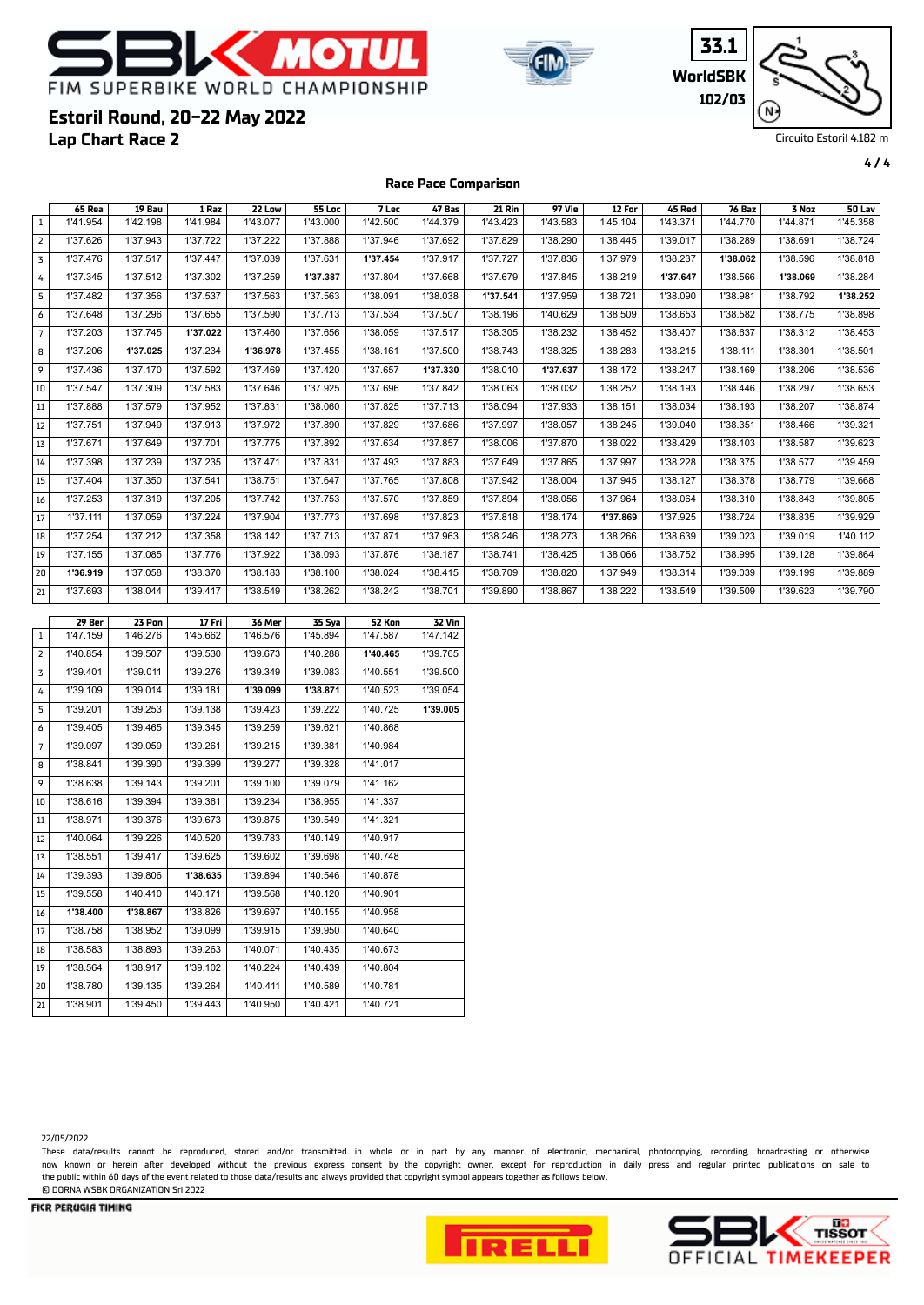# FIM SUPERBIKE WORLD CHAMPIONSHIP

## Estoril Round, 20-22 May 2022
## Lap Chart Race 2

33.1
WorldSBK
102/03

Circuito Estoril 4.182 m

### Race Pace Comparison

| | 65 Rea | 19 Bau | 1 Raz | 22 Low | 55 Loc | 7 Lec | 47 Bas | 21 Rin | 97 Vie | 12 For | 45 Red | 76 Baz | 3 Noz | 50 Lav |
|---|---|---|---|---|---|---|---|---|---|---|---|---|---|---|
| 1 | 1'41.954 | 1'42.198 | 1'41.984 | 1'43.077 | 1'43.000 | 1'42.500 | 1'44.379 | 1'43.423 | 1'43.583 | 1'45.104 | 1'43.371 | 1'44.770 | 1'44.871 | 1'45.358 |
| 2 | 1'37.626 | 1'37.943 | 1'37.722 | 1'37.222 | 1'37.888 | 1'37.946 | 1'37.692 | 1'37.829 | 1'38.290 | 1'38.445 | 1'39.017 | 1'38.289 | 1'38.691 | 1'38.724 |
| 3 | 1'37.476 | 1'37.517 | 1'37.447 | 1'37.039 | 1'37.631 | **1'37.454** | 1'37.917 | 1'37.727 | 1'37.836 | 1'37.979 | 1'38.237 | **1'38.062** | 1'38.596 | 1'38.818 |
| 4 | 1'37.345 | 1'37.512 | 1'37.302 | 1'37.259 | **1'37.387** | 1'37.804 | 1'37.668 | 1'37.679 | 1'37.845 | 1'38.219 | **1'37.647** | 1'38.566 | **1'38.069** | 1'38.284 |
| 5 | 1'37.482 | 1'37.356 | 1'37.537 | 1'37.563 | 1'37.563 | 1'38.091 | 1'38.038 | **1'37.541** | 1'37.959 | 1'38.721 | 1'38.090 | 1'38.981 | 1'38.792 | **1'38.252** |
| 6 | 1'37.648 | 1'37.296 | 1'37.655 | 1'37.590 | 1'37.713 | 1'37.534 | 1'37.507 | 1'38.196 | 1'40.629 | 1'38.509 | 1'38.653 | 1'38.582 | 1'38.775 | 1'38.898 |
| 7 | 1'37.203 | 1'37.745 | **1'37.022** | 1'37.460 | 1'37.656 | 1'38.059 | 1'37.517 | 1'38.305 | 1'38.232 | 1'38.452 | 1'38.407 | 1'38.637 | 1'38.312 | 1'38.453 |
| 8 | 1'37.206 | **1'37.025** | 1'37.234 | **1'36.978** | 1'37.455 | 1'38.161 | 1'37.500 | 1'38.743 | 1'38.325 | 1'38.283 | 1'38.215 | 1'38.111 | 1'38.301 | 1'38.501 |
| 9 | 1'37.436 | 1'37.170 | 1'37.592 | 1'37.469 | 1'37.420 | 1'37.657 | **1'37.330** | 1'38.010 | **1'37.637** | 1'38.172 | 1'38.247 | 1'38.169 | 1'38.206 | 1'38.536 |
| 10 | 1'37.547 | 1'37.309 | 1'37.583 | 1'37.646 | 1'37.925 | 1'37.696 | 1'37.842 | 1'38.063 | 1'38.032 | 1'38.252 | 1'38.193 | 1'38.446 | 1'38.297 | 1'38.653 |
| 11 | 1'37.888 | 1'37.579 | 1'37.952 | 1'37.831 | 1'38.060 | 1'37.825 | 1'37.713 | 1'38.094 | 1'37.933 | 1'38.151 | 1'38.034 | 1'38.193 | 1'38.207 | 1'38.874 |
| 12 | 1'37.751 | 1'37.949 | 1'37.913 | 1'37.972 | 1'37.890 | 1'37.829 | 1'37.686 | 1'37.997 | 1'38.057 | 1'38.245 | 1'39.040 | 1'38.351 | 1'38.466 | 1'39.321 |
| 13 | 1'37.671 | 1'37.649 | 1'37.701 | 1'37.775 | 1'37.892 | 1'37.634 | 1'37.857 | 1'38.006 | 1'37.870 | 1'38.022 | 1'38.429 | 1'38.103 | 1'38.587 | 1'39.623 |
| 14 | 1'37.398 | 1'37.239 | 1'37.235 | 1'37.471 | 1'37.831 | 1'37.493 | 1'37.883 | 1'37.649 | 1'37.865 | 1'37.997 | 1'38.228 | 1'38.375 | 1'38.577 | 1'39.459 |
| 15 | 1'37.404 | 1'37.350 | 1'37.541 | 1'38.751 | 1'37.647 | 1'37.765 | 1'37.808 | 1'37.942 | 1'38.004 | 1'37.945 | 1'38.127 | 1'38.378 | 1'38.779 | 1'39.668 |
| 16 | 1'37.253 | 1'37.319 | 1'37.205 | 1'37.742 | 1'37.753 | 1'37.570 | 1'37.859 | 1'37.894 | 1'38.056 | 1'37.964 | 1'38.064 | 1'38.310 | 1'38.843 | 1'39.805 |
| 17 | 1'37.111 | 1'37.059 | 1'37.224 | 1'37.904 | 1'37.773 | 1'37.698 | 1'37.823 | 1'37.818 | 1'38.174 | **1'37.869** | 1'37.925 | 1'38.724 | 1'38.835 | 1'39.929 |
| 18 | 1'37.254 | 1'37.212 | 1'37.358 | 1'38.142 | 1'37.713 | 1'37.871 | 1'37.963 | 1'38.246 | 1'38.273 | 1'38.266 | 1'38.639 | 1'39.023 | 1'39.019 | 1'40.112 |
| 19 | 1'37.155 | 1'37.085 | 1'37.776 | 1'37.922 | 1'38.093 | 1'37.876 | 1'38.187 | 1'38.741 | 1'38.425 | 1'38.066 | 1'38.752 | 1'38.995 | 1'39.128 | 1'39.864 |
| 20 | **1'36.919** | 1'37.058 | 1'38.370 | 1'38.183 | 1'38.100 | 1'38.024 | 1'38.415 | 1'38.709 | 1'38.820 | 1'37.949 | 1'38.314 | 1'39.039 | 1'39.199 | 1'39.889 |
| 21 | 1'37.693 | 1'38.044 | 1'39.417 | 1'38.549 | 1'38.262 | 1'38.242 | 1'38.701 | 1'39.890 | 1'38.867 | 1'38.222 | 1'38.549 | 1'39.509 | 1'39.623 | 1'39.790 |

| | 29 Ber | 23 Pon | 17 Fri | 36 Mer | 35 Sya | 52 Kon | 32 Vin |
|---|---|---|---|---|---|---|---|
| 1 | 1'47.159 | 1'46.276 | 1'45.662 | 1'46.576 | 1'45.894 | 1'47.587 | 1'47.142 |
| 2 | 1'40.854 | 1'39.507 | 1'39.530 | 1'39.673 | 1'40.288 | **1'40.465** | 1'39.765 |
| 3 | 1'39.401 | 1'39.011 | 1'39.276 | 1'39.349 | 1'39.083 | 1'40.551 | 1'39.500 |
| 4 | 1'39.109 | 1'39.014 | 1'39.181 | **1'39.099** | **1'38.871** | 1'40.523 | 1'39.054 |
| 5 | 1'39.201 | 1'39.253 | 1'39.138 | 1'39.423 | 1'39.222 | 1'40.725 | **1'39.005** |
| 6 | 1'39.405 | 1'39.465 | 1'39.345 | 1'39.259 | 1'39.621 | 1'40.868 | |
| 7 | 1'39.097 | 1'39.059 | 1'39.261 | 1'39.215 | 1'39.381 | 1'40.984 | |
| 8 | 1'38.841 | 1'39.390 | 1'39.399 | 1'39.277 | 1'39.328 | 1'41.017 | |
| 9 | 1'38.638 | 1'39.143 | 1'39.201 | 1'39.100 | 1'39.079 | 1'41.162 | |
| 10 | 1'38.616 | 1'39.394 | 1'39.361 | 1'39.234 | 1'38.955 | 1'41.337 | |
| 11 | 1'38.971 | 1'39.376 | 1'39.673 | 1'39.875 | 1'39.549 | 1'41.321 | |
| 12 | 1'40.064 | 1'39.226 | 1'40.520 | 1'39.783 | 1'40.149 | 1'40.917 | |
| 13 | 1'38.551 | 1'39.417 | 1'39.625 | 1'39.602 | 1'39.698 | 1'40.748 | |
| 14 | 1'39.393 | 1'39.806 | **1'38.635** | 1'39.894 | 1'40.546 | 1'40.878 | |
| 15 | 1'39.558 | 1'40.410 | 1'40.171 | 1'39.568 | 1'40.120 | 1'40.901 | |
| 16 | **1'38.400** | **1'38.867** | 1'38.826 | 1'39.697 | 1'40.155 | 1'40.958 | |
| 17 | 1'38.758 | 1'38.952 | 1'39.099 | 1'39.915 | 1'39.950 | 1'40.640 | |
| 18 | 1'38.583 | 1'38.893 | 1'39.263 | 1'40.071 | 1'40.435 | 1'40.673 | |
| 19 | 1'38.564 | 1'38.917 | 1'39.102 | 1'40.224 | 1'40.439 | 1'40.804 | |
| 20 | 1'38.780 | 1'39.135 | 1'39.264 | 1'40.411 | 1'40.589 | 1'40.781 | |
| 21 | 1'38.901 | 1'39.450 | 1'39.443 | 1'40.950 | 1'40.421 | 1'40.721 | |

22/05/2022

These data/results cannot be reproduced, stored and/or transmitted in whole or in part by any manner of electronic, mechanical, photocopying, recording, broadcasting or otherwise now known or herein after developed without the previous express consent by the copyright owner, except for reproduction in daily press and regular printed publications on sale to the public within 60 days of the event related to those data/results and always provided that copyright symbol appears together as follows below.

© DORNA WSBK ORGANIZATION Srl 2022

FICR PERUGIA TIMING

SBK TISSOT OFFICIAL TIMEKEEPER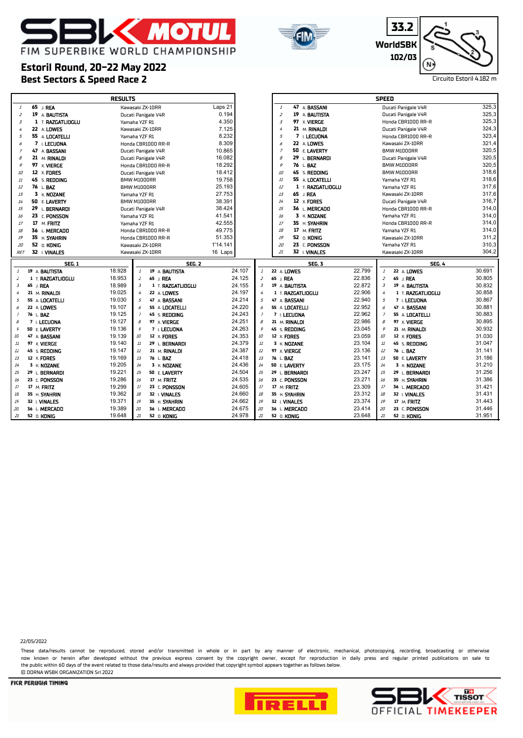# SBK MOTUL FIM SUPERBIKE WORLD CHAMPIONSHIP

## Estoril Round, 20-22 May 2022
## Best Sectors & Speed Race 2

33.2
WorldSBK
102/03

Circuito Estoril 4.182 m

### RESULTS

| Pos | No | Rider | Bike | Gap |
|---|---|---|---|---|
| 1 | 65 | J. REA | Kawasaki ZX-10RR | Laps 21 |
| 2 | 19 | A. BAUTISTA | Ducati Panigale V4R | 0.194 |
| 3 | 1 | T. RAZGATLIOGLU | Yamaha YZF R1 | 4.350 |
| 4 | 22 | A. LOWES | Kawasaki ZX-10RR | 7.125 |
| 5 | 55 | A. LOCATELLI | Yamaha YZF R1 | 8.232 |
| 6 | 7 | I. LECUONA | Honda CBR1000 RR-R | 8.309 |
| 7 | 47 | A. BASSANI | Ducati Panigale V4R | 10.865 |
| 8 | 21 | M. RINALDI | Ducati Panigale V4R | 16.082 |
| 9 | 97 | X. VIERGE | Honda CBR1000 RR-R | 18.292 |
| 10 | 12 | X. FORES | Ducati Panigale V4R | 18.412 |
| 11 | 45 | S. REDDING | BMW M1000RR | 19.758 |
| 12 | 76 | L. BAZ | BMW M1000RR | 25.193 |
| 13 | 3 | K. NOZANE | Yamaha YZF R1 | 27.753 |
| 14 | 50 | E. LAVERTY | BMW M1000RR | 38.391 |
| 15 | 29 | L. BERNARDI | Ducati Panigale V4R | 38.424 |
| 16 | 23 | C. PONSSON | Yamaha YZF R1 | 41.541 |
| 17 | 17 | M. FRITZ | Yamaha YZF R1 | 42.555 |
| 18 | 36 | L. MERCADO | Honda CBR1000 RR-R | 49.775 |
| 19 | 35 | H. SYAHRIN | Honda CBR1000 RR-R | 51.353 |
| 20 | 52 | O. KONIG | Kawasaki ZX-10RR | 1'14.141 |
| RET | 32 | I. VINALES | Kawasaki ZX-10RR | 16 Laps |

### SPEED

| Pos | No | Rider | Bike | Speed |
|---|---|---|---|---|
| 1 | 47 | A. BASSANI | Ducati Panigale V4R | 325,3 |
| 2 | 19 | A. BAUTISTA | Ducati Panigale V4R | 325,3 |
| 3 | 97 | X. VIERGE | Honda CBR1000 RR-R | 325,3 |
| 4 | 21 | M. RINALDI | Ducati Panigale V4R | 324,3 |
| 5 | 7 | I. LECUONA | Honda CBR1000 RR-R | 323,4 |
| 6 | 22 | A. LOWES | Kawasaki ZX-10RR | 321,4 |
| 7 | 50 | E. LAVERTY | BMW M1000RR | 320,5 |
| 8 | 29 | L. BERNARDI | Ducati Panigale V4R | 320,5 |
| 9 | 76 | L. BAZ | BMW M1000RR | 320,5 |
| 10 | 45 | S. REDDING | BMW M1000RR | 318,6 |
| 11 | 55 | A. LOCATELLI | Yamaha YZF R1 | 318,6 |
| 12 | 1 | T. RAZGATLIOGLU | Yamaha YZF R1 | 317,6 |
| 13 | 65 | J. REA | Kawasaki ZX-10RR | 317,6 |
| 14 | 12 | X. FORES | Ducati Panigale V4R | 316,7 |
| 15 | 36 | L. MERCADO | Honda CBR1000 RR-R | 314,0 |
| 16 | 3 | K. NOZANE | Yamaha YZF R1 | 314,0 |
| 17 | 35 | H. SYAHRIN | Honda CBR1000 RR-R | 314,0 |
| 18 | 17 | M. FRITZ | Yamaha YZF R1 | 314,0 |
| 19 | 52 | O. KONIG | Kawasaki ZX-10RR | 311,2 |
| 20 | 23 | C. PONSSON | Yamaha YZF R1 | 310,3 |
| 21 | 32 | I. VINALES | Kawasaki ZX-10RR | 304,2 |

### SEG. 1

| Pos | No | Rider | Time |
|---|---|---|---|
| 1 | 19 | A. BAUTISTA | 18.928 |
| 2 | 1 | T. RAZGATLIOGLU | 18.953 |
| 3 | 65 | J. REA | 18.989 |
| 4 | 21 | M. RINALDI | 19.025 |
| 5 | 55 | A. LOCATELLI | 19.030 |
| 6 | 22 | A. LOWES | 19.107 |
| 7 | 76 | L. BAZ | 19.125 |
| 8 | 7 | I. LECUONA | 19.127 |
| 9 | 50 | E. LAVERTY | 19.136 |
| 10 | 47 | A. BASSANI | 19.139 |
| 11 | 97 | X. VIERGE | 19.140 |
| 12 | 45 | S. REDDING | 19.147 |
| 13 | 12 | X. FORES | 19.169 |
| 14 | 3 | K. NOZANE | 19.205 |
| 15 | 29 | L. BERNARDI | 19.221 |
| 16 | 23 | C. PONSSON | 19.286 |
| 17 | 17 | M. FRITZ | 19.299 |
| 18 | 35 | H. SYAHRIN | 19.362 |
| 19 | 32 | I. VINALES | 19.371 |
| 20 | 36 | L. MERCADO | 19.389 |
| 21 | 52 | O. KONIG | 19.648 |

### SEG. 2

| Pos | No | Rider | Time |
|---|---|---|---|
| 1 | 19 | A. BAUTISTA | 24.107 |
| 2 | 65 | J. REA | 24.125 |
| 3 | 1 | T. RAZGATLIOGLU | 24.155 |
| 4 | 22 | A. LOWES | 24.197 |
| 5 | 47 | A. BASSANI | 24.214 |
| 6 | 55 | A. LOCATELLI | 24.220 |
| 7 | 45 | S. REDDING | 24.243 |
| 8 | 97 | X. VIERGE | 24.251 |
| 9 | 7 | I. LECUONA | 24.263 |
| 10 | 12 | X. FORES | 24.353 |
| 11 | 29 | L. BERNARDI | 24.379 |
| 12 | 21 | M. RINALDI | 24.387 |
| 13 | 76 | L. BAZ | 24.418 |
| 14 | 3 | K. NOZANE | 24.436 |
| 15 | 50 | E. LAVERTY | 24.504 |
| 16 | 17 | M. FRITZ | 24.535 |
| 17 | 23 | C. PONSSON | 24.605 |
| 18 | 32 | I. VINALES | 24.660 |
| 19 | 35 | H. SYAHRIN | 24.662 |
| 20 | 36 | L. MERCADO | 24.675 |
| 21 | 52 | O. KONIG | 24.978 |

### SEG. 3

| Pos | No | Rider | Time |
|---|---|---|---|
| 1 | 22 | A. LOWES | 22.799 |
| 2 | 65 | J. REA | 22.836 |
| 3 | 19 | A. BAUTISTA | 22.872 |
| 4 | 1 | T. RAZGATLIOGLU | 22.906 |
| 5 | 47 | A. BASSANI | 22.940 |
| 6 | 55 | A. LOCATELLI | 22.952 |
| 7 | 7 | I. LECUONA | 22.962 |
| 8 | 21 | M. RINALDI | 22.986 |
| 9 | 45 | S. REDDING | 23.045 |
| 10 | 12 | X. FORES | 23.059 |
| 11 | 3 | K. NOZANE | 23.104 |
| 12 | 97 | X. VIERGE | 23.136 |
| 13 | 76 | L. BAZ | 23.141 |
| 14 | 50 | E. LAVERTY | 23.175 |
| 15 | 29 | L. BERNARDI | 23.247 |
| 16 | 23 | C. PONSSON | 23.271 |
| 17 | 17 | M. FRITZ | 23.309 |
| 18 | 35 | H. SYAHRIN | 23.312 |
| 19 | 32 | I. VINALES | 23.374 |
| 20 | 36 | L. MERCADO | 23.414 |
| 21 | 52 | O. KONIG | 23.648 |

### SEG. 4

| Pos | No | Rider | Time |
|---|---|---|---|
| 1 | 22 | A. LOWES | 30.691 |
| 2 | 65 | J. REA | 30.805 |
| 3 | 19 | A. BAUTISTA | 30.832 |
| 4 | 1 | T. RAZGATLIOGLU | 30.858 |
| 5 | 7 | I. LECUONA | 30.867 |
| 6 | 47 | A. BASSANI | 30.881 |
| 7 | 55 | A. LOCATELLI | 30.883 |
| 8 | 97 | X. VIERGE | 30.895 |
| 9 | 21 | M. RINALDI | 30.932 |
| 10 | 12 | X. FORES | 31.030 |
| 11 | 45 | S. REDDING | 31.047 |
| 12 | 76 | L. BAZ | 31.141 |
| 13 | 50 | E. LAVERTY | 31.186 |
| 14 | 3 | K. NOZANE | 31.210 |
| 15 | 29 | L. BERNARDI | 31.256 |
| 16 | 35 | H. SYAHRIN | 31.386 |
| 17 | 36 | L. MERCADO | 31.421 |
| 18 | 32 | I. VINALES | 31.431 |
| 19 | 17 | M. FRITZ | 31.443 |
| 20 | 23 | C. PONSSON | 31.446 |
| 21 | 52 | O. KONIG | 31.951 |

22/05/2022

These data/results cannot be reproduced, stored and/or transmitted in whole or in part by any manner of electronic, mechanical, photocopying, recording, broadcasting or otherwise now known or herein after developed without the previous express consent by the copyright owner, except for reproduction in daily press and regular printed publications on sale to the public within 60 days of the event related to those data/results and always provided that copyright symbol appears together as follows below.
© DORNA WSBK ORGANIZATION Srl 2022

FICR PERUGIA TIMING

PIRELLI

SBK TISSOT OFFICIAL TIMEKEEPER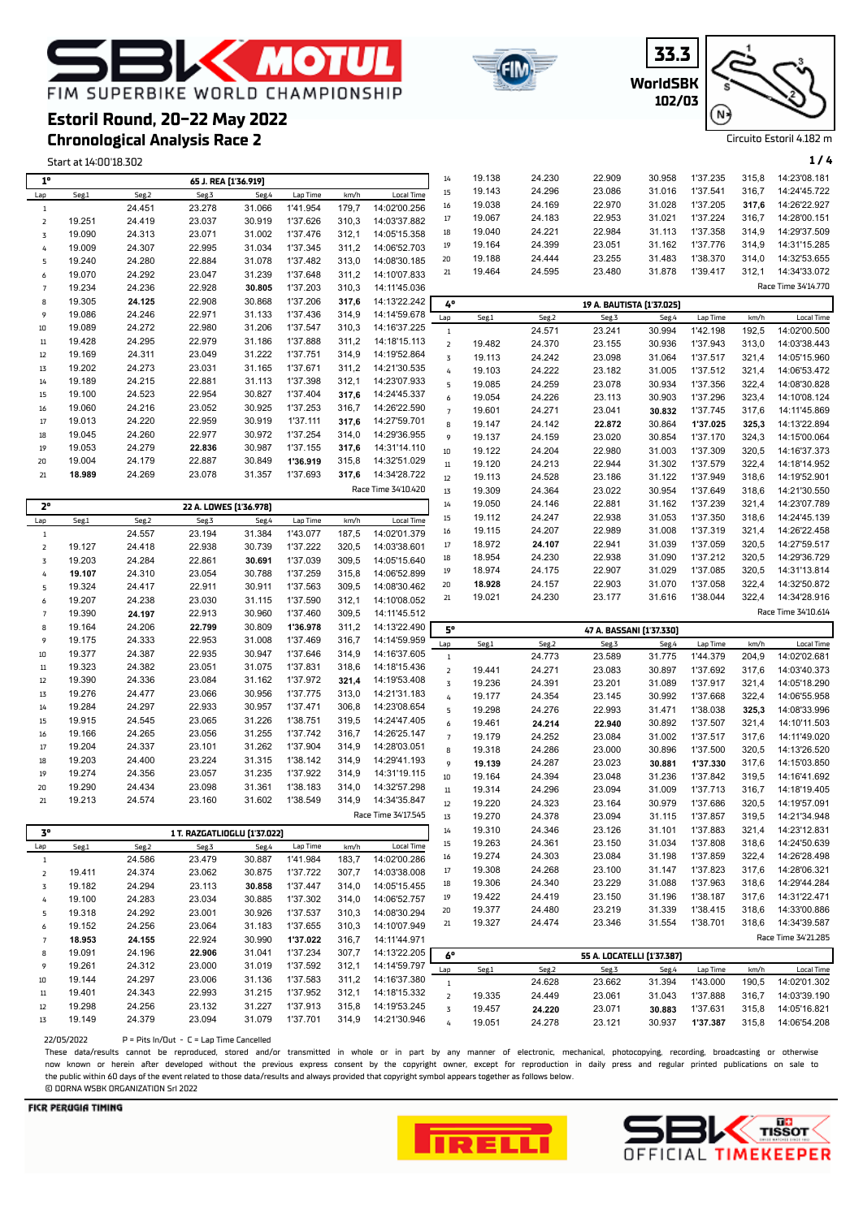# SBK MOTUL — FIM SUPERBIKE WORLD CHAMPIONSHIP

## Estoril Round, 20-22 May 2022

## Chronological Analysis Race 2

33.3 WorldSBK 102/03

Circuito Estoril 4.182 m

Start at 14:00'18.302

### 1° — 65 J. REA [1'36.919]

| Lap | Seg1 | Seg2 | Seg3 | Seg4 | Lap Time | km/h | Local Time |
|---|---|---|---|---|---|---|---|
| 1 | | 24.451 | 23.278 | 31.066 | 1'41.954 | 179,7 | 14:02'00.256 |
| 2 | 19.251 | 24.419 | 23.037 | 30.919 | 1'37.626 | 310,3 | 14:03'37.882 |
| 3 | 19.090 | 24.313 | 23.071 | 31.002 | 1'37.476 | 312,1 | 14:05'15.358 |
| 4 | 19.009 | 24.307 | 22.995 | 31.034 | 1'37.345 | 311,2 | 14:06'52.703 |
| 5 | 19.240 | 24.280 | 22.884 | 31.078 | 1'37.482 | 313,0 | 14:08'30.185 |
| 6 | 19.070 | 24.292 | 23.047 | 31.239 | 1'37.648 | 311,2 | 14:10'07.833 |
| 7 | 19.234 | 24.236 | 22.928 | **30.805** | 1'37.203 | 310,3 | 14:11'45.036 |
| 8 | 19.305 | **24.125** | 22.908 | 30.868 | 1'37.206 | **317,6** | 14:13'22.242 |
| 9 | 19.086 | 24.246 | 22.971 | 31.133 | 1'37.436 | 314,9 | 14:14'59.678 |
| 10 | 19.089 | 24.272 | 22.980 | 31.206 | 1'37.547 | 310,3 | 14:16'37.225 |
| 11 | 19.428 | 24.295 | 22.979 | 31.186 | 1'37.888 | 311,2 | 14:18'15.113 |
| 12 | 19.169 | 24.311 | 23.049 | 31.222 | 1'37.751 | 314,9 | 14:19'52.864 |
| 13 | 19.202 | 24.273 | 23.031 | 31.165 | 1'37.671 | 311,2 | 14:21'30.535 |
| 14 | 19.189 | 24.215 | 22.881 | 31.113 | 1'37.398 | 312,1 | 14:23'07.933 |
| 15 | 19.100 | 24.523 | 22.954 | 30.827 | 1'37.404 | **317,6** | 14:24'45.337 |
| 16 | 19.060 | 24.216 | 23.052 | 30.925 | 1'37.253 | 316,7 | 14:26'22.590 |
| 17 | 19.013 | 24.220 | 22.959 | 30.919 | 1'37.111 | **317,6** | 14:27'59.701 |
| 18 | 19.045 | 24.260 | 22.977 | 30.972 | 1'37.254 | 314,0 | 14:29'36.955 |
| 19 | 19.053 | 24.279 | **22.836** | 30.987 | 1'37.155 | **317,6** | 14:31'14.110 |
| 20 | 19.004 | 24.179 | 22.887 | 30.849 | **1'36.919** | 315,8 | 14:32'51.029 |
| 21 | **18.989** | 24.269 | 23.078 | 31.357 | 1'37.693 | **317,6** | 14:34'28.722 |

Race Time 34'10.420

### 2° — 22 A. LOWES [1'36.978]

| Lap | Seg1 | Seg2 | Seg3 | Seg4 | Lap Time | km/h | Local Time |
|---|---|---|---|---|---|---|---|
| 1 | | 24.557 | 23.194 | 31.384 | 1'43.077 | 187,5 | 14:02'01.379 |
| 2 | 19.127 | 24.418 | 22.938 | 30.739 | 1'37.222 | 320,5 | 14:03'38.601 |
| 3 | 19.203 | 24.284 | 22.861 | **30.691** | 1'37.039 | 309,5 | 14:05'15.640 |
| 4 | 19.107 | 24.310 | 23.054 | 30.788 | 1'37.259 | 315,8 | 14:06'52.899 |
| 5 | 19.324 | 24.417 | 22.911 | 30.911 | 1'37.563 | 309,5 | 14:08'30.462 |
| 6 | 19.207 | 24.238 | 23.030 | 31.115 | 1'37.590 | 312,1 | 14:10'08.052 |
| 7 | 19.390 | **24.197** | 22.913 | 30.960 | 1'37.460 | 309,5 | 14:11'45.512 |
| 8 | 19.164 | 24.206 | **22.799** | 30.809 | **1'36.978** | 311,2 | 14:13'22.490 |
| 9 | 19.175 | 24.333 | 22.953 | 31.008 | 1'37.469 | 316,7 | 14:14'59.959 |
| 10 | 19.377 | 24.387 | 22.935 | 30.947 | 1'37.646 | 314,9 | 14:16'37.605 |
| 11 | 19.323 | 24.382 | 23.051 | 31.075 | 1'37.831 | 318,6 | 14:18'15.436 |
| 12 | 19.390 | 24.336 | 23.084 | 31.162 | 1'37.972 | **321,4** | 14:19'53.408 |
| 13 | 19.276 | 24.477 | 23.066 | 30.956 | 1'37.775 | 313,0 | 14:21'31.183 |
| 14 | 19.284 | 24.297 | 22.933 | 30.957 | 1'37.471 | 306,8 | 14:23'08.654 |
| 15 | 19.915 | 24.545 | 23.065 | 31.226 | 1'38.751 | 319,5 | 14:24'47.405 |
| 16 | 19.166 | 24.265 | 23.056 | 31.255 | 1'37.742 | 316,7 | 14:26'25.147 |
| 17 | 19.204 | 24.337 | 23.101 | 31.262 | 1'37.904 | 314,9 | 14:28'03.051 |
| 18 | 19.203 | 24.400 | 23.224 | 31.315 | 1'38.142 | 314,9 | 14:29'41.193 |
| 19 | 19.274 | 24.356 | 23.057 | 31.235 | 1'37.922 | 314,9 | 14:31'19.115 |
| 20 | 19.290 | 24.434 | 23.098 | 31.361 | 1'38.183 | 314,0 | 14:32'57.298 |
| 21 | 19.213 | 24.574 | 23.160 | 31.602 | 1'38.549 | 314,9 | 14:34'35.847 |

Race Time 34'17.545

### 3° — 1 T. RAZGATLIOGLU [1'37.022]

| Lap | Seg1 | Seg2 | Seg3 | Seg4 | Lap Time | km/h | Local Time |
|---|---|---|---|---|---|---|---|
| 1 | | 24.586 | 23.479 | 30.887 | 1'41.984 | 183,7 | 14:02'00.286 |
| 2 | 19.411 | 24.374 | 23.062 | 30.875 | 1'37.722 | 307,7 | 14:03'38.008 |
| 3 | 19.182 | 24.294 | 23.113 | **30.858** | 1'37.447 | 314,0 | 14:05'15.455 |
| 4 | 19.100 | 24.283 | 23.034 | 30.885 | 1'37.302 | 314,0 | 14:06'52.757 |
| 5 | 19.318 | 24.292 | 23.001 | 30.926 | 1'37.537 | 310,3 | 14:08'30.294 |
| 6 | 19.152 | 24.256 | 23.064 | 31.183 | 1'37.655 | 310,3 | 14:10'07.949 |
| 7 | **18.953** | **24.155** | 22.924 | 30.990 | **1'37.022** | 316,7 | 14:11'44.971 |
| 8 | 19.091 | 24.196 | **22.906** | 31.041 | 1'37.234 | 307,7 | 14:13'22.205 |
| 9 | 19.261 | 24.312 | 23.000 | 31.019 | 1'37.592 | 312,1 | 14:14'59.797 |
| 10 | 19.144 | 24.297 | 23.006 | 31.136 | 1'37.583 | 311,2 | 14:16'37.380 |
| 11 | 19.401 | 24.343 | 22.993 | 31.215 | 1'37.952 | 312,1 | 14:18'15.332 |
| 12 | 19.298 | 24.256 | 23.132 | 31.227 | 1'37.913 | 315,8 | 14:19'53.245 |
| 13 | 19.149 | 24.379 | 23.094 | 31.079 | 1'37.701 | 314,9 | 14:21'30.946 |
| 14 | 19.138 | 24.230 | 22.909 | 30.958 | 1'37.235 | 315,8 | 14:23'08.181 |
| 15 | 19.143 | 24.296 | 23.086 | 31.016 | 1'37.541 | 316,7 | 14:24'45.722 |
| 16 | 19.038 | 24.169 | 22.970 | 31.028 | 1'37.205 | **317,6** | 14:26'22.927 |
| 17 | 19.067 | 24.183 | 22.953 | 31.021 | 1'37.224 | 316,7 | 14:28'00.151 |
| 18 | 19.040 | 24.221 | 22.984 | 31.113 | 1'37.358 | 314,9 | 14:29'37.509 |
| 19 | 19.164 | 24.399 | 23.051 | 31.162 | 1'37.776 | 314,9 | 14:31'15.285 |
| 20 | 19.188 | 24.444 | 23.255 | 31.483 | 1'38.370 | 314,0 | 14:32'53.655 |
| 21 | 19.464 | 24.595 | 23.480 | 31.878 | 1'39.417 | 312,1 | 14:34'33.072 |

Race Time 34'14.770

### 4° — 19 A. BAUTISTA [1'37.025]

| Lap | Seg1 | Seg2 | Seg3 | Seg4 | Lap Time | km/h | Local Time |
|---|---|---|---|---|---|---|---|
| 1 | | 24.571 | 23.241 | 30.994 | 1'42.198 | 192,5 | 14:02'00.500 |
| 2 | 19.482 | 24.370 | 23.155 | 30.936 | 1'37.943 | 313,0 | 14:03'38.443 |
| 3 | 19.113 | 24.242 | 23.098 | 31.064 | 1'37.517 | 321,4 | 14:05'15.960 |
| 4 | 19.103 | 24.222 | 23.182 | 31.005 | 1'37.512 | 321,4 | 14:06'53.472 |
| 5 | 19.085 | 24.259 | 23.078 | 30.934 | 1'37.356 | 322,4 | 14:08'30.828 |
| 6 | 19.054 | 24.226 | 23.113 | 30.903 | 1'37.296 | 323,4 | 14:10'08.124 |
| 7 | 19.601 | 24.271 | 23.041 | **30.832** | 1'37.745 | 317,6 | 14:11'45.869 |
| 8 | 19.147 | 24.142 | **22.872** | 30.864 | **1'37.025** | **325,3** | 14:13'22.894 |
| 9 | 19.137 | 24.159 | 23.020 | 30.854 | 1'37.170 | 324,3 | 14:15'00.064 |
| 10 | 19.122 | 24.204 | 22.980 | 31.003 | 1'37.309 | 320,5 | 14:16'37.373 |
| 11 | 19.120 | 24.213 | 22.944 | 31.302 | 1'37.579 | 322,4 | 14:18'14.952 |
| 12 | 19.113 | 24.528 | 23.186 | 31.122 | 1'37.949 | 318,6 | 14:19'52.901 |
| 13 | 19.309 | 24.364 | 23.022 | 30.954 | 1'37.649 | 318,6 | 14:21'30.550 |
| 14 | 19.050 | 24.146 | 22.881 | 31.162 | 1'37.239 | 321,4 | 14:23'07.789 |
| 15 | 19.112 | 24.247 | 22.938 | 31.053 | 1'37.350 | 318,6 | 14:24'45.139 |
| 16 | 19.115 | 24.207 | 22.989 | 31.008 | 1'37.319 | 321,4 | 14:26'22.458 |
| 17 | 18.972 | **24.107** | 22.941 | 31.039 | 1'37.059 | 320,5 | 14:27'59.517 |
| 18 | 18.954 | 24.230 | 22.938 | 31.090 | 1'37.212 | 320,5 | 14:29'36.729 |
| 19 | 18.974 | 24.175 | 22.907 | 31.029 | 1'37.085 | 320,5 | 14:31'13.814 |
| 20 | **18.928** | 24.157 | 22.903 | 31.070 | 1'37.058 | 322,4 | 14:32'50.872 |
| 21 | 19.021 | 24.230 | 23.177 | 31.616 | 1'38.044 | 322,4 | 14:34'28.916 |

Race Time 34'10.614

### 5° — 47 A. BASSANI [1'37.330]

| Lap | Seg1 | Seg2 | Seg3 | Seg4 | Lap Time | km/h | Local Time |
|---|---|---|---|---|---|---|---|
| 1 | | 24.773 | 23.589 | 31.775 | 1'44.379 | 204,9 | 14:02'02.681 |
| 2 | 19.441 | 24.271 | 23.083 | 30.897 | 1'37.692 | 317,6 | 14:03'40.373 |
| 3 | 19.236 | 24.391 | 23.201 | 31.089 | 1'37.917 | 321,4 | 14:05'18.290 |
| 4 | 19.177 | 24.354 | 23.145 | 30.992 | 1'37.668 | 322,4 | 14:06'55.958 |
| 5 | 19.298 | 24.276 | 22.993 | 31.471 | 1'38.038 | **325,3** | 14:08'33.996 |
| 6 | 19.461 | **24.214** | **22.940** | 30.892 | 1'37.507 | 321,4 | 14:10'11.503 |
| 7 | 19.179 | 24.252 | 23.084 | 31.002 | 1'37.517 | 317,6 | 14:11'49.020 |
| 8 | 19.318 | 24.286 | 23.000 | 30.896 | 1'37.500 | 320,5 | 14:13'26.520 |
| 9 | **19.139** | 24.287 | 23.023 | **30.881** | **1'37.330** | 317,6 | 14:15'03.850 |
| 10 | 19.164 | 24.394 | 23.048 | 31.236 | 1'37.842 | 319,5 | 14:16'41.692 |
| 11 | 19.314 | 24.296 | 23.094 | 31.009 | 1'37.713 | 316,7 | 14:18'19.405 |
| 12 | 19.220 | 24.323 | 23.164 | 30.979 | 1'37.686 | 320,5 | 14:19'57.091 |
| 13 | 19.270 | 24.378 | 23.094 | 31.115 | 1'37.857 | 319,5 | 14:21'34.948 |
| 14 | 19.310 | 24.346 | 23.126 | 31.101 | 1'37.883 | 321,4 | 14:23'12.831 |
| 15 | 19.263 | 24.361 | 23.150 | 31.034 | 1'37.808 | 318,6 | 14:24'50.639 |
| 16 | 19.274 | 24.303 | 23.084 | 31.198 | 1'37.859 | 322,4 | 14:26'28.498 |
| 17 | 19.308 | 24.268 | 23.100 | 31.147 | 1'37.823 | 317,6 | 14:28'06.321 |
| 18 | 19.306 | 24.340 | 23.229 | 31.088 | 1'37.963 | 318,6 | 14:29'44.284 |
| 19 | 19.422 | 24.419 | 23.150 | 31.196 | 1'38.187 | 317,6 | 14:31'22.471 |
| 20 | 19.377 | 24.480 | 23.219 | 31.339 | 1'38.415 | 318,6 | 14:33'00.886 |
| 21 | 19.327 | 24.474 | 23.346 | 31.554 | 1'38.701 | 318,6 | 14:34'39.587 |

Race Time 34'21.285

### 6° — 55 A. LOCATELLI [1'37.387]

| Lap | Seg1 | Seg2 | Seg3 | Seg4 | Lap Time | km/h | Local Time |
|---|---|---|---|---|---|---|---|
| 1 | | 24.628 | 23.662 | 31.394 | 1'43.000 | 190,5 | 14:02'01.302 |
| 2 | 19.335 | 24.449 | 23.061 | 31.043 | 1'37.888 | 316,7 | 14:03'39.190 |
| 3 | 19.457 | **24.220** | 23.071 | **30.883** | 1'37.631 | 315,8 | 14:05'16.821 |
| 4 | 19.051 | 24.278 | 23.121 | 30.937 | **1'37.387** | 315,8 | 14:06'54.208 |

22/05/2022 P = Pits In/Out - C = Lap Time Cancelled

These data/results cannot be reproduced, stored and/or transmitted in whole or in part by any manner of electronic, mechanical, photocopying, recording, broadcasting or otherwise now known or herein after developed without the previous express consent by the copyright owner, except for reproduction in daily press and regular printed publications on sale to the public within 60 days of the event related to those data/results and always provided that copyright symbol appears together as follows below.
© DORNA WSBK ORGANIZATION Srl 2022

FICR PERUGIA TIMING — PIRELLI — SBK TISSOT OFFICIAL TIMEKEEPER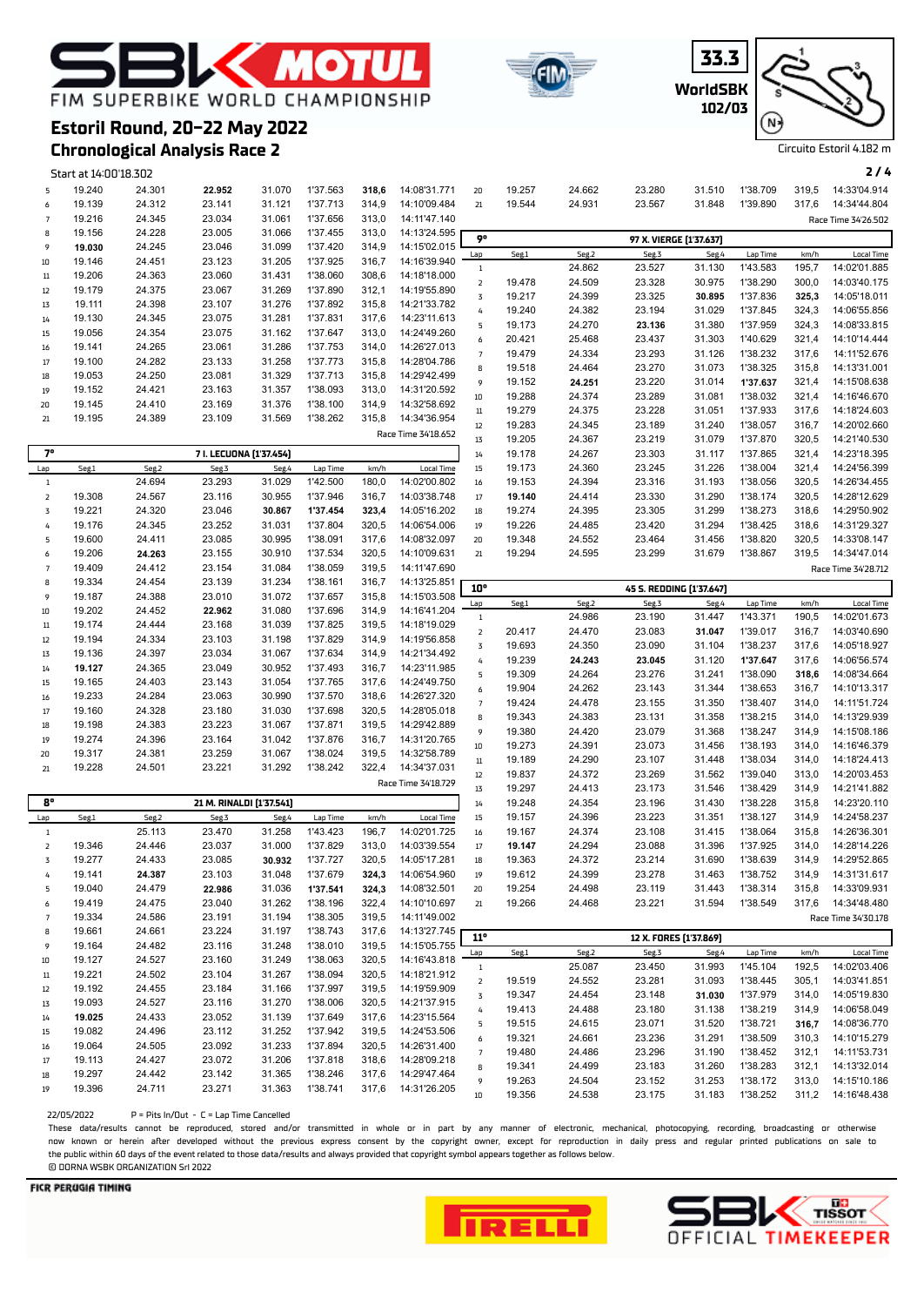# FIM SUPERBIKE WORLD CHAMPIONSHIP

## Estoril Round, 20-22 May 2022

## Chronological Analysis Race 2

33.3 WorldSBK 102/03

Circuito Estoril 4.182 m

Start at 14:00'18.302

| Lap | Seg1 | Seg2 | Seg3 | Seg4 | Lap Time | km/h | Local Time |
|---|---|---|---|---|---|---|---|
| 5 | 19.240 | 24.301 | **22.952** | 31.070 | 1'37.563 | **318,6** | 14:08'31.771 |
| 6 | 19.139 | 24.312 | 23.141 | 31.121 | 1'37.713 | 314,9 | 14:10'09.484 |
| 7 | 19.216 | 24.345 | 23.034 | 31.061 | 1'37.656 | 313,0 | 14:11'47.140 |
| 8 | 19.156 | 24.228 | 23.005 | 31.066 | 1'37.455 | 313,0 | 14:13'24.595 |
| 9 | **19.030** | 24.245 | 23.046 | 31.099 | 1'37.420 | 314,9 | 14:15'02.015 |
| 10 | 19.146 | 24.451 | 23.123 | 31.205 | 1'37.925 | 316,7 | 14:16'39.940 |
| 11 | 19.206 | 24.363 | 23.060 | 31.431 | 1'38.060 | 308,6 | 14:18'18.000 |
| 12 | 19.179 | 24.375 | 23.067 | 31.269 | 1'37.890 | 312,1 | 14:19'55.890 |
| 13 | 19.111 | 24.398 | 23.107 | 31.276 | 1'37.892 | 315,8 | 14:21'33.782 |
| 14 | 19.130 | 24.345 | 23.075 | 31.281 | 1'37.831 | 317,6 | 14:23'11.613 |
| 15 | 19.056 | 24.354 | 23.075 | 31.162 | 1'37.647 | 313,0 | 14:24'49.260 |
| 16 | 19.141 | 24.265 | 23.061 | 31.286 | 1'37.753 | 314,0 | 14:26'27.013 |
| 17 | 19.100 | 24.282 | 23.133 | 31.258 | 1'37.773 | 315,8 | 14:28'04.786 |
| 18 | 19.053 | 24.250 | 23.081 | 31.329 | 1'37.713 | 315,8 | 14:29'42.499 |
| 19 | 19.152 | 24.421 | 23.163 | 31.357 | 1'38.093 | 313,0 | 14:31'20.592 |
| 20 | 19.145 | 24.410 | 23.169 | 31.376 | 1'38.100 | 314,9 | 14:32'58.692 |
| 21 | 19.195 | 24.389 | 23.109 | 31.569 | 1'38.262 | 315,8 | 14:34'36.954 |

Race Time 34'18.652

### 7° — 7 I. LECUONA [1'37.454]

| Lap | Seg1 | Seg2 | Seg3 | Seg4 | Lap Time | km/h | Local Time |
|---|---|---|---|---|---|---|---|
| 1 | | 24.694 | 23.293 | 31.029 | 1'42.500 | 180,0 | 14:02'00.802 |
| 2 | 19.308 | 24.567 | 23.116 | 30.955 | 1'37.946 | 316,7 | 14:03'38.748 |
| 3 | 19.221 | 24.320 | 23.046 | **30.867** | **1'37.454** | **323,4** | 14:05'16.202 |
| 4 | 19.176 | 24.345 | 23.252 | 31.031 | 1'37.804 | 320,5 | 14:06'54.006 |
| 5 | 19.600 | 24.411 | 23.085 | 30.995 | 1'38.091 | 317,6 | 14:08'32.097 |
| 6 | 19.206 | **24.263** | 23.155 | 30.910 | 1'37.534 | 320,5 | 14:10'09.631 |
| 7 | 19.409 | 24.412 | 23.154 | 31.084 | 1'38.059 | 319,5 | 14:11'47.690 |
| 8 | 19.334 | 24.454 | 23.139 | 31.234 | 1'38.161 | 316,7 | 14:13'25.851 |
| 9 | 19.187 | 24.388 | 23.010 | 31.072 | 1'37.657 | 315,8 | 14:15'03.508 |
| 10 | 19.202 | 24.452 | **22.962** | 31.080 | 1'37.696 | 314,9 | 14:16'41.204 |
| 11 | 19.174 | 24.444 | 23.168 | 31.039 | 1'37.825 | 319,5 | 14:18'19.029 |
| 12 | 19.194 | 24.334 | 23.103 | 31.198 | 1'37.829 | 314,9 | 14:19'56.858 |
| 13 | 19.136 | 24.397 | 23.034 | 31.067 | 1'37.634 | 314,9 | 14:21'34.492 |
| 14 | **19.127** | 24.365 | 23.049 | 30.952 | 1'37.493 | 316,7 | 14:23'11.985 |
| 15 | 19.165 | 24.403 | 23.143 | 31.054 | 1'37.765 | 317,6 | 14:24'49.750 |
| 16 | 19.233 | 24.284 | 23.063 | 30.990 | 1'37.570 | 318,6 | 14:26'27.320 |
| 17 | 19.160 | 24.328 | 23.180 | 31.030 | 1'37.698 | 320,5 | 14:28'05.018 |
| 18 | 19.198 | 24.383 | 23.223 | 31.067 | 1'37.871 | 319,5 | 14:29'42.889 |
| 19 | 19.274 | 24.396 | 23.164 | 31.042 | 1'37.876 | 316,7 | 14:31'20.765 |
| 20 | 19.317 | 24.381 | 23.259 | 31.067 | 1'38.024 | 319,5 | 14:32'58.789 |
| 21 | 19.228 | 24.501 | 23.221 | 31.292 | 1'38.242 | 322,4 | 14:34'37.031 |

Race Time 34'18.729

### 8° — 21 M. RINALDI [1'37.541]

| Lap | Seg1 | Seg2 | Seg3 | Seg4 | Lap Time | km/h | Local Time |
|---|---|---|---|---|---|---|---|
| 1 | | 25.113 | 23.470 | 31.258 | 1'43.423 | 196,7 | 14:02'01.725 |
| 2 | 19.346 | 24.446 | 23.037 | 31.000 | 1'37.829 | 313,0 | 14:03'39.554 |
| 3 | 19.277 | 24.433 | 23.085 | **30.932** | 1'37.727 | 320,5 | 14:05'17.281 |
| 4 | 19.141 | **24.387** | 23.103 | 31.048 | 1'37.679 | **324,3** | 14:06'54.960 |
| 5 | 19.040 | 24.479 | **22.986** | 31.036 | **1'37.541** | **324,3** | 14:08'32.501 |
| 6 | 19.419 | 24.475 | 23.040 | 31.262 | 1'38.196 | 322,4 | 14:10'10.697 |
| 7 | 19.334 | 24.586 | 23.191 | 31.194 | 1'38.305 | 319,5 | 14:11'49.002 |
| 8 | 19.661 | 24.661 | 23.224 | 31.197 | 1'38.743 | 317,6 | 14:13'27.745 |
| 9 | 19.164 | 24.482 | 23.116 | 31.248 | 1'38.010 | 319,5 | 14:15'05.755 |
| 10 | 19.127 | 24.527 | 23.160 | 31.249 | 1'38.063 | 320,5 | 14:16'43.818 |
| 11 | 19.221 | 24.502 | 23.104 | 31.267 | 1'38.094 | 320,5 | 14:18'21.912 |
| 12 | 19.192 | 24.455 | 23.184 | 31.166 | 1'37.997 | 319,5 | 14:19'59.909 |
| 13 | 19.093 | 24.527 | 23.116 | 31.270 | 1'38.006 | 320,5 | 14:21'37.915 |
| 14 | **19.025** | 24.433 | 23.052 | 31.139 | 1'37.649 | 317,6 | 14:23'15.564 |
| 15 | 19.082 | 24.496 | 23.112 | 31.252 | 1'37.942 | 319,5 | 14:24'53.506 |
| 16 | 19.064 | 24.505 | 23.092 | 31.233 | 1'37.894 | 320,5 | 14:26'31.400 |
| 17 | 19.113 | 24.427 | 23.072 | 31.206 | 1'37.818 | 318,6 | 14:28'09.218 |
| 18 | 19.297 | 24.442 | 23.142 | 31.365 | 1'38.246 | 317,6 | 14:29'47.464 |
| 19 | 19.396 | 24.711 | 23.271 | 31.363 | 1'38.741 | 317,6 | 14:31'26.205 |
| 20 | 19.257 | 24.662 | 23.280 | 31.510 | 1'38.709 | 319,5 | 14:33'04.914 |
| 21 | 19.544 | 24.931 | 23.567 | 31.848 | 1'39.890 | 317,6 | 14:34'44.804 |

Race Time 34'26.502

### 9° — 97 X. VIERGE [1'37.637]

| Lap | Seg1 | Seg2 | Seg3 | Seg4 | Lap Time | km/h | Local Time |
|---|---|---|---|---|---|---|---|
| 1 | | 24.862 | 23.527 | 31.130 | 1'43.583 | 195,7 | 14:02'01.885 |
| 2 | 19.478 | 24.509 | 23.328 | 30.975 | 1'38.290 | 300,0 | 14:03'40.175 |
| 3 | 19.217 | 24.399 | 23.325 | **30.895** | 1'37.836 | **325,3** | 14:05'18.011 |
| 4 | 19.240 | 24.382 | 23.194 | 31.029 | 1'37.845 | 324,3 | 14:06'55.856 |
| 5 | 19.173 | 24.270 | **23.136** | 31.380 | 1'37.959 | 324,3 | 14:08'33.815 |
| 6 | 20.421 | 25.468 | 23.437 | 31.303 | 1'40.629 | 321,4 | 14:10'14.444 |
| 7 | 19.479 | 24.334 | 23.293 | 31.126 | 1'38.232 | 317,6 | 14:11'52.676 |
| 8 | 19.518 | 24.464 | 23.270 | 31.073 | 1'38.325 | 315,8 | 14:13'31.001 |
| 9 | 19.152 | **24.251** | 23.220 | 31.014 | **1'37.637** | 321,4 | 14:15'08.638 |
| 10 | 19.288 | 24.374 | 23.289 | 31.081 | 1'38.032 | 321,4 | 14:16'46.670 |
| 11 | 19.279 | 24.375 | 23.228 | 31.051 | 1'37.933 | 317,6 | 14:18'24.603 |
| 12 | 19.283 | 24.345 | 23.189 | 31.240 | 1'38.057 | 316,7 | 14:20'02.660 |
| 13 | 19.205 | 24.367 | 23.219 | 31.079 | 1'37.870 | 320,5 | 14:21'40.530 |
| 14 | 19.178 | 24.267 | 23.303 | 31.117 | 1'37.865 | 321,4 | 14:23'18.395 |
| 15 | 19.173 | 24.360 | 23.245 | 31.226 | 1'38.004 | 321,4 | 14:24'56.399 |
| 16 | 19.153 | 24.394 | 23.316 | 31.193 | 1'38.056 | 320,5 | 14:26'34.455 |
| 17 | **19.140** | 24.414 | 23.330 | 31.290 | 1'38.174 | 320,5 | 14:28'12.629 |
| 18 | 19.274 | 24.395 | 23.305 | 31.299 | 1'38.273 | 318,6 | 14:29'50.902 |
| 19 | 19.226 | 24.485 | 23.420 | 31.294 | 1'38.425 | 318,6 | 14:31'29.327 |
| 20 | 19.348 | 24.552 | 23.464 | 31.456 | 1'38.820 | 320,5 | 14:33'08.147 |
| 21 | 19.294 | 24.595 | 23.299 | 31.679 | 1'38.867 | 319,5 | 14:34'47.014 |

Race Time 34'28.712

### 10° — 45 S. REDDING [1'37.647]

| Lap | Seg1 | Seg2 | Seg3 | Seg4 | Lap Time | km/h | Local Time |
|---|---|---|---|---|---|---|---|
| 1 | | 24.986 | 23.190 | 31.447 | 1'43.371 | 190,5 | 14:02'01.673 |
| 2 | 20.417 | 24.470 | 23.083 | **31.047** | 1'39.017 | 316,7 | 14:03'40.690 |
| 3 | 19.693 | 24.350 | 23.090 | 31.104 | 1'38.237 | 317,6 | 14:05'18.927 |
| 4 | 19.239 | **24.243** | **23.045** | 31.120 | **1'37.647** | 317,6 | 14:06'56.574 |
| 5 | 19.309 | 24.264 | 23.276 | 31.241 | 1'38.090 | **318,6** | 14:08'34.664 |
| 6 | 19.904 | 24.262 | 23.143 | 31.344 | 1'38.653 | 316,7 | 14:10'13.317 |
| 7 | 19.424 | 24.478 | 23.155 | 31.350 | 1'38.407 | 314,0 | 14:11'51.724 |
| 8 | 19.343 | 24.383 | 23.131 | 31.358 | 1'38.215 | 314,0 | 14:13'29.939 |
| 9 | 19.380 | 24.420 | 23.079 | 31.368 | 1'38.247 | 314,9 | 14:15'08.186 |
| 10 | 19.273 | 24.391 | 23.073 | 31.456 | 1'38.193 | 314,0 | 14:16'46.379 |
| 11 | 19.189 | 24.290 | 23.107 | 31.448 | 1'38.034 | 314,0 | 14:18'24.413 |
| 12 | 19.837 | 24.372 | 23.269 | 31.562 | 1'39.040 | 313,0 | 14:20'03.453 |
| 13 | 19.297 | 24.413 | 23.173 | 31.546 | 1'38.429 | 314,9 | 14:21'41.882 |
| 14 | 19.248 | 24.354 | 23.196 | 31.430 | 1'38.228 | 315,8 | 14:23'20.110 |
| 15 | 19.157 | 24.396 | 23.223 | 31.351 | 1'38.127 | 314,9 | 14:24'58.237 |
| 16 | 19.167 | 24.374 | 23.108 | 31.415 | 1'38.064 | 315,8 | 14:26'36.301 |
| 17 | **19.147** | 24.294 | 23.088 | 31.396 | 1'37.925 | 314,0 | 14:28'14.226 |
| 18 | 19.363 | 24.372 | 23.214 | 31.690 | 1'38.639 | 314,9 | 14:29'52.865 |
| 19 | 19.612 | 24.399 | 23.278 | 31.463 | 1'38.752 | 314,9 | 14:31'31.617 |
| 20 | 19.254 | 24.498 | 23.119 | 31.443 | 1'38.314 | 315,8 | 14:33'09.931 |
| 21 | 19.266 | 24.468 | 23.221 | 31.594 | 1'38.549 | 317,6 | 14:34'48.480 |

Race Time 34'30.178

### 11° — 12 X. FORES [1'37.869]

| Lap | Seg1 | Seg2 | Seg3 | Seg4 | Lap Time | km/h | Local Time |
|---|---|---|---|---|---|---|---|
| 1 | | 25.087 | 23.450 | 31.993 | 1'45.104 | 192,5 | 14:02'03.406 |
| 2 | 19.519 | 24.552 | 23.281 | 31.093 | 1'38.445 | 305,1 | 14:03'41.851 |
| 3 | 19.347 | 24.454 | 23.148 | **31.030** | 1'37.979 | 314,0 | 14:05'19.830 |
| 4 | 19.413 | 24.488 | 23.180 | 31.138 | 1'38.219 | 314,9 | 14:06'58.049 |
| 5 | 19.515 | 24.615 | 23.071 | 31.520 | 1'38.721 | **316,7** | 14:08'36.770 |
| 6 | 19.321 | 24.661 | 23.236 | 31.291 | 1'38.509 | 310,3 | 14:10'15.279 |
| 7 | 19.480 | 24.486 | 23.296 | 31.190 | 1'38.452 | 312,1 | 14:11'53.731 |
| 8 | 19.341 | 24.499 | 23.183 | 31.260 | 1'38.283 | 312,1 | 14:13'32.014 |
| 9 | 19.263 | 24.504 | 23.152 | 31.253 | 1'38.172 | 313,0 | 14:15'10.186 |
| 10 | 19.356 | 24.538 | 23.175 | 31.183 | 1'38.252 | 311,2 | 14:16'48.438 |

22/05/2022 P = Pits In/Out - C = Lap Time Cancelled

These data/results cannot be reproduced, stored and/or transmitted in whole or in part by any manner of electronic, mechanical, photocopying, recording, broadcasting or otherwise now known or herein after developed without the previous express consent by the copyright owner, except for reproduction in daily press and regular printed publications on sale to the public within 60 days of the event related to those data/results and always provided that copyright symbol appears together as follows below.

© DORNA WSBK ORGANIZATION Srl 2022

FICR PERUGIA TIMING — PIRELLI — SBK TISSOT OFFICIAL TIMEKEEPER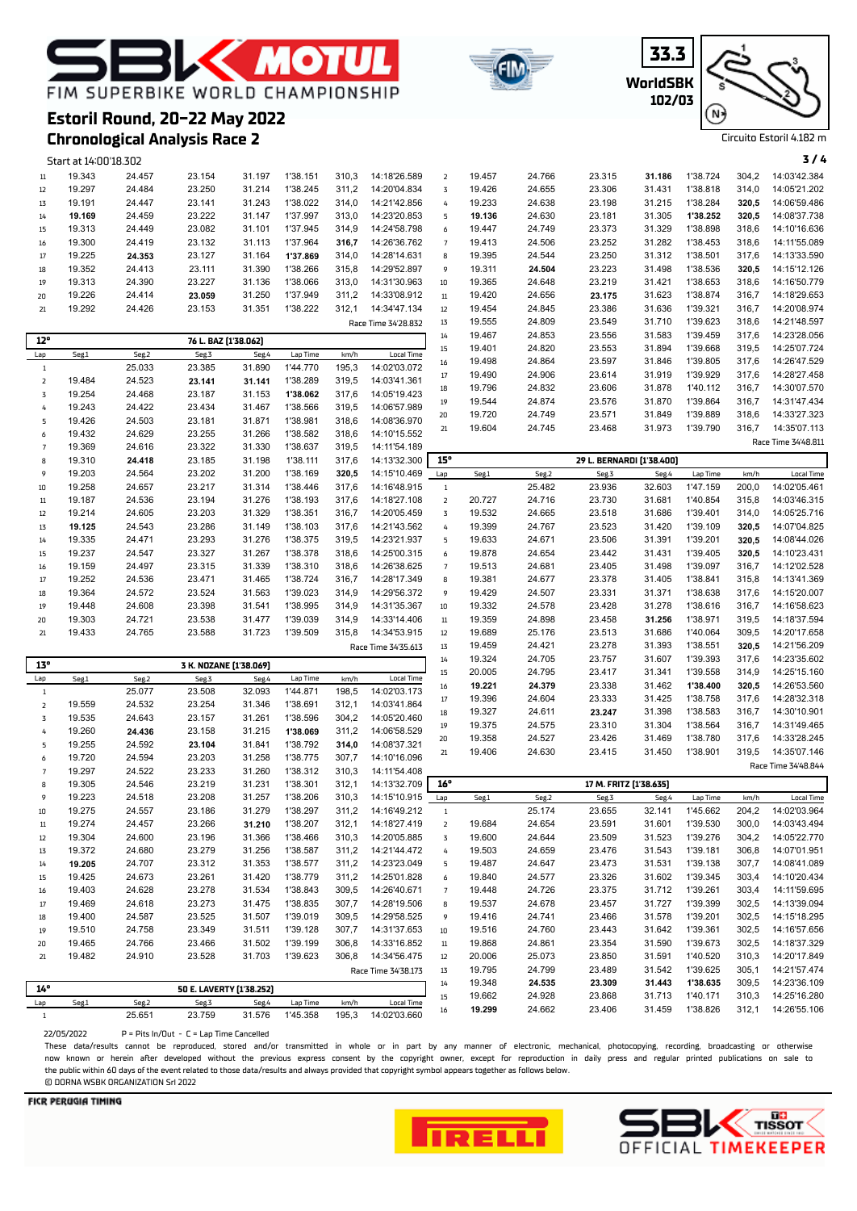# FIM SUPERBIKE WORLD CHAMPIONSHIP

## Estoril Round, 20-22 May 2022

## Chronological Analysis Race 2

33.3 WorldSBK 102/03

Circuito Estoril 4.182 m

Start at 14:00'18.302

| Lap | Seg1 | Seg2 | Seg3 | Seg4 | Lap Time | km/h | Local Time |
|---|---|---|---|---|---|---|---|
| 11 | 19.343 | 24.457 | 23.154 | 31.197 | 1'38.151 | 310,3 | 14:18'26.589 |
| 12 | 19.297 | 24.484 | 23.250 | 31.214 | 1'38.245 | 311,2 | 14:20'04.834 |
| 13 | 19.191 | 24.447 | 23.141 | 31.243 | 1'38.022 | 314,0 | 14:21'42.856 |
| 14 | **19.169** | 24.459 | 23.222 | 31.147 | 1'37.997 | 313,0 | 14:23'20.853 |
| 15 | 19.313 | 24.449 | 23.082 | 31.101 | 1'37.945 | 314,9 | 14:24'58.798 |
| 16 | 19.300 | 24.419 | 23.132 | 31.113 | 1'37.964 | **316,7** | 14:26'36.762 |
| 17 | 19.225 | **24.353** | 23.127 | 31.164 | **1'37.869** | 314,0 | 14:28'14.631 |
| 18 | 19.352 | 24.413 | 23.111 | 31.390 | 1'38.266 | 315,8 | 14:29'52.897 |
| 19 | 19.313 | 24.390 | 23.227 | 31.136 | 1'38.066 | 313,0 | 14:31'30.963 |
| 20 | 19.226 | 24.414 | **23.059** | 31.250 | 1'37.949 | 311,2 | 14:33'08.912 |
| 21 | 19.292 | 24.426 | 23.153 | 31.351 | 1'38.222 | 312,1 | 14:34'47.134 |

Race Time 34'28.832

**12° — 76 L. BAZ [1'38.062]**

| Lap | Seg1 | Seg2 | Seg3 | Seg4 | Lap Time | km/h | Local Time |
|---|---|---|---|---|---|---|---|
| 1 | | 25.033 | 23.385 | 31.890 | 1'44.770 | 195,3 | 14:02'03.072 |
| 2 | 19.484 | 24.523 | **23.141** | **31.141** | 1'38.289 | 319,5 | 14:03'41.361 |
| 3 | 19.254 | 24.468 | 23.187 | 31.153 | **1'38.062** | 317,6 | 14:05'19.423 |
| 4 | 19.243 | 24.422 | 23.434 | 31.467 | 1'38.566 | 319,5 | 14:06'57.989 |
| 5 | 19.426 | 24.503 | 23.181 | 31.871 | 1'38.981 | 318,6 | 14:08'36.970 |
| 6 | 19.432 | 24.629 | 23.255 | 31.266 | 1'38.582 | 318,6 | 14:10'15.552 |
| 7 | 19.369 | 24.616 | 23.322 | 31.330 | 1'38.637 | 319,5 | 14:11'54.189 |
| 8 | 19.310 | **24.418** | 23.185 | 31.198 | 1'38.111 | 317,6 | 14:13'32.300 |
| 9 | 19.203 | 24.564 | 23.202 | 31.200 | 1'38.169 | **320,5** | 14:15'10.469 |
| 10 | 19.258 | 24.657 | 23.217 | 31.314 | 1'38.446 | 317,6 | 14:16'48.915 |
| 11 | 19.187 | 24.536 | 23.194 | 31.276 | 1'38.193 | 317,6 | 14:18'27.108 |
| 12 | 19.214 | 24.605 | 23.203 | 31.329 | 1'38.351 | 316,7 | 14:20'05.459 |
| 13 | **19.125** | 24.543 | 23.286 | 31.149 | 1'38.103 | 317,6 | 14:21'43.562 |
| 14 | 19.335 | 24.471 | 23.293 | 31.276 | 1'38.375 | 319,5 | 14:23'21.937 |
| 15 | 19.237 | 24.547 | 23.327 | 31.267 | 1'38.378 | 318,6 | 14:25'00.315 |
| 16 | 19.159 | 24.497 | 23.315 | 31.339 | 1'38.310 | 318,6 | 14:26'38.625 |
| 17 | 19.252 | 24.536 | 23.471 | 31.465 | 1'38.724 | 316,7 | 14:28'17.349 |
| 18 | 19.364 | 24.572 | 23.524 | 31.563 | 1'39.023 | 314,9 | 14:29'56.372 |
| 19 | 19.448 | 24.608 | 23.398 | 31.541 | 1'38.995 | 314,9 | 14:31'35.367 |
| 20 | 19.303 | 24.721 | 23.538 | 31.477 | 1'39.039 | 314,9 | 14:33'14.406 |
| 21 | 19.433 | 24.765 | 23.588 | 31.723 | 1'39.509 | 315,8 | 14:34'53.915 |

Race Time 34'35.613

**13° — 3 K. NOZANE [1'38.069]**

| Lap | Seg1 | Seg2 | Seg3 | Seg4 | Lap Time | km/h | Local Time |
|---|---|---|---|---|---|---|---|
| 1 | | 25.077 | 23.508 | 32.093 | 1'44.871 | 198,5 | 14:02'03.173 |
| 2 | 19.559 | 24.532 | 23.254 | 31.346 | 1'38.691 | 312,1 | 14:03'41.864 |
| 3 | 19.535 | 24.643 | 23.157 | 31.261 | 1'38.596 | 304,2 | 14:05'20.460 |
| 4 | 19.260 | **24.436** | 23.158 | 31.215 | **1'38.069** | 311,2 | 14:06'58.529 |
| 5 | 19.255 | 24.592 | **23.104** | 31.841 | 1'38.792 | **314,0** | 14:08'37.321 |
| 6 | 19.720 | 24.594 | 23.203 | 31.258 | 1'38.775 | 307,7 | 14:10'16.096 |
| 7 | 19.297 | 24.522 | 23.233 | 31.260 | 1'38.312 | 310,3 | 14:11'54.408 |
| 8 | 19.305 | 24.546 | 23.219 | 31.231 | 1'38.301 | 312,1 | 14:13'32.709 |
| 9 | 19.223 | 24.518 | 23.208 | 31.257 | 1'38.206 | 310,3 | 14:15'10.915 |
| 10 | 19.275 | 24.557 | 23.186 | 31.279 | 1'38.297 | 311,2 | 14:16'49.212 |
| 11 | 19.274 | 24.457 | 23.266 | **31.210** | 1'38.207 | 312,1 | 14:18'27.419 |
| 12 | 19.304 | 24.600 | 23.196 | 31.366 | 1'38.466 | 310,3 | 14:20'05.885 |
| 13 | 19.372 | 24.680 | 23.279 | 31.256 | 1'38.587 | 311,2 | 14:21'44.472 |
| 14 | **19.205** | 24.707 | 23.312 | 31.353 | 1'38.577 | 311,2 | 14:23'23.049 |
| 15 | 19.425 | 24.673 | 23.261 | 31.420 | 1'38.779 | 311,2 | 14:25'01.828 |
| 16 | 19.403 | 24.628 | 23.278 | 31.534 | 1'38.843 | 309,5 | 14:26'40.671 |
| 17 | 19.469 | 24.618 | 23.273 | 31.475 | 1'38.835 | 307,7 | 14:28'19.506 |
| 18 | 19.400 | 24.587 | 23.525 | 31.507 | 1'39.019 | 309,5 | 14:29'58.525 |
| 19 | 19.510 | 24.758 | 23.349 | 31.511 | 1'39.128 | 307,7 | 14:31'37.653 |
| 20 | 19.465 | 24.766 | 23.466 | 31.502 | 1'39.199 | 306,8 | 14:33'16.852 |
| 21 | 19.482 | 24.910 | 23.528 | 31.703 | 1'39.623 | 306,8 | 14:34'56.475 |

Race Time 34'38.173

**14° — 50 E. LAVERTY [1'38.252]**

| Lap | Seg1 | Seg2 | Seg3 | Seg4 | Lap Time | km/h | Local Time |
|---|---|---|---|---|---|---|---|
| 1 | | 25.651 | 23.759 | 31.576 | 1'45.358 | 195,3 | 14:02'03.660 |
| 2 | 19.457 | 24.766 | 23.315 | **31.186** | 1'38.724 | 304,2 | 14:03'42.384 |
| 3 | 19.426 | 24.655 | 23.306 | 31.431 | 1'38.818 | 314,0 | 14:05'21.202 |
| 4 | 19.233 | 24.638 | 23.198 | 31.215 | 1'38.284 | **320,5** | 14:06'59.486 |
| 5 | **19.136** | 24.630 | 23.181 | 31.305 | **1'38.252** | **320,5** | 14:08'37.738 |
| 6 | 19.447 | 24.749 | 23.373 | 31.329 | 1'38.898 | 318,6 | 14:10'16.636 |
| 7 | 19.413 | 24.506 | 23.252 | 31.282 | 1'38.453 | 318,6 | 14:11'55.089 |
| 8 | 19.395 | 24.544 | 23.250 | 31.312 | 1'38.501 | 317,6 | 14:13'33.590 |
| 9 | 19.311 | **24.504** | 23.223 | 31.498 | 1'38.536 | **320,5** | 14:15'12.126 |
| 10 | 19.365 | 24.648 | 23.219 | 31.421 | 1'38.653 | 318,6 | 14:16'50.779 |
| 11 | 19.420 | 24.656 | **23.175** | 31.623 | 1'38.874 | 316,7 | 14:18'29.653 |
| 12 | 19.454 | 24.845 | 23.386 | 31.636 | 1'39.321 | 316,7 | 14:20'08.974 |
| 13 | 19.555 | 24.809 | 23.549 | 31.710 | 1'39.623 | 318,6 | 14:21'48.597 |
| 14 | 19.467 | 24.853 | 23.556 | 31.583 | 1'39.459 | 317,6 | 14:23'28.056 |
| 15 | 19.401 | 24.820 | 23.553 | 31.894 | 1'39.668 | 319,5 | 14:25'07.724 |
| 16 | 19.498 | 24.864 | 23.597 | 31.846 | 1'39.805 | 317,6 | 14:26'47.529 |
| 17 | 19.490 | 24.906 | 23.614 | 31.919 | 1'39.929 | 317,6 | 14:28'27.458 |
| 18 | 19.796 | 24.832 | 23.606 | 31.878 | 1'40.112 | 316,7 | 14:30'07.570 |
| 19 | 19.544 | 24.874 | 23.576 | 31.870 | 1'39.864 | 316,7 | 14:31'47.434 |
| 20 | 19.720 | 24.749 | 23.571 | 31.849 | 1'39.889 | 318,6 | 14:33'27.323 |
| 21 | 19.604 | 24.745 | 23.468 | 31.973 | 1'39.790 | 316,7 | 14:35'07.113 |

Race Time 34'48.811

**15° — 29 L. BERNARDI [1'38.400]**

| Lap | Seg1 | Seg2 | Seg3 | Seg4 | Lap Time | km/h | Local Time |
|---|---|---|---|---|---|---|---|
| 1 | | 25.482 | 23.936 | 32.603 | 1'47.159 | 200,0 | 14:02'05.461 |
| 2 | 20.727 | 24.716 | 23.730 | 31.681 | 1'40.854 | 315,8 | 14:03'46.315 |
| 3 | 19.532 | 24.665 | 23.518 | 31.686 | 1'39.401 | 314,0 | 14:05'25.716 |
| 4 | 19.399 | 24.767 | 23.523 | 31.420 | 1'39.109 | **320,5** | 14:07'04.825 |
| 5 | 19.633 | 24.671 | 23.506 | 31.391 | 1'39.201 | **320,5** | 14:08'44.026 |
| 6 | 19.878 | 24.654 | 23.442 | 31.431 | 1'39.405 | **320,5** | 14:10'23.431 |
| 7 | 19.513 | 24.681 | 23.405 | 31.498 | 1'39.097 | 316,7 | 14:12'02.528 |
| 8 | 19.381 | 24.677 | 23.378 | 31.405 | 1'38.841 | 315,8 | 14:13'41.369 |
| 9 | 19.429 | 24.507 | 23.331 | 31.371 | 1'38.638 | 317,6 | 14:15'20.007 |
| 10 | 19.332 | 24.578 | 23.428 | 31.278 | 1'38.616 | 316,7 | 14:16'58.623 |
| 11 | 19.359 | 24.898 | 23.458 | **31.256** | 1'38.971 | 319,5 | 14:18'37.594 |
| 12 | 19.689 | 25.176 | 23.513 | 31.686 | 1'40.064 | 309,5 | 14:20'17.658 |
| 13 | 19.459 | 24.421 | 23.278 | 31.393 | 1'38.551 | **320,5** | 14:21'56.209 |
| 14 | 19.324 | 24.705 | 23.757 | 31.607 | 1'39.393 | 317,6 | 14:23'35.602 |
| 15 | 20.005 | 24.795 | 23.417 | 31.341 | 1'39.558 | 314,9 | 14:25'15.160 |
| 16 | **19.221** | **24.379** | 23.338 | 31.462 | **1'38.400** | **320,5** | 14:26'53.560 |
| 17 | 19.396 | 24.604 | 23.333 | 31.425 | 1'38.758 | 317,6 | 14:28'32.318 |
| 18 | 19.327 | 24.611 | **23.247** | 31.398 | 1'38.583 | 316,7 | 14:30'10.901 |
| 19 | 19.375 | 24.575 | 23.310 | 31.304 | 1'38.564 | 316,7 | 14:31'49.465 |
| 20 | 19.358 | 24.527 | 23.426 | 31.469 | 1'38.780 | 317,6 | 14:33'28.245 |
| 21 | 19.406 | 24.630 | 23.415 | 31.450 | 1'38.901 | 319,5 | 14:35'07.146 |

Race Time 34'48.844

**16° — 17 M. FRITZ [1'38.635]**

| Lap | Seg1 | Seg2 | Seg3 | Seg4 | Lap Time | km/h | Local Time |
|---|---|---|---|---|---|---|---|
| 1 | | 25.174 | 23.655 | 32.141 | 1'45.662 | 204,2 | 14:02'03.964 |
| 2 | 19.684 | 24.654 | 23.591 | 31.601 | 1'39.530 | 300,0 | 14:03'43.494 |
| 3 | 19.600 | 24.644 | 23.509 | 31.523 | 1'39.276 | 304,2 | 14:05'22.770 |
| 4 | 19.503 | 24.659 | 23.476 | 31.543 | 1'39.181 | 306,8 | 14:07'01.951 |
| 5 | 19.487 | 24.647 | 23.473 | 31.531 | 1'39.138 | 307,7 | 14:08'41.089 |
| 6 | 19.840 | 24.577 | 23.326 | 31.602 | 1'39.345 | 303,4 | 14:10'20.434 |
| 7 | 19.448 | 24.726 | 23.375 | 31.712 | 1'39.261 | 303,4 | 14:11'59.695 |
| 8 | 19.537 | 24.678 | 23.457 | 31.727 | 1'39.399 | 302,5 | 14:13'39.094 |
| 9 | 19.416 | 24.741 | 23.466 | 31.578 | 1'39.201 | 302,5 | 14:15'18.295 |
| 10 | 19.516 | 24.760 | 23.443 | 31.642 | 1'39.361 | 302,5 | 14:16'57.656 |
| 11 | 19.868 | 24.861 | 23.354 | 31.590 | 1'39.673 | 302,5 | 14:18'37.329 |
| 12 | 20.006 | 25.073 | 23.850 | 31.591 | 1'40.520 | 310,3 | 14:20'17.849 |
| 13 | 19.795 | 24.799 | 23.489 | 31.542 | 1'39.625 | 305,1 | 14:21'57.474 |
| 14 | 19.348 | **24.535** | **23.309** | **31.443** | **1'38.635** | 309,5 | 14:23'36.109 |
| 15 | 19.662 | 24.928 | 23.868 | 31.713 | 1'40.171 | 310,3 | 14:25'16.280 |
| 16 | **19.299** | 24.662 | 23.406 | 31.459 | 1'38.826 | 312,1 | 14:26'55.106 |

22/05/2022 P = Pits In/Out - C = Lap Time Cancelled

These data/results cannot be reproduced, stored and/or transmitted in whole or in part by any manner of electronic, mechanical, photocopying, recording, broadcasting or otherwise now known or herein after developed without the previous express consent by the copyright owner, except for reproduction in daily press and regular printed publications on sale to the public within 60 days of the event related to those data/results and always provided that copyright symbol appears together as follows below.

© DORNA WSBK ORGANIZATION Srl 2022

FICR PERUGIA TIMING — PIRELLI — SBK TISSOT OFFICIAL TIMEKEEPER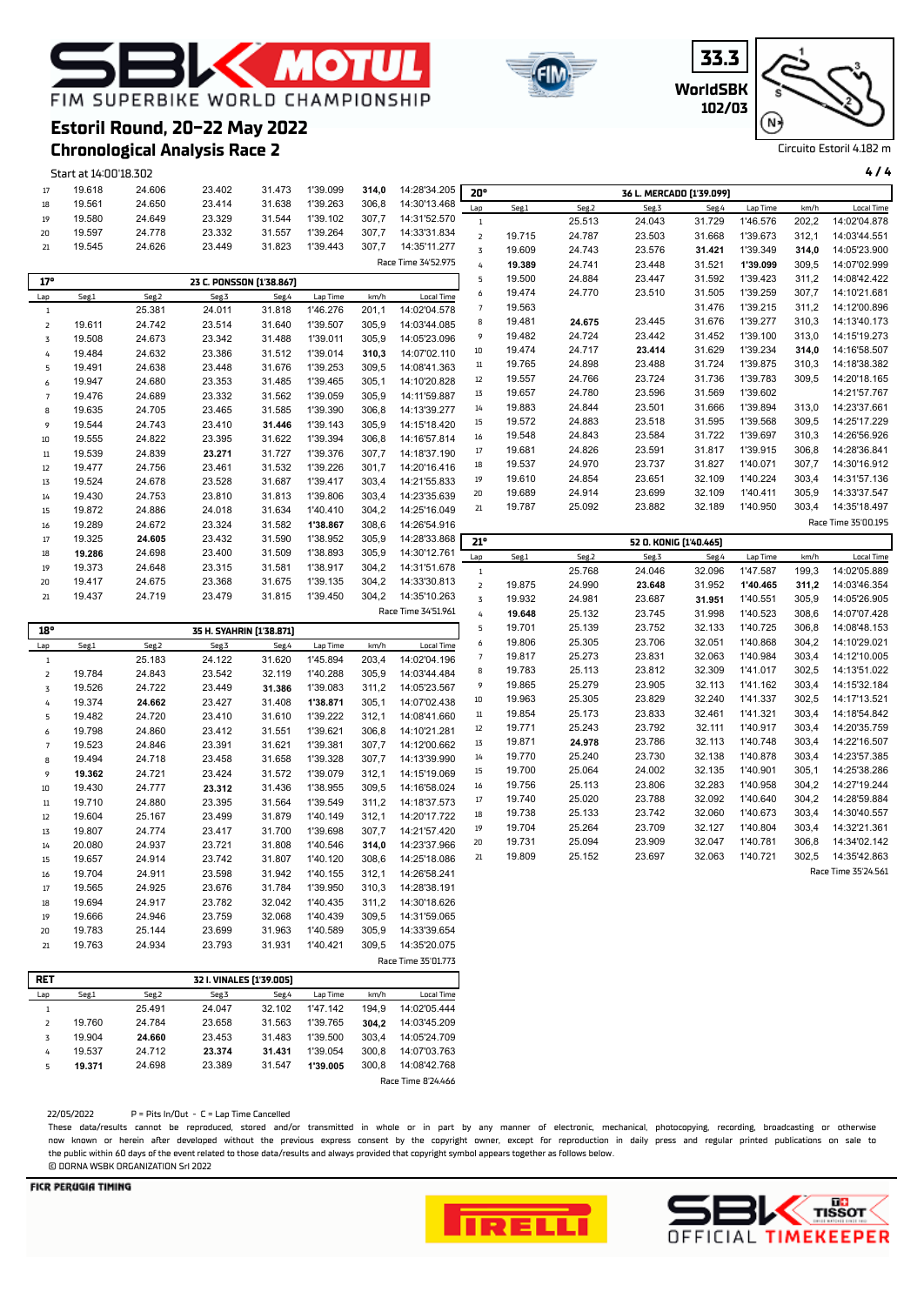# FIM SUPERBIKE WORLD CHAMPIONSHIP

## Estoril Round, 20-22 May 2022

## Chronological Analysis Race 2

33.3 WorldSBK 102/03

Circuito Estoril 4.182 m

Start at 14:00'18.302

| Lap | Seg1 | Seg2 | Seg3 | Seg4 | Lap Time | km/h | Local Time |
|---|---|---|---|---|---|---|---|
| 17 | 19.618 | 24.606 | 23.402 | 31.473 | 1'39.099 | **314,0** | 14:28'34.205 |
| 18 | 19.561 | 24.650 | 23.414 | 31.638 | 1'39.263 | 306,8 | 14:30'13.468 |
| 19 | 19.580 | 24.649 | 23.329 | 31.544 | 1'39.102 | 307,7 | 14:31'52.570 |
| 20 | 19.597 | 24.778 | 23.332 | 31.557 | 1'39.264 | 307,7 | 14:33'31.834 |
| 21 | 19.545 | 24.626 | 23.449 | 31.823 | 1'39.443 | 307,7 | 14:35'11.277 |

Race Time 34'52.975

### 17° — 23 C. PONSSON [1'38.867]

| Lap | Seg1 | Seg2 | Seg3 | Seg4 | Lap Time | km/h | Local Time |
|---|---|---|---|---|---|---|---|
| 1 | | 25.381 | 24.011 | 31.818 | 1'46.276 | 201,1 | 14:02'04.578 |
| 2 | 19.611 | 24.742 | 23.514 | 31.640 | 1'39.507 | 305,9 | 14:03'44.085 |
| 3 | 19.508 | 24.673 | 23.342 | 31.488 | 1'39.011 | 305,9 | 14:05'23.096 |
| 4 | 19.484 | 24.632 | 23.386 | 31.512 | 1'39.014 | **310,3** | 14:07'02.110 |
| 5 | 19.491 | 24.638 | 23.448 | 31.676 | 1'39.253 | 309,5 | 14:08'41.363 |
| 6 | 19.947 | 24.680 | 23.353 | 31.485 | 1'39.465 | 305,1 | 14:10'20.828 |
| 7 | 19.476 | 24.689 | 23.332 | 31.562 | 1'39.059 | 305,9 | 14:11'59.887 |
| 8 | 19.635 | 24.705 | 23.465 | 31.585 | 1'39.390 | 306,8 | 14:13'39.277 |
| 9 | 19.544 | 24.743 | 23.410 | **31.446** | 1'39.143 | 305,9 | 14:15'18.420 |
| 10 | 19.555 | 24.822 | 23.395 | 31.622 | 1'39.394 | 306,8 | 14:16'57.814 |
| 11 | 19.539 | 24.839 | **23.271** | 31.727 | 1'39.376 | 307,7 | 14:18'37.190 |
| 12 | 19.477 | 24.756 | 23.461 | 31.532 | 1'39.226 | 301,7 | 14:20'16.416 |
| 13 | 19.524 | 24.678 | 23.528 | 31.687 | 1'39.417 | 303,4 | 14:21'55.833 |
| 14 | 19.430 | 24.753 | 23.810 | 31.813 | 1'39.806 | 303,4 | 14:23'35.639 |
| 15 | 19.872 | 24.886 | 24.018 | 31.634 | 1'40.410 | 304,2 | 14:25'16.049 |
| 16 | 19.289 | 24.672 | 23.324 | 31.582 | **1'38.867** | 308,6 | 14:26'54.916 |
| 17 | 19.325 | **24.605** | 23.432 | 31.590 | 1'38.952 | 305,9 | 14:28'33.868 |
| 18 | **19.286** | 24.698 | 23.400 | 31.509 | 1'38.893 | 305,9 | 14:30'12.761 |
| 19 | 19.373 | 24.648 | 23.315 | 31.581 | 1'38.917 | 304,2 | 14:31'51.678 |
| 20 | 19.417 | 24.675 | 23.368 | 31.675 | 1'39.135 | 304,2 | 14:33'30.813 |
| 21 | 19.437 | 24.719 | 23.479 | 31.815 | 1'39.450 | 304,2 | 14:35'10.263 |

Race Time 34'51.961

### 18° — 35 H. SYAHRIN [1'38.871]

| Lap | Seg1 | Seg2 | Seg3 | Seg4 | Lap Time | km/h | Local Time |
|---|---|---|---|---|---|---|---|
| 1 | | 25.183 | 24.122 | 31.620 | 1'45.894 | 203,4 | 14:02'04.196 |
| 2 | 19.784 | 24.843 | 23.542 | 32.119 | 1'40.288 | 305,9 | 14:03'44.484 |
| 3 | 19.526 | 24.722 | 23.449 | **31.386** | 1'39.083 | 311,2 | 14:05'23.567 |
| 4 | 19.374 | **24.662** | 23.427 | 31.408 | **1'38.871** | 305,1 | 14:07'02.438 |
| 5 | 19.482 | 24.720 | 23.410 | 31.610 | 1'39.222 | 312,1 | 14:08'41.660 |
| 6 | 19.798 | 24.860 | 23.412 | 31.551 | 1'39.621 | 306,8 | 14:10'21.281 |
| 7 | 19.523 | 24.846 | 23.391 | 31.621 | 1'39.381 | 307,7 | 14:12'00.662 |
| 8 | 19.494 | 24.718 | 23.458 | 31.658 | 1'39.328 | 307,7 | 14:13'39.990 |
| 9 | **19.362** | 24.721 | 23.424 | 31.572 | 1'39.079 | 312,1 | 14:15'19.069 |
| 10 | 19.430 | 24.777 | **23.312** | 31.436 | 1'38.955 | 309,5 | 14:16'58.024 |
| 11 | 19.710 | 24.880 | 23.395 | 31.564 | 1'39.549 | 311,2 | 14:18'37.573 |
| 12 | 19.604 | 25.167 | 23.499 | 31.879 | 1'40.149 | 312,1 | 14:20'17.722 |
| 13 | 19.807 | 24.774 | 23.417 | 31.700 | 1'39.698 | 307,7 | 14:21'57.420 |
| 14 | 20.080 | 24.937 | 23.721 | 31.808 | 1'40.546 | **314,0** | 14:23'37.966 |
| 15 | 19.657 | 24.914 | 23.742 | 31.807 | 1'40.120 | 308,6 | 14:25'18.086 |
| 16 | 19.704 | 24.911 | 23.598 | 31.942 | 1'40.155 | 312,1 | 14:26'58.241 |
| 17 | 19.565 | 24.925 | 23.676 | 31.784 | 1'39.950 | 310,3 | 14:28'38.191 |
| 18 | 19.694 | 24.917 | 23.782 | 32.042 | 1'40.435 | 311,2 | 14:30'18.626 |
| 19 | 19.666 | 24.946 | 23.759 | 32.068 | 1'40.439 | 309,5 | 14:31'59.065 |
| 20 | 19.783 | 25.144 | 23.699 | 31.963 | 1'40.589 | 305,9 | 14:33'39.654 |
| 21 | 19.763 | 24.934 | 23.793 | 31.931 | 1'40.421 | 309,5 | 14:35'20.075 |

Race Time 35'01.773

### RET — 32 I. VINALES [1'39.005]

| Lap | Seg1 | Seg2 | Seg3 | Seg4 | Lap Time | km/h | Local Time |
|---|---|---|---|---|---|---|---|
| 1 | | 25.491 | 24.047 | 32.102 | 1'47.142 | 194,9 | 14:02'05.444 |
| 2 | 19.760 | 24.784 | 23.658 | 31.563 | 1'39.765 | **304,2** | 14:03'45.209 |
| 3 | 19.904 | **24.660** | 23.453 | 31.483 | 1'39.500 | 303,4 | 14:05'24.709 |
| 4 | 19.537 | 24.712 | **23.374** | **31.431** | 1'39.054 | 300,8 | 14:07'03.763 |
| 5 | **19.371** | 24.698 | 23.389 | 31.547 | **1'39.005** | 300,8 | 14:08'42.768 |

Race Time 8'24.466

### 20° — 36 L. MERCADO [1'39.099]

| Lap | Seg1 | Seg2 | Seg3 | Seg4 | Lap Time | km/h | Local Time |
|---|---|---|---|---|---|---|---|
| 1 | | 25.513 | 24.043 | 31.729 | 1'46.576 | 202,2 | 14:02'04.878 |
| 2 | 19.715 | 24.787 | 23.503 | 31.668 | 1'39.673 | 312,1 | 14:03'44.551 |
| 3 | 19.609 | 24.743 | 23.576 | **31.421** | 1'39.349 | **314,0** | 14:05'23.900 |
| 4 | **19.389** | 24.741 | 23.448 | 31.521 | **1'39.099** | 309,5 | 14:07'02.999 |
| 5 | 19.500 | 24.884 | 23.447 | 31.592 | 1'39.423 | 311,2 | 14:08'42.422 |
| 6 | 19.474 | 24.770 | 23.510 | 31.505 | 1'39.259 | 307,7 | 14:10'21.681 |
| 7 | 19.563 | | | 31.476 | 1'39.215 | 311,2 | 14:12'00.896 |
| 8 | 19.481 | **24.675** | 23.445 | 31.676 | 1'39.277 | 310,3 | 14:13'40.173 |
| 9 | 19.482 | 24.724 | 23.442 | 31.452 | 1'39.100 | 313,0 | 14:15'19.273 |
| 10 | 19.474 | 24.717 | **23.414** | 31.629 | 1'39.234 | **314,0** | 14:16'58.507 |
| 11 | 19.765 | 24.898 | 23.488 | 31.724 | 1'39.875 | 310,3 | 14:18'38.382 |
| 12 | 19.557 | 24.766 | 23.724 | 31.736 | 1'39.783 | 309,5 | 14:20'18.165 |
| 13 | 19.657 | 24.780 | 23.596 | 31.569 | 1'39.602 | | 14:21'57.767 |
| 14 | 19.883 | 24.844 | 23.501 | 31.666 | 1'39.894 | 313,0 | 14:23'37.661 |
| 15 | 19.572 | 24.883 | 23.518 | 31.595 | 1'39.568 | 309,5 | 14:25'17.229 |
| 16 | 19.548 | 24.843 | 23.584 | 31.722 | 1'39.697 | 310,3 | 14:26'56.926 |
| 17 | 19.681 | 24.826 | 23.591 | 31.817 | 1'39.915 | 306,8 | 14:28'36.841 |
| 18 | 19.537 | 24.970 | 23.737 | 31.827 | 1'40.071 | 307,7 | 14:30'16.912 |
| 19 | 19.610 | 24.854 | 23.651 | 32.109 | 1'40.224 | 303,4 | 14:31'57.136 |
| 20 | 19.689 | 24.914 | 23.699 | 32.109 | 1'40.411 | 305,9 | 14:33'37.547 |
| 21 | 19.787 | 25.092 | 23.882 | 32.189 | 1'40.950 | 303,4 | 14:35'18.497 |

Race Time 35'00.195

### 21° — 52 O. KONIG [1'40.465]

| Lap | Seg1 | Seg2 | Seg3 | Seg4 | Lap Time | km/h | Local Time |
|---|---|---|---|---|---|---|---|
| 1 | | 25.768 | 24.046 | 32.096 | 1'47.587 | 199,3 | 14:02'05.889 |
| 2 | 19.875 | 24.990 | **23.648** | 31.952 | **1'40.465** | **311,2** | 14:03'46.354 |
| 3 | 19.932 | 24.981 | 23.687 | **31.951** | 1'40.551 | 305,9 | 14:05'26.905 |
| 4 | **19.648** | 25.132 | 23.745 | 31.998 | 1'40.523 | 308,6 | 14:07'07.428 |
| 5 | 19.701 | 25.139 | 23.752 | 32.133 | 1'40.725 | 306,8 | 14:08'48.153 |
| 6 | 19.806 | 25.305 | 23.706 | 32.051 | 1'40.868 | 304,2 | 14:10'29.021 |
| 7 | 19.817 | 25.273 | 23.831 | 32.063 | 1'40.984 | 303,4 | 14:12'10.005 |
| 8 | 19.783 | 25.113 | 23.812 | 32.309 | 1'41.017 | 302,5 | 14:13'51.022 |
| 9 | 19.865 | 25.279 | 23.905 | 32.113 | 1'41.162 | 303,4 | 14:15'32.184 |
| 10 | 19.963 | 25.305 | 23.829 | 32.240 | 1'41.337 | 302,5 | 14:17'13.521 |
| 11 | 19.854 | 25.173 | 23.833 | 32.461 | 1'41.321 | 303,4 | 14:18'54.842 |
| 12 | 19.771 | 25.243 | 23.792 | 32.111 | 1'40.917 | 303,4 | 14:20'35.759 |
| 13 | 19.871 | **24.978** | 23.786 | 32.113 | 1'40.748 | 303,4 | 14:22'16.507 |
| 14 | 19.770 | 25.240 | 23.730 | 32.138 | 1'40.878 | 303,4 | 14:23'57.385 |
| 15 | 19.700 | 25.064 | 24.002 | 32.135 | 1'40.901 | 305,1 | 14:25'38.286 |
| 16 | 19.756 | 25.113 | 23.806 | 32.283 | 1'40.958 | 304,2 | 14:27'19.244 |
| 17 | 19.740 | 25.020 | 23.788 | 32.092 | 1'40.640 | 304,2 | 14:28'59.884 |
| 18 | 19.738 | 25.133 | 23.742 | 32.060 | 1'40.673 | 303,4 | 14:30'40.557 |
| 19 | 19.704 | 25.264 | 23.709 | 32.127 | 1'40.804 | 303,4 | 14:32'21.361 |
| 20 | 19.731 | 25.094 | 23.909 | 32.047 | 1'40.781 | 306,8 | 14:34'02.142 |
| 21 | 19.809 | 25.152 | 23.697 | 32.063 | 1'40.721 | 302,5 | 14:35'42.863 |

Race Time 35'24.561

22/05/2022 P = Pits In/Out - C = Lap Time Cancelled

These data/results cannot be reproduced, stored and/or transmitted in whole or in part by any manner of electronic, mechanical, photocopying, recording, broadcasting or otherwise now known or herein after developed without the previous express consent by the copyright owner, except for reproduction in daily press and regular printed publications on sale to the public within 60 days of the event related to those data/results and always provided that copyright symbol appears together as follows below.

© DORNA WSBK ORGANIZATION Srl 2022

FICR PERUGIA TIMING — PIRELLI — SBK OFFICIAL TIMEKEEPER TISSOT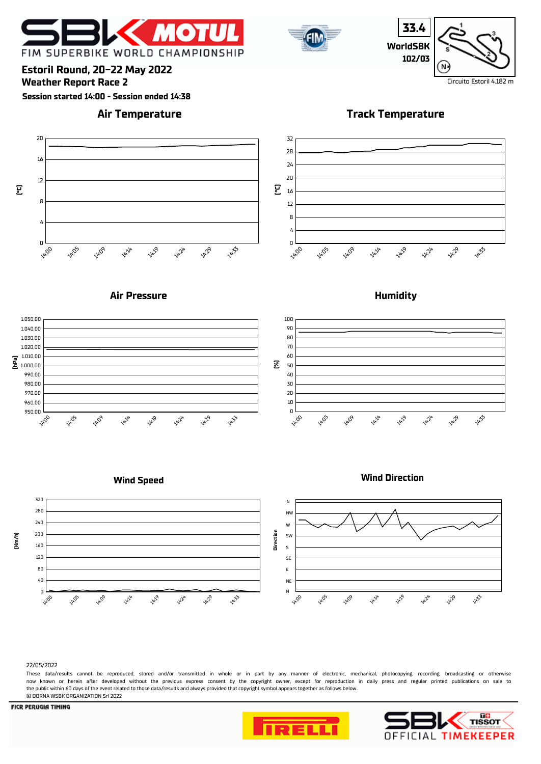FIM SUPERBIKE WORLD CHAMPIONSHIP

## Estoril Round, 20-22 May 2022

## Weather Report Race 2

**Session started 14:00 - Session ended 14:38**

33.4
WorldSBK
102/03

Circuito Estoril 4.182 m

### Air Temperature

[°C]

20, 16, 12, 8, 4, 0

14:00, 14:05, 14:09, 14:14, 14:19, 14:24, 14:29, 14:33

### Track Temperature

[°C]

32, 28, 24, 20, 16, 12, 8, 4, 0

14:00, 14:05, 14:09, 14:14, 14:19, 14:24, 14:29, 14:33

### Air Pressure

[hPa]

1.050,00, 1.040,00, 1.030,00, 1.020,00, 1.010,00, 1.000,00, 990,00, 980,00, 970,00, 960,00, 950,00

14:00, 14:05, 14:09, 14:14, 14:19, 14:24, 14:29, 14:33

### Humidity

[%]

100, 90, 80, 70, 60, 50, 40, 30, 20, 10, 0

14:00, 14:05, 14:09, 14:14, 14:19, 14:24, 14:29, 14:33

### Wind Speed

[Km/h]

320, 280, 240, 200, 160, 120, 80, 40, 0

14:00, 14:05, 14:09, 14:14, 14:19, 14:24, 14:29, 14:33

### Wind Direction

Direction

N, NW, W, SW, S, SE, E, NE, N

14:00, 14:05, 14:09, 14:14, 14:19, 14:24, 14:29, 14:33

22/05/2022

These data/results cannot be reproduced, stored and/or transmitted in whole or in part by any manner of electronic, mechanical, photocopying, recording, broadcasting or otherwise now known or herein after developed without the previous express consent by the copyright owner, except for reproduction in daily press and regular printed publications on sale to the public within 60 days of the event related to those data/results and always provided that copyright symbol appears together as follows below.
© DORNA WSBK ORGANIZATION Srl 2022

FICR PERUGIA TIMING

SBK TISSOT OFFICIAL TIMEKEEPER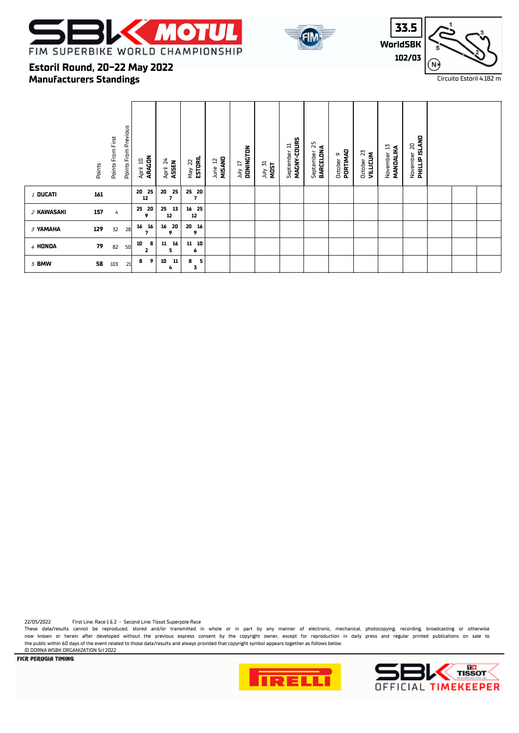# FIM SUPERBIKE WORLD CHAMPIONSHIP

## Estoril Round, 20-22 May 2022
## Manufacturers Standings

33.5
WorldSBK
102/03

Circuito Estoril 4.182 m

| | Points | Points From First | Points From Previous | April 10 ARAGON | April 24 ASSEN | May 22 ESTORIL | June 12 MISANO | July 17 DONINGTON | July 31 MOST | September 11 MAGNY-COURS | September 25 BARCELONA | October 9 PORTIMAO | October 23 VILLICUM | November 13 MANDALIKA | November 20 PHILLIP ISLAND | | | |
|---|---|---|---|---|---|---|---|---|---|---|---|---|---|---|---|---|---|---|
| 1 DUCATI | 161 | | | 20 25 / 12 | 20 25 / 7 | 25 20 / 7 | | | | | | | | | | | | |
| 2 KAWASAKI | 157 | 4 | | 25 20 / 9 | 25 13 / 12 | 16 25 / 12 | | | | | | | | | | | | |
| 3 YAMAHA | 129 | 32 | 28 | 16 16 / 7 | 16 20 / 9 | 20 16 / 9 | | | | | | | | | | | | |
| 4 HONDA | 79 | 82 | 50 | 10 8 / 2 | 11 16 / 5 | 11 10 / 6 | | | | | | | | | | | | |
| 5 BMW | 58 | 103 | 21 | 8 9 / | 10 11 / 4 | 8 5 / 3 | | | | | | | | | | | | |

22/05/2022 First Line: Race 1 & 2 - Second Line: Tissot Superpole Race

These data/results cannot be reproduced, stored and/or transmitted in whole or in part by any manner of electronic, mechanical, photocopying, recording, broadcasting or otherwise now known or herein after developed without the previous express consent by the copyright owner, except for reproduction in daily press and regular printed publications on sale to the public within 60 days of the event related to those data/results and always provided that copyright symbol appears together as follows below.
© DORNA WSBK ORGANIZATION Srl 2022

FICR PERUGIA TIMING

SBK OFFICIAL TIMEKEEPER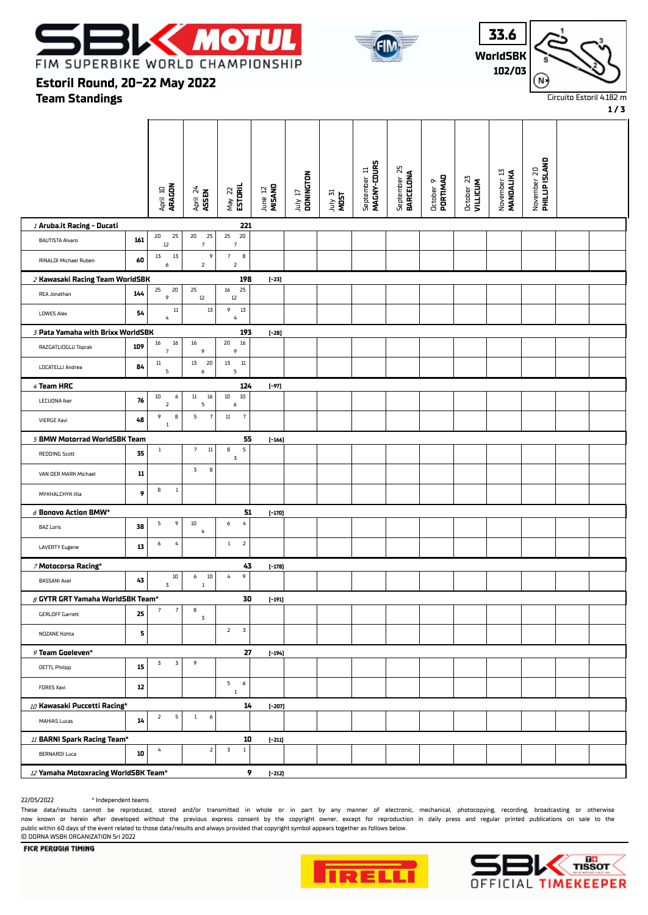# FIM SUPERBIKE WORLD CHAMPIONSHIP

## Estoril Round, 20-22 May 2022

## Team Standings

33.6 WorldSBK 102/03

Circuito Estoril 4.182 m

| | | April 10 ARAGON | April 24 ASSEN | May 22 ESTORIL | June 12 MISANO | July 17 DONINGTON | July 31 MOST | September 11 MAGNY-COURS | September 25 BARCELONA | October 9 PORTIMAO | October 23 VILLICUM | November 13 MANDALIKA | November 20 PHILLIP ISLAND |
|---|---|---|---|---|---|---|---|---|---|---|---|---|---|
| **1 Aruba.it Racing - Ducati** | | | | **221** | | | | | | | | | |
| BAUTISTA Alvaro | 161 | 20 12 25 | 20 7 25 | 25 7 20 | | | | | | | | | |
| RINALDI Michael Ruben | 60 | 13 6 13 | 2 9 | 7 2 8 | | | | | | | | | |
| **2 Kawasaki Racing Team WorldSBK** | | | | **198** | [-23] | | | | | | | | |
| REA Jonathan | 144 | 25 9 20 | 25 12 | 16 12 25 | | | | | | | | | |
| LOWES Alex | 54 | 4 11 | 13 | 9 4 13 | | | | | | | | | |
| **3 Pata Yamaha with Brixx WorldSBK** | | | | **193** | [-28] | | | | | | | | |
| RAZGATLIOGLU Toprak | 109 | 16 7 16 | 16 9 | 20 9 16 | | | | | | | | | |
| LOCATELLI Andrea | 84 | 11 5 | 13 6 20 | 13 5 11 | | | | | | | | | |
| **4 Team HRC** | | | | **124** | [-97] | | | | | | | | |
| LECUONA Iker | 76 | 10 2 6 | 11 5 16 | 10 6 10 | | | | | | | | | |
| VIERGE Xavi | 48 | 9 1 8 | 5 7 | 11 7 | | | | | | | | | |
| **5 BMW Motorrad WorldSBK Team** | | | | **55** | [-166] | | | | | | | | |
| REDDING Scott | 35 | 1 | 7 11 | 8 3 5 | | | | | | | | | |
| VAN DER MARK Michael | 11 | | 3 8 | | | | | | | | | | |
| MYKHALCHYK Illia | 9 | 8 1 | | | | | | | | | | | |
| **6 Bonovo Action BMW*** | | | | **51** | [-170] | | | | | | | | |
| BAZ Loris | 38 | 5 9 | 10 4 | 6 4 | | | | | | | | | |
| LAVERTY Eugene | 13 | 6 4 | | 1 2 | | | | | | | | | |
| **7 Motocorsa Racing*** | | | | **43** | [-178] | | | | | | | | |
| BASSANI Axel | 43 | 3 10 | 6 1 10 | 4 9 | | | | | | | | | |
| **8 GYTR GRT Yamaha WorldSBK Team*** | | | | **30** | [-191] | | | | | | | | |
| GERLOFF Garrett | 25 | 7 7 | 8 3 | | | | | | | | | | |
| NOZANE Kohta | 5 | | | 2 3 | | | | | | | | | |
| **9 Team Goeleven*** | | | | **27** | [-194] | | | | | | | | |
| OETTL Philipp | 15 | 3 3 | 9 | | | | | | | | | | |
| FORES Xavi | 12 | | | 5 1 6 | | | | | | | | | |
| **10 Kawasaki Puccetti Racing*** | | | | **14** | [-207] | | | | | | | | |
| MAHIAS Lucas | 14 | 2 5 | 1 6 | | | | | | | | | | |
| **11 BARNI Spark Racing Team*** | | | | **10** | [-211] | | | | | | | | |
| BERNARDI Luca | 10 | 4 | 2 | 3 1 | | | | | | | | | |
| **12 Yamaha Motoxracing WorldSBK Team*** | | | | **9** | [-212] | | | | | | | | |

22/05/2022 * Independent teams

These data/results cannot be reproduced, stored and/or transmitted in whole or in part by any manner of electronic, mechanical, photocopying, recording, broadcasting or otherwise now known or herein after developed without the previous express consent by the copyright owner, except for reproduction in daily press and regular printed publications on sale to the public within 60 days of the event related to those data/results and always provided that copyright symbol appears together as follows below.
© DORNA WSBK ORGANIZATION Srl 2022

FICR PERUGIA TIMING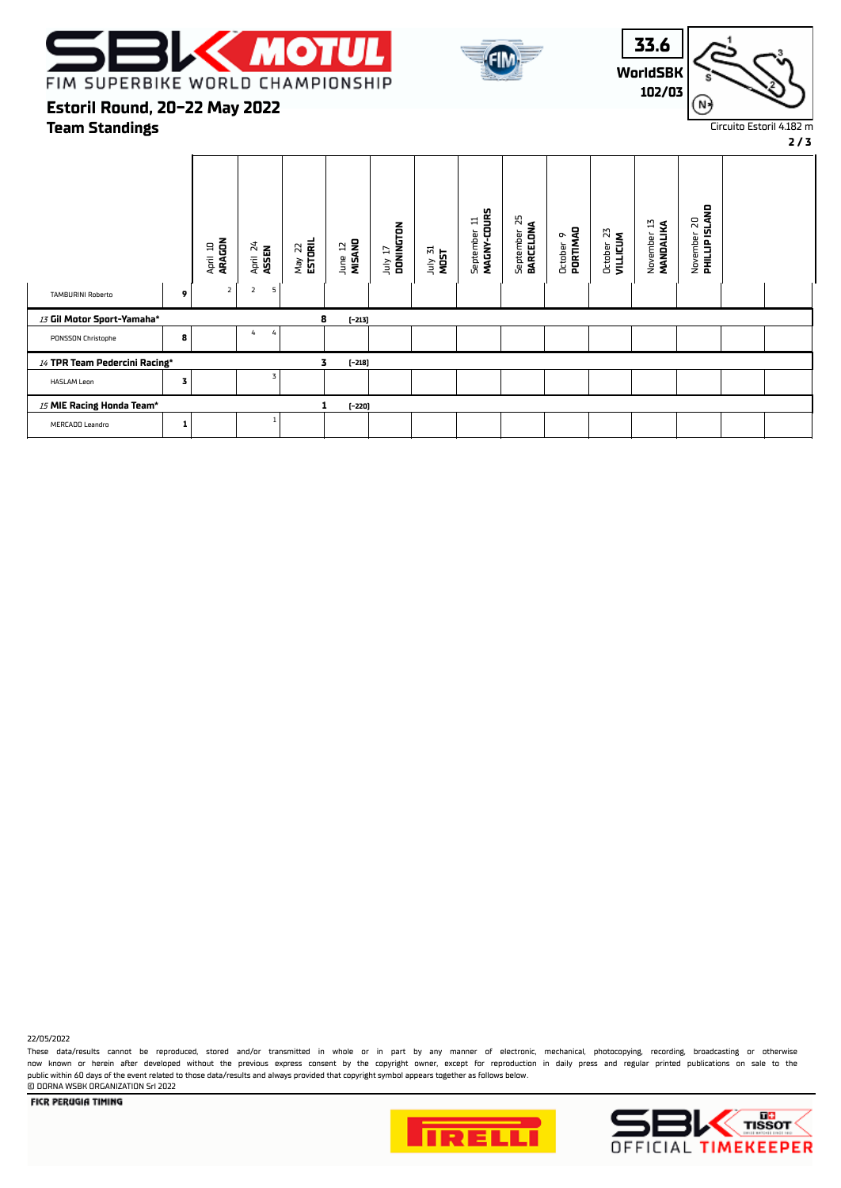# FIM SUPERBIKE WORLD CHAMPIONSHIP

## Estoril Round, 20-22 May 2022

## Team Standings

33.6
WorldSBK
102/03

Circuito Estoril 4.182 m

| | | April 10 ARAGON | April 24 ASSEN | May 22 ESTORIL | June 12 MISANO | July 17 DONINGTON | July 31 MOST | September 11 MAGNY-COURS | September 25 BARCELONA | October 9 PORTIMAO | October 23 VILLICUM | November 13 MANDALIKA | November 20 PHILLIP ISLAND | | |
|---|---|---|---|---|---|---|---|---|---|---|---|---|---|---|---|
| TAMBURINI Roberto | 9 | 2 | 2 5 | | | | | | | | | | | | |
| *13* **Gil Motor Sport-Yamaha*** | **8** | **[-213]** | | | | | | | | | | | | | |
| PONSSON Christophe | 8 | | 4 4 | | | | | | | | | | | | |
| *14* **TPR Team Pedercini Racing*** | **3** | **[-218]** | | | | | | | | | | | | | |
| HASLAM Leon | 3 | | 3 | | | | | | | | | | | | |
| *15* **MIE Racing Honda Team*** | **1** | **[-220]** | | | | | | | | | | | | | |
| MERCADO Leandro | 1 | | 1 | | | | | | | | | | | | |

22/05/2022

These data/results cannot be reproduced, stored and/or transmitted in whole or in part by any manner of electronic, mechanical, photocopying, recording, broadcasting or otherwise now known or herein after developed without the previous express consent by the copyright owner, except for reproduction in daily press and regular printed publications on sale to the public within 60 days of the event related to those data/results and always provided that copyright symbol appears together as follows below.
© DORNA WSBK ORGANIZATION Srl 2022

FICR PERUGIA TIMING

SBK TISSOT OFFICIAL TIMEKEEPER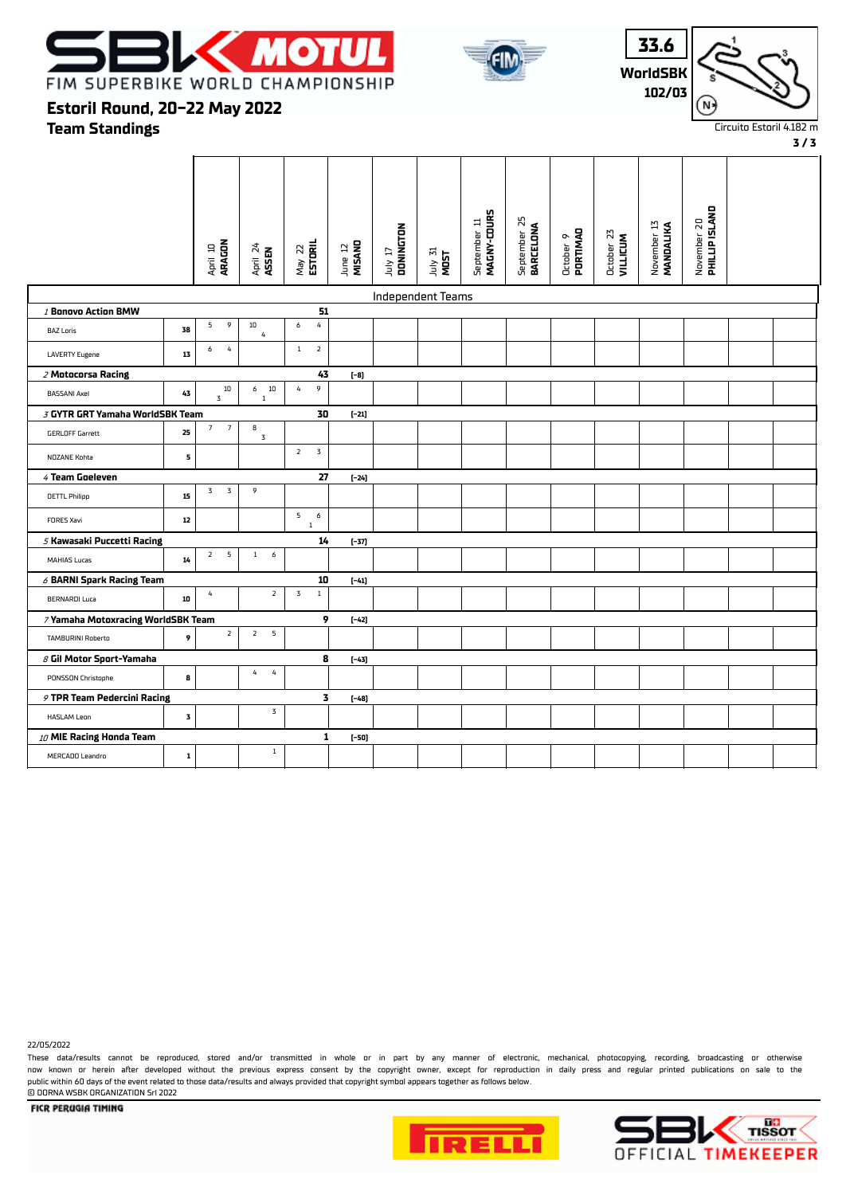# FIM SUPERBIKE WORLD CHAMPIONSHIP

## Estoril Round, 20-22 May 2022

## Team Standings

33.6
WorldSBK
102/03

Circuito Estoril 4.182 m

| | | April 10 ARAGON | April 24 ASSEN | May 22 ESTORIL | June 12 MISANO | July 17 DONINGTON | July 31 MOST | September 11 MAGNY-COURS | September 25 BARCELONA | October 9 PORTIMAO | October 23 VILLICUM | November 13 MANDALIKA | November 20 PHILLIP ISLAND |
|---|---|---|---|---|---|---|---|---|---|---|---|---|---|
| **Independent Teams** | | | | | | | | | | | | | |
| *1* **Bonovo Action BMW** | **51** | | | | | | | | | | | | |
| BAZ Loris | 38 | 5 9 | 10 4 | 6 4 | | | | | | | | | |
| LAVERTY Eugene | 13 | 6 4 | | 1 2 | | | | | | | | | |
| *2* **Motocorsa Racing** | **43** | [-8] | | | | | | | | | | | |
| BASSANI Axel | 43 | 10 3 | 6 10 1 | 4 9 | | | | | | | | | |
| *3* **GYTR GRT Yamaha WorldSBK Team** | **30** | [-21] | | | | | | | | | | | |
| GERLOFF Garrett | 25 | 7 7 | 8 3 | | | | | | | | | | |
| NOZANE Kohta | 5 | | | 2 3 | | | | | | | | | |
| *4* **Team Goeleven** | **27** | [-24] | | | | | | | | | | | |
| OETTL Philipp | 15 | 3 3 | 9 | | | | | | | | | | |
| FORES Xavi | 12 | | | 5 6 1 | | | | | | | | | |
| *5* **Kawasaki Puccetti Racing** | **14** | [-37] | | | | | | | | | | | |
| MAHIAS Lucas | 14 | 2 5 | 1 6 | | | | | | | | | | |
| *6* **BARNI Spark Racing Team** | **10** | [-41] | | | | | | | | | | | |
| BERNARDI Luca | 10 | 4 | 2 | 3 1 | | | | | | | | | |
| *7* **Yamaha Motoxracing WorldSBK Team** | **9** | [-42] | | | | | | | | | | | |
| TAMBURINI Roberto | 9 | 2 | 2 5 | | | | | | | | | | |
| *8* **Gil Motor Sport-Yamaha** | **8** | [-43] | | | | | | | | | | | |
| PONSSON Christophe | 8 | | 4 4 | | | | | | | | | | |
| *9* **TPR Team Pedercini Racing** | **3** | [-48] | | | | | | | | | | | |
| HASLAM Leon | 3 | | 3 | | | | | | | | | | |
| *10* **MIE Racing Honda Team** | **1** | [-50] | | | | | | | | | | | |
| MERCADO Leandro | 1 | | 1 | | | | | | | | | | |

22/05/2022

These data/results cannot be reproduced, stored and/or transmitted in whole or in part by any manner of electronic, mechanical, photocopying, recording, broadcasting or otherwise now known or herein after developed without the previous express consent by the copyright owner, except for reproduction in daily press and regular printed publications on sale to the public within 60 days of the event related to those data/results and always provided that copyright symbol appears together as follows below.
© DORNA WSBK ORGANIZATION Srl 2022

FICR PERUGIA TIMING

OFFICIAL TIMEKEEPER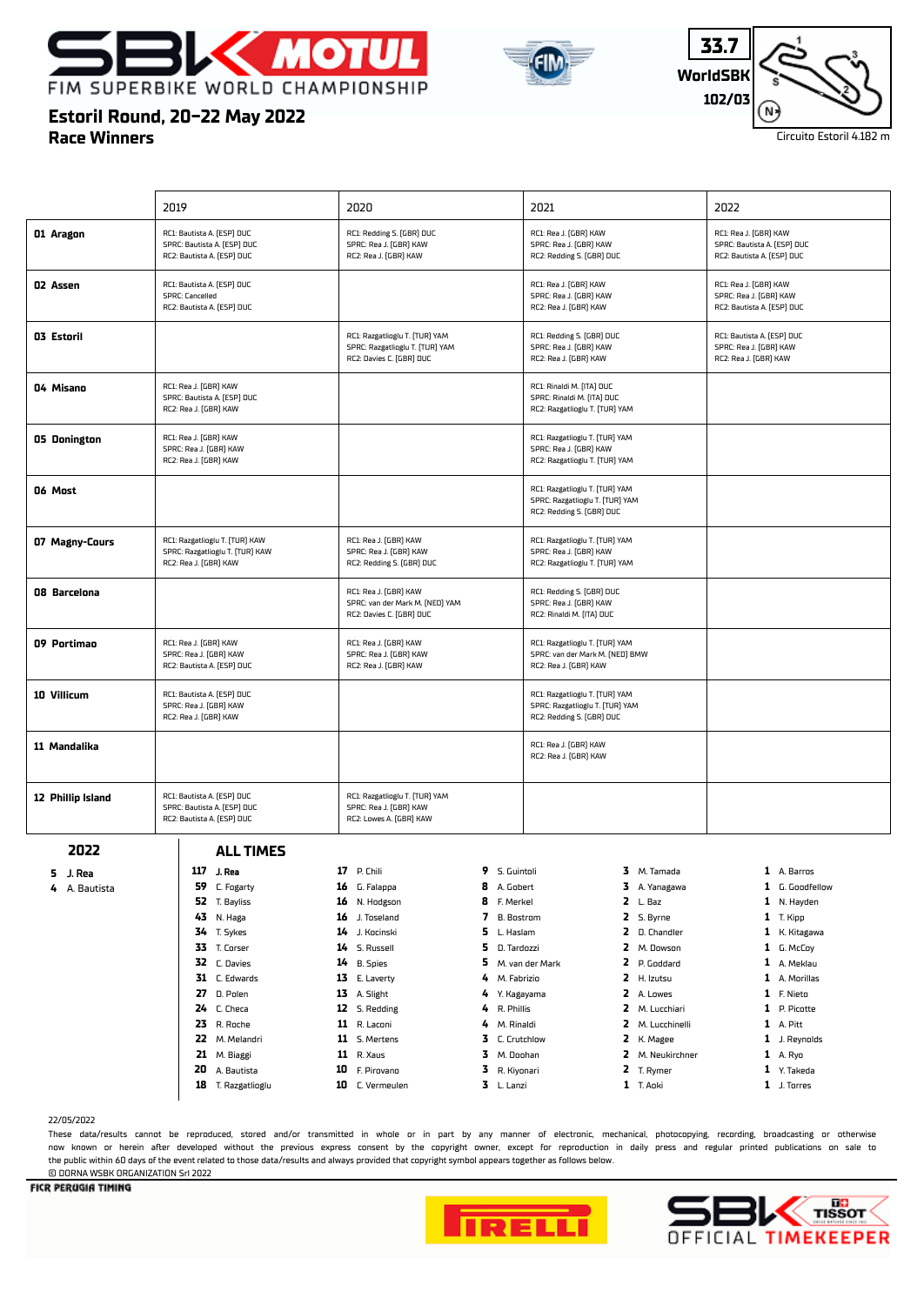# FIM SUPERBIKE WORLD CHAMPIONSHIP

## Estoril Round, 20-22 May 2022

## Race Winners

33.7 WorldSBK 102/03

Circuito Estoril 4.182 m

| | 2019 | 2020 | 2021 | 2022 |
|---|---|---|---|---|
| **01 Aragon** | RC1: Bautista A. [ESP] DUC<br>SPRC: Bautista A. [ESP] DUC<br>RC2: Bautista A. [ESP] DUC | RC1: Redding S. [GBR] DUC<br>SPRC: Rea J. [GBR] KAW<br>RC2: Rea J. [GBR] KAW | RC1: Rea J. [GBR] KAW<br>SPRC: Rea J. [GBR] KAW<br>RC2: Redding S. [GBR] DUC | RC1: Rea J. [GBR] KAW<br>SPRC: Bautista A. [ESP] DUC<br>RC2: Bautista A. [ESP] DUC |
| **02 Assen** | RC1: Bautista A. [ESP] DUC<br>SPRC: Cancelled<br>RC2: Bautista A. [ESP] DUC | | RC1: Rea J. [GBR] KAW<br>SPRC: Rea J. [GBR] KAW<br>RC2: Rea J. [GBR] KAW | RC1: Rea J. [GBR] KAW<br>SPRC: Rea J. [GBR] KAW<br>RC2: Bautista A. [ESP] DUC |
| **03 Estoril** | | RC1: Razgatlioglu T. [TUR] YAM<br>SPRC: Razgatlioglu T. [TUR] YAM<br>RC2: Davies C. [GBR] DUC | RC1: Redding S. [GBR] DUC<br>SPRC: Rea J. [GBR] KAW<br>RC2: Rea J. [GBR] KAW | RC1: Bautista A. [ESP] DUC<br>SPRC: Rea J. [GBR] KAW<br>RC2: Rea J. [GBR] KAW |
| **04 Misano** | RC1: Rea J. [GBR] KAW<br>SPRC: Bautista A. [ESP] DUC<br>RC2: Rea J. [GBR] KAW | | RC1: Rinaldi M. [ITA] DUC<br>SPRC: Rinaldi M. [ITA] DUC<br>RC2: Razgatlioglu T. [TUR] YAM | |
| **05 Donington** | RC1: Rea J. [GBR] KAW<br>SPRC: Rea J. [GBR] KAW<br>RC2: Rea J. [GBR] KAW | | RC1: Razgatlioglu T. [TUR] YAM<br>SPRC: Rea J. [GBR] KAW<br>RC2: Razgatlioglu T. [TUR] YAM | |
| **06 Most** | | | RC1: Razgatlioglu T. [TUR] YAM<br>SPRC: Razgatlioglu T. [TUR] YAM<br>RC2: Redding S. [GBR] DUC | |
| **07 Magny-Cours** | RC1: Razgatlioglu T. [TUR] KAW<br>SPRC: Razgatlioglu T. [TUR] KAW<br>RC2: Rea J. [GBR] KAW | RC1: Rea J. [GBR] KAW<br>SPRC: Rea J. [GBR] KAW<br>RC2: Redding S. [GBR] DUC | RC1: Razgatlioglu T. [TUR] YAM<br>SPRC: Rea J. [GBR] KAW<br>RC2: Razgatlioglu T. [TUR] YAM | |
| **08 Barcelona** | | RC1: Rea J. [GBR] KAW<br>SPRC: van der Mark M. [NED] YAM<br>RC2: Davies C. [GBR] DUC | RC1: Redding S. [GBR] DUC<br>SPRC: Rea J. [GBR] KAW<br>RC2: Rinaldi M. [ITA] DUC | |
| **09 Portimao** | RC1: Rea J. [GBR] KAW<br>SPRC: Rea J. [GBR] KAW<br>RC2: Bautista A. [ESP] DUC | RC1: Rea J. [GBR] KAW<br>SPRC: Rea J. [GBR] KAW<br>RC2: Rea J. [GBR] KAW | RC1: Razgatlioglu T. [TUR] YAM<br>SPRC: van der Mark M. [NED] BMW<br>RC2: Rea J. [GBR] KAW | |
| **10 Villicum** | RC1: Bautista A. [ESP] DUC<br>SPRC: Rea J. [GBR] KAW<br>RC2: Rea J. [GBR] KAW | | RC1: Razgatlioglu T. [TUR] YAM<br>SPRC: Razgatlioglu T. [TUR] YAM<br>RC2: Redding S. [GBR] DUC | |
| **11 Mandalika** | | | RC1: Rea J. [GBR] KAW<br>RC2: Rea J. [GBR] KAW | |
| **12 Phillip Island** | RC1: Bautista A. [ESP] DUC<br>SPRC: Bautista A. [ESP] DUC<br>RC2: Bautista A. [ESP] DUC | RC1: Razgatlioglu T. [TUR] YAM<br>SPRC: Rea J. [GBR] KAW<br>RC2: Lowes A. [GBR] KAW | | |

### 2022

| | |
|---|---|
| 5 | J. Rea |
| 4 | A. Bautista |

### ALL TIMES

| | | | | | | | | | |
|---|---|---|---|---|---|---|---|---|---|
| 117 | **J. Rea** | 17 | P. Chili | 9 | S. Guintoli | 3 | M. Tamada | 1 | A. Barros |
| 59 | C. Fogarty | 16 | G. Falappa | 8 | A. Gobert | 3 | A. Yanagawa | 1 | G. Goodfellow |
| 52 | T. Bayliss | 16 | N. Hodgson | 8 | F. Merkel | 2 | L. Baz | 1 | N. Hayden |
| 43 | N. Haga | 16 | J. Toseland | 7 | B. Bostrom | 2 | S. Byrne | 1 | T. Kipp |
| 34 | T. Sykes | 14 | J. Kocinski | 5 | L. Haslam | 2 | D. Chandler | 1 | K. Kitagawa |
| 33 | T. Corser | 14 | S. Russell | 5 | D. Tardozzi | 2 | M. Dowson | 1 | G. McCoy |
| 32 | C. Davies | 14 | B. Spies | 5 | M. van der Mark | 2 | P. Goddard | 1 | A. Meklau |
| 31 | C. Edwards | 13 | E. Laverty | 4 | M. Fabrizio | 2 | H. Izutsu | 1 | A. Morillas |
| 27 | D. Polen | 13 | A. Slight | 4 | Y. Kagayama | 2 | A. Lowes | 1 | F. Nieto |
| 24 | C. Checa | 12 | S. Redding | 4 | R. Phillis | 2 | M. Lucchiari | 1 | P. Picotte |
| 23 | R. Roche | 11 | R. Laconi | 4 | M. Rinaldi | 2 | M. Lucchinelli | 1 | A. Pitt |
| 22 | M. Melandri | 11 | S. Mertens | 3 | C. Crutchlow | 2 | K. Magee | 1 | J. Reynolds |
| 21 | M. Biaggi | 11 | R. Xaus | 3 | M. Doohan | 2 | M. Neukirchner | 1 | A. Ryo |
| 20 | A. Bautista | 10 | F. Pirovano | 3 | R. Kiyonari | 2 | T. Rymer | 1 | Y. Takeda |
| 18 | T. Razgatlioglu | 10 | C. Vermeulen | 3 | L. Lanzi | 1 | T. Aoki | 1 | J. Torres |

22/05/2022

These data/results cannot be reproduced, stored and/or transmitted in whole or in part by any manner of electronic, mechanical, photocopying, recording, broadcasting or otherwise now known or herein after developed without the previous express consent by the copyright owner, except for reporting in daily press and regular printed publications on sale to the public within 60 days of the event related to those data/results and always provided that copyright symbol appears together as follows below.
© DORNA WSBK ORGANIZATION Srl 2022

FICR PERUGIA TIMING

SBK OFFICIAL TIMEKEEPER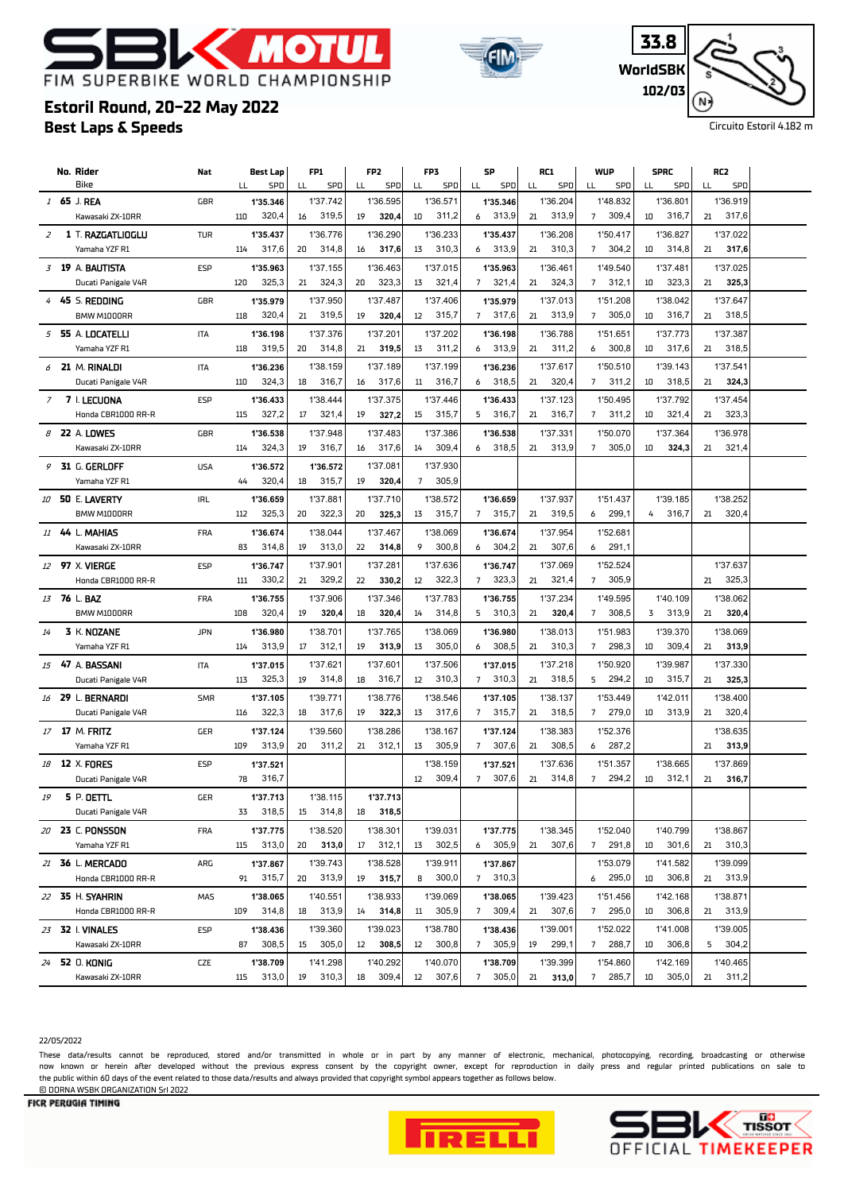# Estoril Round, 20-22 May 2022

## Best Laps & Speeds

Circuito Estoril 4.182 m

In each session column, the first row for a rider gives the lap time and the second row gives LL and SPD.

| Pos | No. | Rider / Bike | Nat | Best Lap | FP1 | FP2 | FP3 | SP | RC1 | WUP | SPRC | RC2 |
|---|---|---|---|---|---|---|---|---|---|---|---|---|
| | | | | LL SPD | LL SPD | LL SPD | LL SPD | LL SPD | LL SPD | LL SPD | LL SPD | LL SPD |
| 1 | 65 | J. REA | GBR | 1'35.346 | 1'37.742 | 1'36.595 | 1'36.571 | 1'35.346 | 1'36.204 | 1'48.832 | 1'36.801 | 1'36.919 |
| | | Kawasaki ZX-10RR | | 110 320,4 | 16 319,5 | 19 320,4 | 10 311,2 | 6 313,9 | 21 313,9 | 7 309,4 | 10 316,7 | 21 317,6 |
| 2 | 1 | T. RAZGATLIOGLU | TUR | 1'35.437 | 1'36.776 | 1'36.290 | 1'36.233 | 1'35.437 | 1'36.208 | 1'50.417 | 1'36.827 | 1'37.022 |
| | | Yamaha YZF R1 | | 114 317,6 | 20 314,8 | 16 317,6 | 13 310,3 | 6 313,9 | 21 310,3 | 7 304,2 | 10 313,9 | 21 317,6 |
| 3 | 19 | A. BAUTISTA | ESP | 1'35.963 | 1'37.155 | 1'36.463 | 1'37.015 | 1'35.963 | 1'36.461 | 1'49.540 | 1'37.481 | 1'37.025 |
| | | Ducati Panigale V4R | | 120 325,3 | 21 324,3 | 20 323,3 | 13 321,4 | 7 321,4 | 21 324,3 | 7 312,1 | 10 323,3 | 21 325,3 |
| 4 | 45 | S. REDDING | GBR | 1'35.979 | 1'37.950 | 1'37.487 | 1'37.406 | 1'35.979 | 1'37.013 | 1'51.208 | 1'38.042 | 1'37.647 |
| | | BMW M1000RR | | 118 320,4 | 21 319,5 | 19 320,4 | 12 315,7 | 7 317,6 | 21 313,9 | 7 305,0 | 10 316,7 | 21 318,5 |
| 5 | 55 | A. LOCATELLI | ITA | 1'36.198 | 1'37.376 | 1'37.201 | 1'37.202 | 1'36.198 | 1'36.788 | 1'51.651 | 1'37.773 | 1'37.387 |
| | | Yamaha YZF R1 | | 118 319,5 | 20 314,8 | 21 319,5 | 13 311,2 | 6 313,9 | 21 311,2 | 6 300,8 | 10 317,6 | 21 318,5 |
| 6 | 21 | M. RINALDI | ITA | 1'36.236 | 1'38.159 | 1'37.189 | 1'37.199 | 1'36.236 | 1'37.617 | 1'50.510 | 1'39.143 | 1'37.541 |
| | | Ducati Panigale V4R | | 110 324,3 | 18 316,7 | 16 317,6 | 11 316,7 | 6 318,5 | 21 320,4 | 7 311,2 | 10 318,5 | 21 324,3 |
| 7 | 7 | I. LECUONA | ESP | 1'36.433 | 1'38.444 | 1'37.375 | 1'37.446 | 1'36.433 | 1'37.123 | 1'50.495 | 1'37.792 | 1'37.454 |
| | | Honda CBR1000 RR-R | | 115 327,2 | 17 321,4 | 19 327,2 | 15 315,7 | 5 316,7 | 21 316,7 | 7 311,2 | 10 321,4 | 21 323,3 |
| 8 | 22 | A. LOWES | GBR | 1'36.538 | 1'37.948 | 1'37.483 | 1'37.386 | 1'36.538 | 1'37.331 | 1'50.070 | 1'37.364 | 1'36.978 |
| | | Kawasaki ZX-10RR | | 114 324,3 | 19 316,7 | 16 317,6 | 14 309,4 | 6 318,5 | 21 313,9 | 7 305,0 | 10 324,3 | 21 321,4 |
| 9 | 31 | G. GERLOFF | USA | 1'36.572 | 1'36.572 | 1'37.081 | 1'37.930 | | | | | |
| | | Yamaha YZF R1 | | 44 320,4 | 18 315,7 | 19 320,4 | 7 305,9 | | | | | |
| 10 | 50 | E. LAVERTY | IRL | 1'36.659 | 1'37.881 | 1'37.710 | 1'38.572 | 1'36.659 | 1'37.937 | 1'51.437 | 1'39.185 | 1'38.252 |
| | | BMW M1000RR | | 112 325,3 | 20 322,3 | 20 325,3 | 13 315,7 | 7 315,7 | 21 319,5 | 6 299,1 | 4 316,7 | 21 320,4 |
| 11 | 44 | L. MAHIAS | FRA | 1'36.674 | 1'38.044 | 1'37.467 | 1'38.069 | 1'36.674 | 1'37.954 | 1'52.681 | | |
| | | Kawasaki ZX-10RR | | 83 314,8 | 19 313,0 | 22 314,8 | 9 300,8 | 6 304,2 | 21 307,6 | 6 291,1 | | |
| 12 | 97 | X. VIERGE | ESP | 1'36.747 | 1'37.901 | 1'37.281 | 1'37.636 | 1'36.747 | 1'37.069 | 1'52.524 | | 1'37.637 |
| | | Honda CBR1000 RR-R | | 111 330,2 | 21 329,2 | 22 330,2 | 12 322,3 | 7 323,3 | 21 321,4 | 7 305,9 | | 21 325,3 |
| 13 | 76 | L. BAZ | FRA | 1'36.755 | 1'37.906 | 1'37.346 | 1'37.783 | 1'36.755 | 1'37.234 | 1'49.595 | 1'40.109 | 1'38.062 |
| | | BMW M1000RR | | 108 320,4 | 19 320,4 | 18 320,4 | 14 314,8 | 5 310,3 | 21 320,4 | 7 308,5 | 3 313,9 | 21 320,4 |
| 14 | 3 | K. NOZANE | JPN | 1'36.980 | 1'38.701 | 1'37.765 | 1'38.069 | 1'36.980 | 1'38.013 | 1'51.983 | 1'39.370 | 1'38.069 |
| | | Yamaha YZF R1 | | 114 313,9 | 17 312,1 | 19 313,9 | 13 305,0 | 6 308,5 | 21 310,3 | 7 298,3 | 10 309,4 | 21 313,9 |
| 15 | 47 | A. BASSANI | ITA | 1'37.015 | 1'37.621 | 1'37.601 | 1'37.506 | 1'37.015 | 1'37.218 | 1'50.920 | 1'39.987 | 1'37.330 |
| | | Ducati Panigale V4R | | 113 325,3 | 19 314,8 | 18 316,7 | 12 310,3 | 7 310,3 | 21 318,5 | 5 294,2 | 10 315,7 | 21 325,3 |
| 16 | 29 | L. BERNARDI | SMR | 1'37.105 | 1'39.771 | 1'38.776 | 1'38.546 | 1'37.105 | 1'38.137 | 1'53.449 | 1'42.011 | 1'38.400 |
| | | Ducati Panigale V4R | | 116 322,3 | 18 317,6 | 19 322,3 | 13 317,6 | 7 315,7 | 21 318,5 | 7 279,0 | 10 313,9 | 21 320,4 |
| 17 | 17 | M. FRITZ | GER | 1'37.124 | 1'39.560 | 1'38.286 | 1'38.167 | 1'37.124 | 1'38.383 | 1'52.376 | | 1'38.635 |
| | | Yamaha YZF R1 | | 109 313,9 | 20 311,2 | 21 312,1 | 13 305,9 | 7 307,6 | 21 308,5 | 6 287,2 | | 21 313,9 |
| 18 | 12 | X. FORES | ESP | 1'37.521 | | | 1'38.159 | 1'37.521 | 1'37.636 | 1'51.357 | 1'38.665 | 1'37.869 |
| | | Ducati Panigale V4R | | 78 316,7 | | | 12 309,4 | 7 307,6 | 21 314,8 | 7 294,2 | 10 312,1 | 21 316,7 |
| 19 | 5 | P. OETTL | GER | 1'37.713 | 1'38.115 | 1'37.713 | | | | | | |
| | | Ducati Panigale V4R | | 33 318,5 | 15 314,8 | 18 318,5 | | | | | | |
| 20 | 23 | C. PONSSON | FRA | 1'37.775 | 1'38.520 | 1'38.301 | 1'39.031 | 1'37.775 | 1'38.345 | 1'52.040 | 1'40.799 | 1'38.867 |
| | | Yamaha YZF R1 | | 115 313,0 | 20 313,0 | 17 312,1 | 13 302,5 | 6 305,9 | 21 307,6 | 7 291,8 | 10 301,6 | 21 310,3 |
| 21 | 36 | L. MERCADO | ARG | 1'37.867 | 1'39.743 | 1'38.528 | 1'39.911 | 1'37.867 | | 1'53.079 | 1'41.582 | 1'39.099 |
| | | Honda CBR1000 RR-R | | 91 315,7 | 20 313,9 | 19 315,7 | 8 300,0 | 7 310,3 | | 6 295,0 | 10 306,8 | 21 313,9 |
| 22 | 35 | H. SYAHRIN | MAS | 1'38.065 | 1'40.551 | 1'38.933 | 1'39.069 | 1'38.065 | 1'39.423 | 1'51.456 | 1'42.168 | 1'38.871 |
| | | Honda CBR1000 RR-R | | 109 314,8 | 18 313,9 | 14 314,8 | 11 305,9 | 7 309,4 | 21 307,6 | 7 295,0 | 10 306,8 | 21 313,9 |
| 23 | 32 | I. VINALES | ESP | 1'38.436 | 1'39.360 | 1'39.023 | 1'38.780 | 1'38.436 | 1'39.001 | 1'52.022 | 1'41.008 | 1'39.005 |
| | | Kawasaki ZX-10RR | | 87 308,5 | 15 305,0 | 12 308,5 | 12 300,8 | 7 305,9 | 19 299,1 | 7 288,7 | 10 306,8 | 5 304,2 |
| 24 | 52 | O. KONIG | CZE | 1'38.709 | 1'41.298 | 1'40.292 | 1'40.070 | 1'38.709 | 1'39.399 | 1'54.860 | 1'42.169 | 1'40.465 |
| | | Kawasaki ZX-10RR | | 115 313,0 | 19 310,3 | 18 309,4 | 12 307,6 | 7 305,0 | 21 313,0 | 7 285,7 | 10 305,0 | 21 311,2 |

22/05/2022

These data/results cannot be reproduced, stored and/or transmitted in whole or in part by any manner of electronic, mechanical, photocopying, recording, broadcasting or otherwise now known or herein after developed without the previous express consent by the copyright owner, except for reproduction in daily press and regular printed publications on sale to the public within 60 days of the event related to those data/results and always provided that copyright symbol appears together as follows below.
© DORNA WSBK ORGANIZATION Srl 2022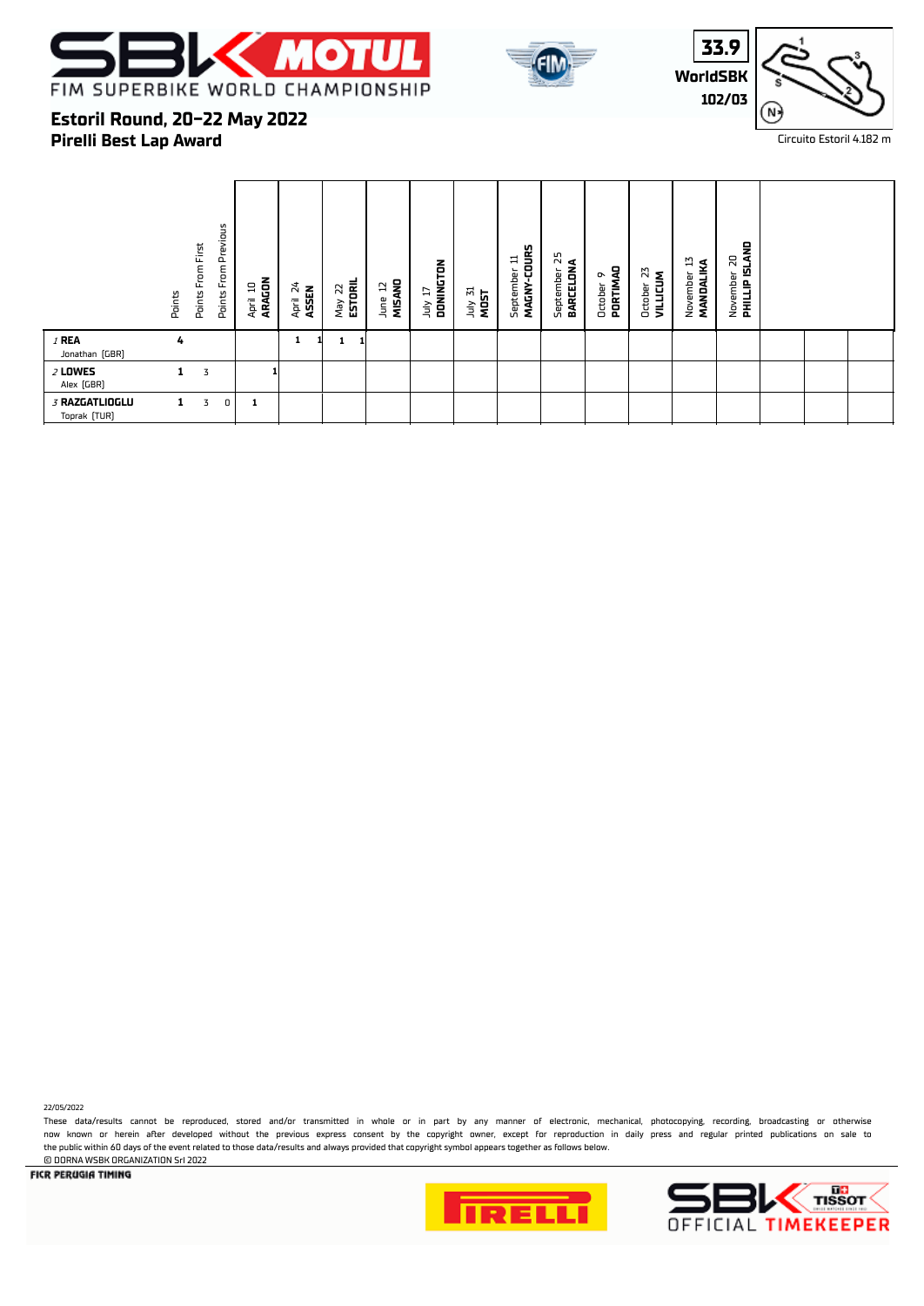# Estoril Round, 20-22 May 2022

## Pirelli Best Lap Award

33.9 WorldSBK 102/03

Circuito Estoril 4.182 m

| | Points | Points From First | Points From Previous | April 10 ARAGON | April 24 ASSEN | May 22 ESTORIL | June 12 MISANO | July 17 DONINGTON | July 31 MOST | September 11 MAGNY-COURS | September 25 BARCELONA | October 9 PORTIMAO | October 23 VILLICUM | November 13 MANDALIKA | November 20 PHILLIP ISLAND |
|---|---|---|---|---|---|---|---|---|---|---|---|---|---|---|---|
| 1 REA Jonathan [GBR] | 4 | | | | 1 1 | 1 1 | | | | | | | | | |
| 2 LOWES Alex [GBR] | 1 | 3 | | 1 | | | | | | | | | | | |
| 3 RAZGATLIOGLU Toprak [TUR] | 1 | 3 | 0 | 1 | | | | | | | | | | | |

22/05/2022

These data/results cannot be reproduced, stored and/or transmitted in whole or in part by any manner of electronic, mechanical, photocopying, recording, broadcasting or otherwise now known or herein after developed without the previous express consent by the copyright owner, except for reproduction in daily press and regular printed publications on sale to the public within 60 days of the event related to those data/results and always provided that copyright symbol appears together as follows below.

© DORNA WSBK ORGANIZATION Srl 2022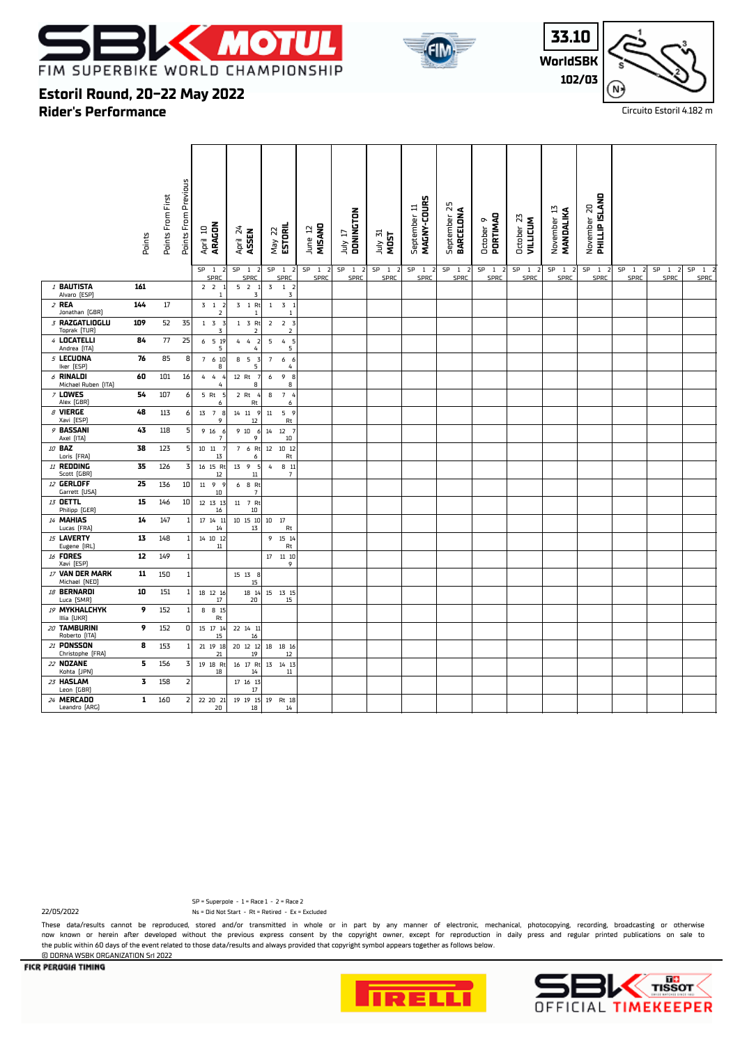# FIM SUPERBIKE WORLD CHAMPIONSHIP

## Estoril Round, 20-22 May 2022

## Rider's Performance

33.10 WorldSBK 102/03

Circuito Estoril 4.182 m

| Rider | Points | Points From First | Points From Previous | April 10 ARAGON (SP 1 2 / SPRC) | April 24 ASSEN (SP 1 2 / SPRC) | May 22 ESTORIL (SP 1 2 / SPRC) | June 12 MISANO | July 17 DONINGTON | July 31 MOST | September 11 MAGNY-COURS | September 25 BARCELONA | October 9 PORTIMAO | October 23 VILLICUM | November 13 MANDALIKA | November 20 PHILLIP ISLAND | | | |
|---|---|---|---|---|---|---|---|---|---|---|---|---|---|---|---|---|---|---|
| 1 BAUTISTA Alvaro [ESP] | 161 | | | 2 2 1 / 1 | 5 2 1 / 3 | 3 1 2 / 3 | | | | | | | | | | | | |
| 2 REA Jonathan [GBR] | 144 | 17 | | 3 1 2 / 2 | 3 1 Rt / 1 | 1 3 1 / 1 | | | | | | | | | | | | |
| 3 RAZGATLIOGLU Toprak [TUR] | 109 | 52 | 35 | 1 3 3 / 3 | 1 3 Rt / 2 | 2 2 3 / 2 | | | | | | | | | | | | |
| 4 LOCATELLI Andrea [ITA] | 84 | 77 | 25 | 6 5 19 / 5 | 4 4 2 / 4 | 5 4 5 / 5 | | | | | | | | | | | | |
| 5 LECUONA Iker [ESP] | 76 | 85 | 8 | 7 6 10 / 8 | 8 5 3 / 5 | 7 6 6 / 4 | | | | | | | | | | | | |
| 6 RINALDI Michael Ruben [ITA] | 60 | 101 | 16 | 4 4 4 / 4 | 12 Rt 7 / 8 | 6 9 8 / 8 | | | | | | | | | | | | |
| 7 LOWES Alex [GBR] | 54 | 107 | 6 | 5 Rt 5 / 6 | 2 Rt 4 / Rt | 8 7 4 / 6 | | | | | | | | | | | | |
| 8 VIERGE Xavi [ESP] | 48 | 113 | 6 | 13 7 8 / 9 | 14 11 9 / 12 | 11 5 9 / Rt | | | | | | | | | | | | |
| 9 BASSANI Axel [ITA] | 43 | 118 | 5 | 9 16 6 / 7 | 9 10 6 / 9 | 14 12 7 / 10 | | | | | | | | | | | | |
| 10 BAZ Loris [FRA] | 38 | 123 | 5 | 10 11 7 / 13 | 7 6 Rt / 6 | 12 10 12 / Rt | | | | | | | | | | | | |
| 11 REDDING Scott [GBR] | 35 | 126 | 3 | 16 15 Rt / 12 | 13 9 5 / 11 | 4 8 11 / 7 | | | | | | | | | | | | |
| 12 GERLOFF Garrett [USA] | 25 | 136 | 10 | 11 9 9 / 10 | 6 8 Rt / 7 | | | | | | | | | | | | | |
| 13 OETTL Philipp [GER] | 15 | 146 | 10 | 12 13 13 / 16 | 11 7 Rt / 10 | | | | | | | | | | | | | |
| 14 MAHIAS Lucas [FRA] | 14 | 147 | 1 | 17 14 11 / 14 | 10 15 10 / 13 | 10 17 / Rt | | | | | | | | | | | | |
| 15 LAVERTY Eugene [IRL] | 13 | 148 | 1 | 14 10 12 / 11 | | 9 15 14 / Rt | | | | | | | | | | | | |
| 16 FORES Xavi [ESP] | 12 | 149 | 1 | | | 17 11 10 / 9 | | | | | | | | | | | | |
| 17 VAN DER MARK Michael [NED] | 11 | 150 | 1 | | 15 13 8 / 15 | | | | | | | | | | | | | |
| 18 BERNARDI Luca [SMR] | 10 | 151 | 1 | 18 12 16 / 17 | 18 14 / 20 | 15 13 15 / 15 | | | | | | | | | | | | |
| 19 MYKHALCHYK Illia [UKR] | 9 | 152 | 1 | 8 8 15 / Rt | | | | | | | | | | | | | | |
| 20 TAMBURINI Roberto [ITA] | 9 | 152 | 0 | 15 17 14 / 15 | 22 14 11 / 16 | | | | | | | | | | | | | |
| 21 PONSSON Christophe [FRA] | 8 | 153 | 1 | 21 19 18 / 21 | 20 12 12 / 19 | 18 18 16 / 12 | | | | | | | | | | | | |
| 22 NOZANE Kohta [JPN] | 5 | 156 | 3 | 19 18 Rt / 18 | 16 17 Rt / 14 | 13 14 13 / 11 | | | | | | | | | | | | |
| 23 HASLAM Leon [GBR] | 3 | 158 | 2 | | 17 16 13 / 17 | | | | | | | | | | | | | |
| 24 MERCADO Leandro [ARG] | 1 | 160 | 2 | 22 20 21 / 20 | 19 19 15 / 18 | 19 Rt 18 / 14 | | | | | | | | | | | | |

SP = Superpole - 1 = Race 1 - 2 = Race 2

Ns = Did Not Start - Rt = Retired - Ex = Excluded

22/05/2022

These data/results cannot be reproduced, stored and/or transmitted in whole or in part by any manner of electronic, mechanical, photocopying, recording, broadcasting or otherwise now known or herein after developed without the previous express consent by the copyright owner, except for reproduction in daily press and regular printed publications on sale to the public within 60 days of the event related to those data/results and always provided that copyright symbol appears together as follows below.

© DORNA WSBK ORGANIZATION Srl 2022

FICR PERUGIA TIMING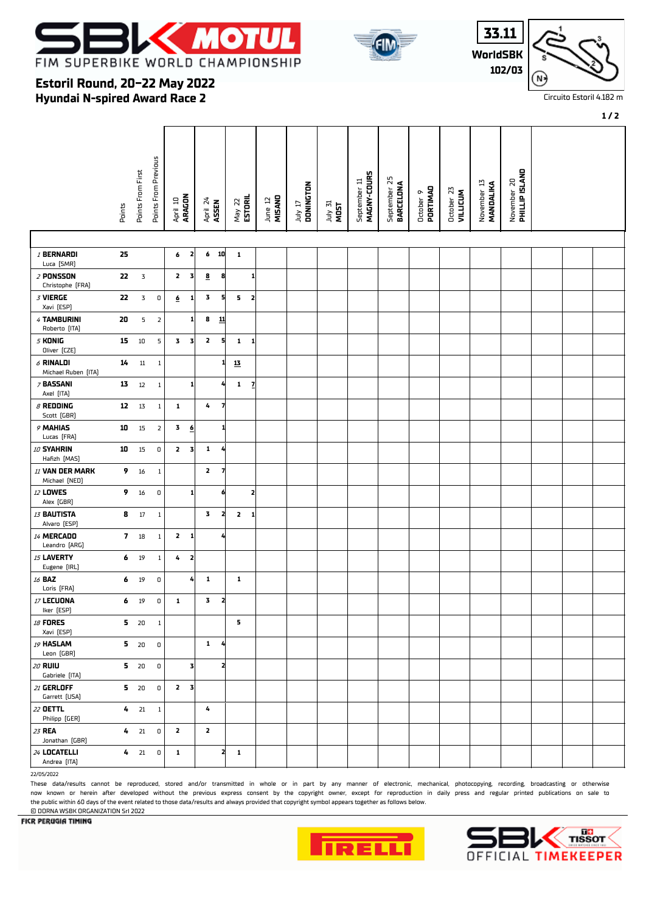# FIM SUPERBIKE WORLD CHAMPIONSHIP

## Estoril Round, 20-22 May 2022
## Hyundai N-spired Award Race 2

33.11
WorldSBK
102/03

Circuito Estoril 4.182 m

| | Points | Points From First | Points From Previous | April 10 ARAGON | | April 24 ASSEN | | May 22 ESTORIL | | June 12 MISANO | July 17 DONINGTON | July 31 MOST | September 11 MAGNY-COURS | September 25 BARCELONA | October 9 PORTIMAO | October 23 VILLICUM | November 13 MANDALIKA | November 20 PHILLIP ISLAND |
|---|---|---|---|---|---|---|---|---|---|---|---|---|---|---|---|---|---|---|
| 1 BERNARDI Luca [SMR] | 25 | | | 6 | 2 | 6 | 10 | 1 | | | | | | | | | | |
| 2 PONSSON Christophe [FRA] | 22 | 3 | | 2 | 3 | 8 | 8 | | 1 | | | | | | | | | |
| 3 VIERGE Xavi [ESP] | 22 | 3 | 0 | 6 | 1 | 3 | 5 | 5 | 2 | | | | | | | | | |
| 4 TAMBURINI Roberto [ITA] | 20 | 5 | 2 | | 1 | 8 | 11 | | | | | | | | | | | |
| 5 KONIG Oliver [CZE] | 15 | 10 | 5 | 3 | 3 | 2 | 5 | 1 | 1 | | | | | | | | | |
| 6 RINALDI Michael Ruben [ITA] | 14 | 11 | 1 | | | | 1 | 13 | | | | | | | | | | |
| 7 BASSANI Axel [ITA] | 13 | 12 | 1 | | 1 | | 4 | 1 | 7 | | | | | | | | | |
| 8 REDDING Scott [GBR] | 12 | 13 | 1 | 1 | | 4 | 7 | | | | | | | | | | | |
| 9 MAHIAS Lucas [FRA] | 10 | 15 | 2 | 3 | 6 | | 1 | | | | | | | | | | | |
| 10 SYAHRIN Hafizh [MAS] | 10 | 15 | 0 | 2 | 3 | 1 | 4 | | | | | | | | | | | |
| 11 VAN DER MARK Michael [NED] | 9 | 16 | 1 | | | 2 | 7 | | | | | | | | | | | |
| 12 LOWES Alex [GBR] | 9 | 16 | 0 | | 1 | | 6 | | 2 | | | | | | | | | |
| 13 BAUTISTA Alvaro [ESP] | 8 | 17 | 1 | | | 3 | 2 | 2 | 1 | | | | | | | | | |
| 14 MERCADO Leandro [ARG] | 7 | 18 | 1 | 2 | 1 | | 4 | | | | | | | | | | | |
| 15 LAVERTY Eugene [IRL] | 6 | 19 | 1 | 4 | 2 | | | | | | | | | | | | | |
| 16 BAZ Loris [FRA] | 6 | 19 | 0 | | 4 | 1 | | 1 | | | | | | | | | | |
| 17 LECUONA Iker [ESP] | 6 | 19 | 0 | 1 | | 3 | 2 | | | | | | | | | | | |
| 18 FORES Xavi [ESP] | 5 | 20 | 1 | | | | | 5 | | | | | | | | | | |
| 19 HASLAM Leon [GBR] | 5 | 20 | 0 | | | 1 | 4 | | | | | | | | | | | |
| 20 RUIU Gabriele [ITA] | 5 | 20 | 0 | | 3 | | 2 | | | | | | | | | | | |
| 21 GERLOFF Garrett [USA] | 5 | 20 | 0 | 2 | 3 | | | | | | | | | | | | | |
| 22 OETTL Philipp [GER] | 4 | 21 | 1 | | | 4 | | | | | | | | | | | | |
| 23 REA Jonathan [GBR] | 4 | 21 | 0 | 2 | | 2 | | | | | | | | | | | | |
| 24 LOCATELLI Andrea [ITA] | 4 | 21 | 0 | 1 | | | 2 | 1 | | | | | | | | | | |

22/05/2022

These data/results cannot be reproduced, stored and/or transmitted in whole or in part by any manner of electronic, mechanical, photocopying, recording, broadcasting or otherwise now known or herein after developed without the previous express consent by the copyright owner, except for reproduction in daily press and regular printed publications on sale to the public within 60 days of the event related to those data/results and always provided that copyright symbol appears together as follows below.

© DORNA WSBK ORGANIZATION Srl 2022

FICR PERUGIA TIMING

SBK OFFICIAL TIMEKEEPER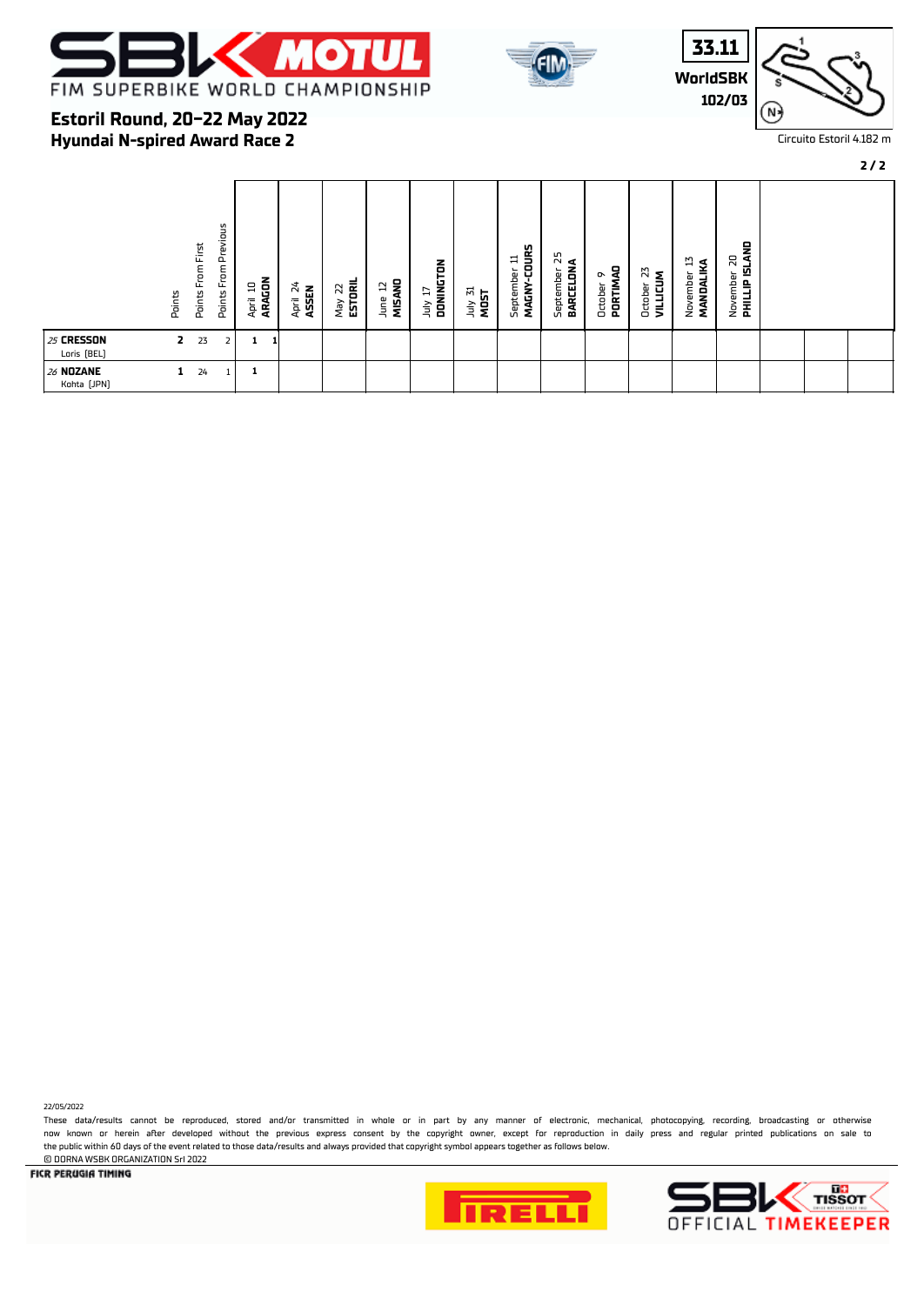# Estoril Round, 20-22 May 2022

## Hyundai N-spired Award Race 2

33.11
WorldSBK
102/03

Circuito Estoril 4.182 m

| | Points | Points From First | Points From Previous | April 10 ARAGON | April 24 ASSEN | May 22 ESTORIL | June 12 MISANO | July 17 DONINGTON | July 31 MOST | September 11 MAGNY-COURS | September 25 BARCELONA | October 9 PORTIMAO | October 23 VILLICUM | November 13 MANDALIKA | November 20 PHILLIP ISLAND | | | |
|---|---|---|---|---|---|---|---|---|---|---|---|---|---|---|---|---|---|---|
| 25 **CRESSON** Loris [BEL] | 2 | 23 | 2 | 1 1 | | | | | | | | | | | | | | |
| 26 **NOZANE** Kohta [JPN] | 1 | 24 | 1 | 1 | | | | | | | | | | | | | | |

22/05/2022

These data/results cannot be reproduced, stored and/or transmitted in whole or in part by any manner of electronic, mechanical, photocopying, recording, broadcasting or otherwise now known or herein after developed without the previous express consent by the copyright owner, except for reproduction in daily press and regular printed publications on sale to the public within 60 days of the event related to those data/results and always provided that copyright symbol appears together as follows below.

© DORNA WSBK ORGANIZATION Srl 2022

FICR PERUGIA TIMING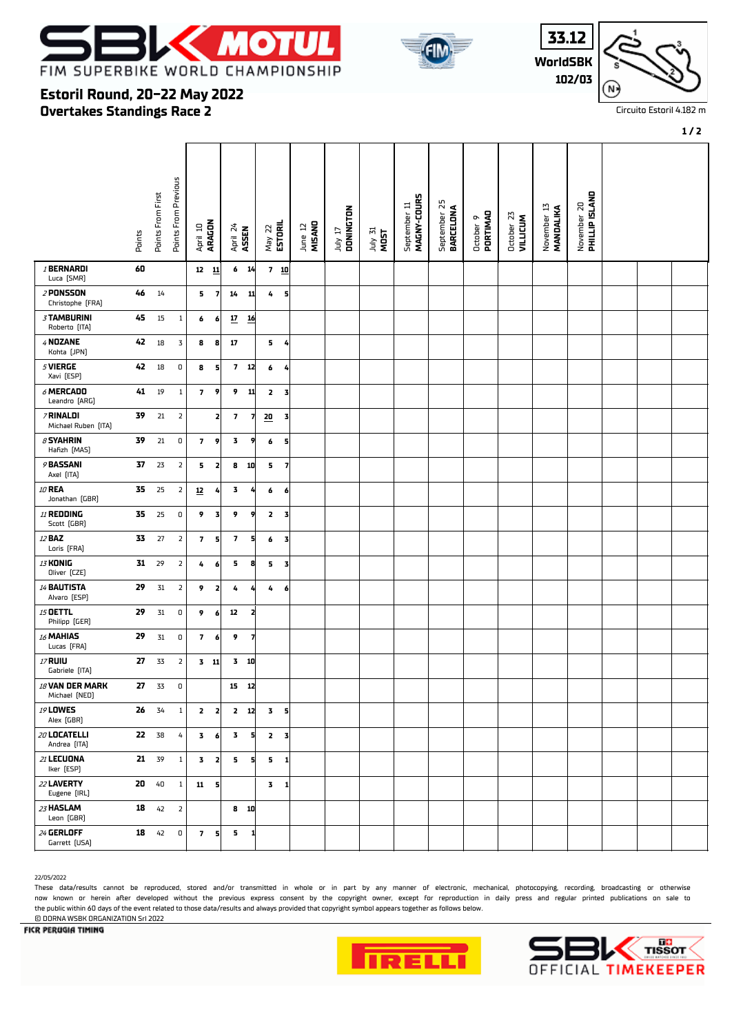# FIM SUPERBIKE WORLD CHAMPIONSHIP

## Estoril Round, 20-22 May 2022

## Overtakes Standings Race 2

33.12
WorldSBK
102/03

Circuito Estoril 4.182 m

| | Points | Points From First | Points From Previous | April 10 ARAGON | | April 24 ASSEN | | May 22 ESTORIL | | June 12 MISANO | | July 17 DONINGTON | | July 31 MOST | | September 11 MAGNY-COURS | | September 25 BARCELONA | | October 9 PORTIMAO | | October 23 VILLICUM | | November 13 MANDALIKA | | November 20 PHILLIP ISLAND | |
|---|---|---|---|---|---|---|---|---|---|---|---|---|---|---|---|---|---|---|---|---|---|---|---|---|---|---|---|
| 1 BERNARDI Luca [SMR] | 60 | | | 12 | 11 | 6 | 14 | 7 | 10 | | | | | | | | | | | | | | | | | | |
| 2 PONSSON Christophe [FRA] | 46 | 14 | | 5 | 7 | 14 | 11 | 4 | 5 | | | | | | | | | | | | | | | | | | |
| 3 TAMBURINI Roberto [ITA] | 45 | 15 | 1 | 6 | 6 | 17 | 16 | | | | | | | | | | | | | | | | | | | | |
| 4 NOZANE Kohta [JPN] | 42 | 18 | 3 | 8 | 8 | 17 | | 5 | 4 | | | | | | | | | | | | | | | | | | |
| 5 VIERGE Xavi [ESP] | 42 | 18 | 0 | 8 | 5 | 7 | 12 | 6 | 4 | | | | | | | | | | | | | | | | | | |
| 6 MERCADO Leandro [ARG] | 41 | 19 | 1 | 7 | 9 | 9 | 11 | 2 | 3 | | | | | | | | | | | | | | | | | | |
| 7 RINALDI Michael Ruben [ITA] | 39 | 21 | 2 | | 2 | 7 | 7 | 20 | 3 | | | | | | | | | | | | | | | | | | |
| 8 SYAHRIN Hafizh [MAS] | 39 | 21 | 0 | 7 | 9 | 3 | 9 | 6 | 5 | | | | | | | | | | | | | | | | | | |
| 9 BASSANI Axel [ITA] | 37 | 23 | 2 | 5 | 2 | 8 | 10 | 5 | 7 | | | | | | | | | | | | | | | | | | |
| 10 REA Jonathan [GBR] | 35 | 25 | 2 | 12 | 4 | 3 | 4 | 6 | 6 | | | | | | | | | | | | | | | | | | |
| 11 REDDING Scott [GBR] | 35 | 25 | 0 | 9 | 3 | 9 | 9 | 2 | 3 | | | | | | | | | | | | | | | | | | |
| 12 BAZ Loris [FRA] | 33 | 27 | 2 | 7 | 5 | 7 | 5 | 6 | 3 | | | | | | | | | | | | | | | | | | |
| 13 KONIG Oliver [CZE] | 31 | 29 | 2 | 4 | 6 | 5 | 8 | 5 | 3 | | | | | | | | | | | | | | | | | | |
| 14 BAUTISTA Alvaro [ESP] | 29 | 31 | 2 | 9 | 2 | 4 | 4 | 4 | 6 | | | | | | | | | | | | | | | | | | |
| 15 OETTL Philipp [GER] | 29 | 31 | 0 | 9 | 6 | 12 | 2 | | | | | | | | | | | | | | | | | | | | |
| 16 MAHIAS Lucas [FRA] | 29 | 31 | 0 | 7 | 6 | 9 | 7 | | | | | | | | | | | | | | | | | | | | |
| 17 RUIU Gabriele [ITA] | 27 | 33 | 2 | 3 | 11 | 3 | 10 | | | | | | | | | | | | | | | | | | | | |
| 18 VAN DER MARK Michael [NED] | 27 | 33 | 0 | | | 15 | 12 | | | | | | | | | | | | | | | | | | | | |
| 19 LOWES Alex [GBR] | 26 | 34 | 1 | 2 | 2 | 2 | 12 | 3 | 5 | | | | | | | | | | | | | | | | | | |
| 20 LOCATELLI Andrea [ITA] | 22 | 38 | 4 | 3 | 6 | 3 | 5 | 2 | 3 | | | | | | | | | | | | | | | | | | |
| 21 LECUONA Iker [ESP] | 21 | 39 | 1 | 3 | 2 | 5 | 5 | 5 | 1 | | | | | | | | | | | | | | | | | | |
| 22 LAVERTY Eugene [IRL] | 20 | 40 | 1 | 11 | 5 | | | 3 | 1 | | | | | | | | | | | | | | | | | | |
| 23 HASLAM Leon [GBR] | 18 | 42 | 2 | | | 8 | 10 | | | | | | | | | | | | | | | | | | | | |
| 24 GERLOFF Garrett [USA] | 18 | 42 | 0 | 7 | 5 | 5 | 1 | | | | | | | | | | | | | | | | | | | | |

22/05/2022

These data/results cannot be reproduced, stored and/or transmitted in whole or in part by any manner of electronic, mechanical, photocopying, recording, broadcasting or otherwise now known or herein after developed without the previous express consent by the copyright owner, except for reproduction in daily press and regular printed publications on sale to the public within 60 days of the event related to those data/results and always provided that copyright symbol appears together as follows below.

© DORNA WSBK ORGANIZATION Srl 2022

FICR PERUGIA TIMING

SBK OFFICIAL TIMEKEEPER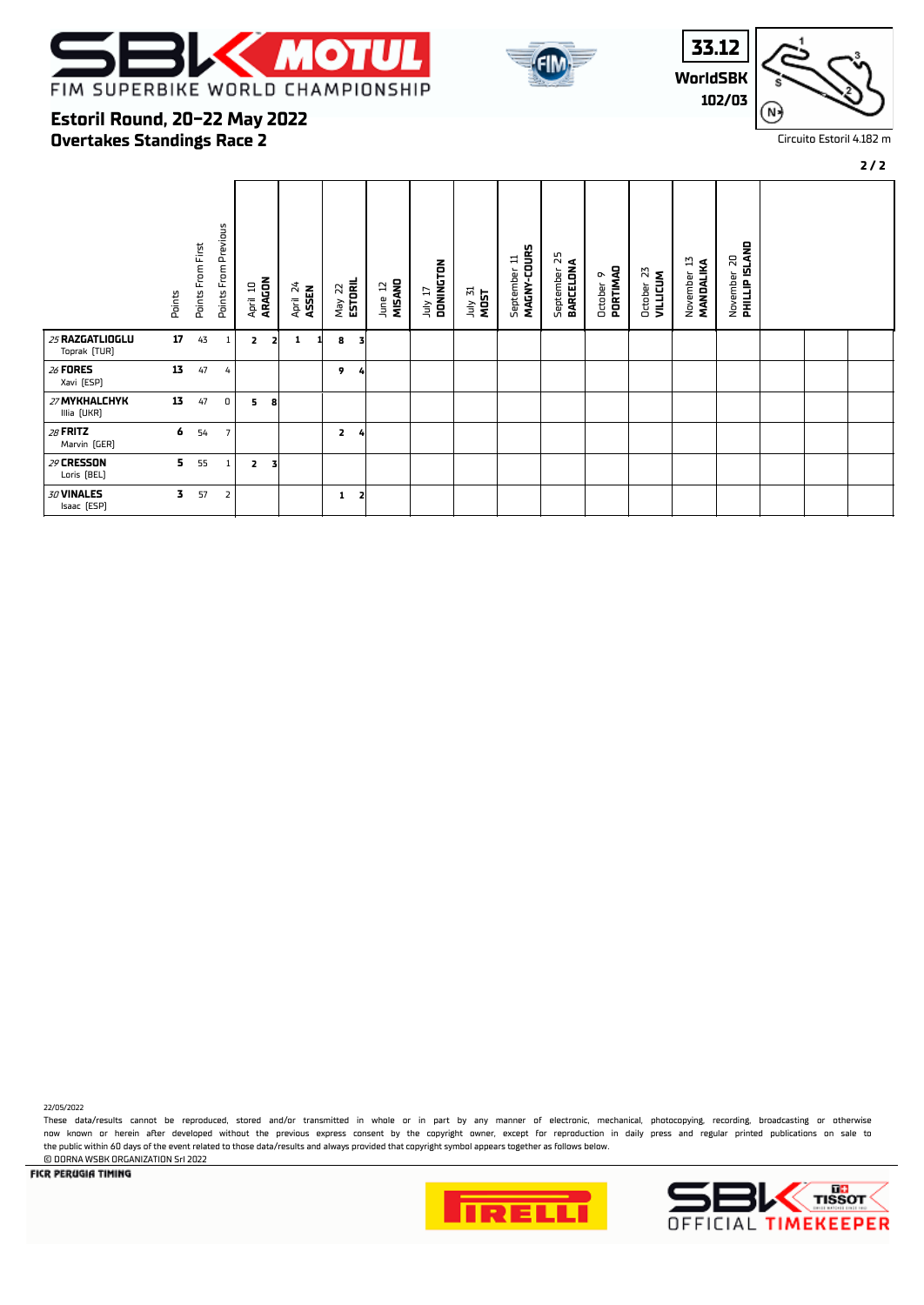# FIM SUPERBIKE WORLD CHAMPIONSHIP

## Estoril Round, 20-22 May 2022
## Overtakes Standings Race 2

33.12
WorldSBK
102/03

Circuito Estoril 4.182 m

| | Points | Points From First | Points From Previous | April 10 ARAGON | | April 24 ASSEN | | May 22 ESTORIL | | June 12 MISANO | July 17 DONINGTON | July 31 MOST | September 11 MAGNY-COURS | September 25 BARCELONA | October 9 PORTIMAO | October 23 VILLICUM | November 13 MANDALIKA | November 20 PHILLIP ISLAND | | | |
|---|---|---|---|---|---|---|---|---|---|---|---|---|---|---|---|---|---|---|---|---|---|
| 25 RAZGATLIOGLU Toprak [TUR] | 17 | 43 | 1 | 2 | 2 | 1 | 1 | 8 | 3 | | | | | | | | | | | | |
| 26 FORES Xavi [ESP] | 13 | 47 | 4 | | | | | 9 | 4 | | | | | | | | | | | | |
| 27 MYKHALCHYK Illia [UKR] | 13 | 47 | 0 | 5 | 8 | | | | | | | | | | | | | | | | |
| 28 FRITZ Marvin [GER] | 6 | 54 | 7 | | | | | 2 | 4 | | | | | | | | | | | | |
| 29 CRESSON Loris [BEL] | 5 | 55 | 1 | 2 | 3 | | | | | | | | | | | | | | | | |
| 30 VINALES Isaac [ESP] | 3 | 57 | 2 | | | | | 1 | 2 | | | | | | | | | | | | |

22/05/2022

These data/results cannot be reproduced, stored and/or transmitted in whole or in part by any manner of electronic, mechanical, photocopying, recording, broadcasting or otherwise now known or herein after developed without the previous express consent by the copyright owner, except for reproduction in daily press and regular printed publications on sale to the public within 60 days of the event related to those data/results and always provided that copyright symbol appears together as follows below.

© DORNA WSBK ORGANIZATION Srl 2022

FICR PERUGIA TIMING

SBK OFFICIAL TIMEKEEPER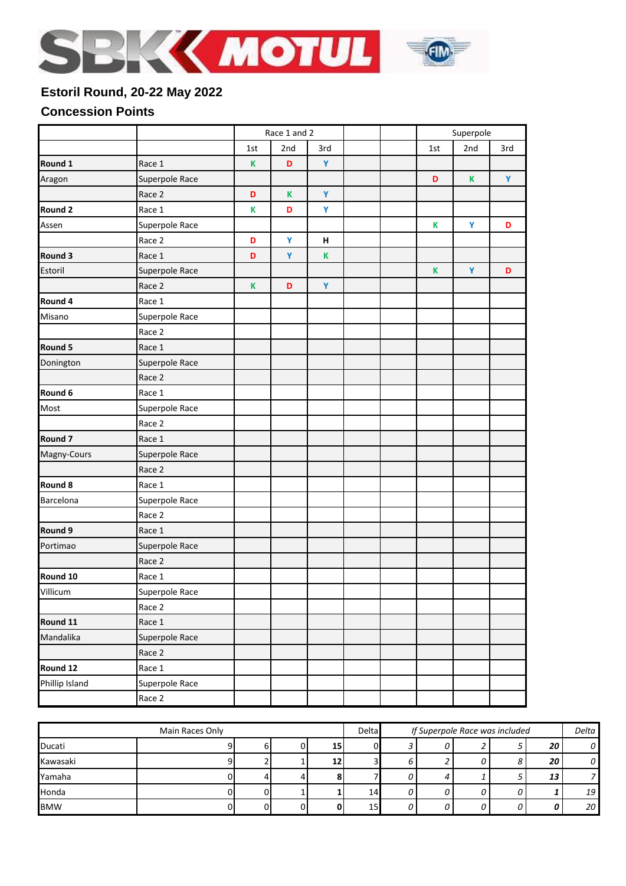## Estoril Round, 20-22 May 2022

## Concession Points

| | | Race 1 and 2 | | | | | Superpole | | |
|---|---|---|---|---|---|---|---|---|---|
| | | 1st | 2nd | 3rd | | | 1st | 2nd | 3rd |
| **Round 1** | Race 1 | K | D | Y | | | | | |
| Aragon | Superpole Race | | | | | | D | K | Y |
| | Race 2 | D | K | Y | | | | | |
| **Round 2** | Race 1 | K | D | Y | | | | | |
| Assen | Superpole Race | | | | | | K | Y | D |
| | Race 2 | D | Y | H | | | | | |
| **Round 3** | Race 1 | D | Y | K | | | | | |
| Estoril | Superpole Race | | | | | | K | Y | D |
| | Race 2 | K | D | Y | | | | | |
| **Round 4** | Race 1 | | | | | | | | |
| Misano | Superpole Race | | | | | | | | |
| | Race 2 | | | | | | | | |
| **Round 5** | Race 1 | | | | | | | | |
| Donington | Superpole Race | | | | | | | | |
| | Race 2 | | | | | | | | |
| **Round 6** | Race 1 | | | | | | | | |
| Most | Superpole Race | | | | | | | | |
| | Race 2 | | | | | | | | |
| **Round 7** | Race 1 | | | | | | | | |
| Magny-Cours | Superpole Race | | | | | | | | |
| | Race 2 | | | | | | | | |
| **Round 8** | Race 1 | | | | | | | | |
| Barcelona | Superpole Race | | | | | | | | |
| | Race 2 | | | | | | | | |
| **Round 9** | Race 1 | | | | | | | | |
| Portimao | Superpole Race | | | | | | | | |
| | Race 2 | | | | | | | | |
| **Round 10** | Race 1 | | | | | | | | |
| Villicum | Superpole Race | | | | | | | | |
| | Race 2 | | | | | | | | |
| **Round 11** | Race 1 | | | | | | | | |
| Mandalika | Superpole Race | | | | | | | | |
| | Race 2 | | | | | | | | |
| **Round 12** | Race 1 | | | | | | | | |
| Phillip Island | Superpole Race | | | | | | | | |
| | Race 2 | | | | | | | | |

| Main Races Only | | | | | Delta | *If Superpole Race was included* | | | | | *Delta* |
|---|---|---|---|---|---|---|---|---|---|---|---|
| Ducati | 9 | 6 | 0 | **15** | 0 | *3* | *0* | *2* | *5* | ***20*** | *0* |
| Kawasaki | 9 | 2 | 1 | **12** | 3 | *6* | *2* | *0* | *8* | ***20*** | *0* |
| Yamaha | 0 | 4 | 4 | **8** | 7 | *0* | *4* | *1* | *5* | ***13*** | *7* |
| Honda | 0 | 0 | 1 | **1** | 14 | *0* | *0* | *0* | *0* | ***1*** | *19* |
| BMW | 0 | 0 | 0 | **0** | 15 | *0* | *0* | *0* | *0* | ***0*** | *20* |